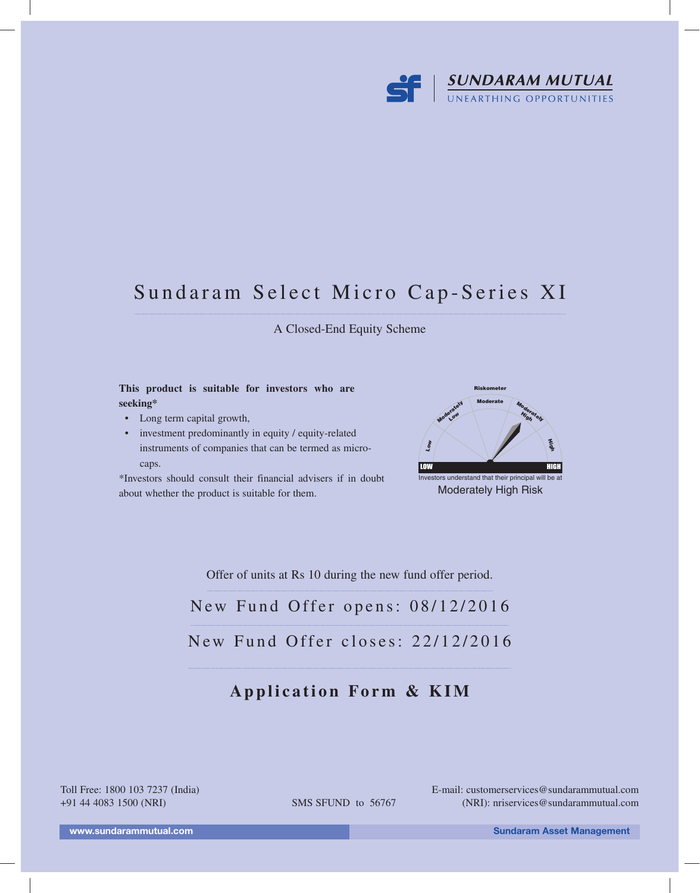SUNDARAM MUTUAL
UNEARTHING OPPORTUNITIES

# Sundaram Select Micro Cap-Series XI

A Closed-End Equity Scheme

**This product is suitable for investors who are seeking***

- Long term capital growth,
- investment predominantly in equity / equity-related instruments of companies that can be termed as micro-caps.

*Investors should consult their financial advisers if in doubt about whether the product is suitable for them.

Riskometer

Low | Moderately Low | Moderate | Moderately High | High

LOW — HIGH

Investors understand that their principal will be at
Moderately High Risk

Offer of units at Rs 10 during the new fund offer period.

New Fund Offer opens: 08/12/2016

New Fund Offer closes: 22/12/2016

## Application Form & KIM

Toll Free: 1800 103 7237 (India)
+91 44 4083 1500 (NRI)

SMS SFUND to 56767

E-mail: customerservices@sundarammutual.com
(NRI): nriservices@sundarammutual.com

www.sundarammutual.com

Sundaram Asset Management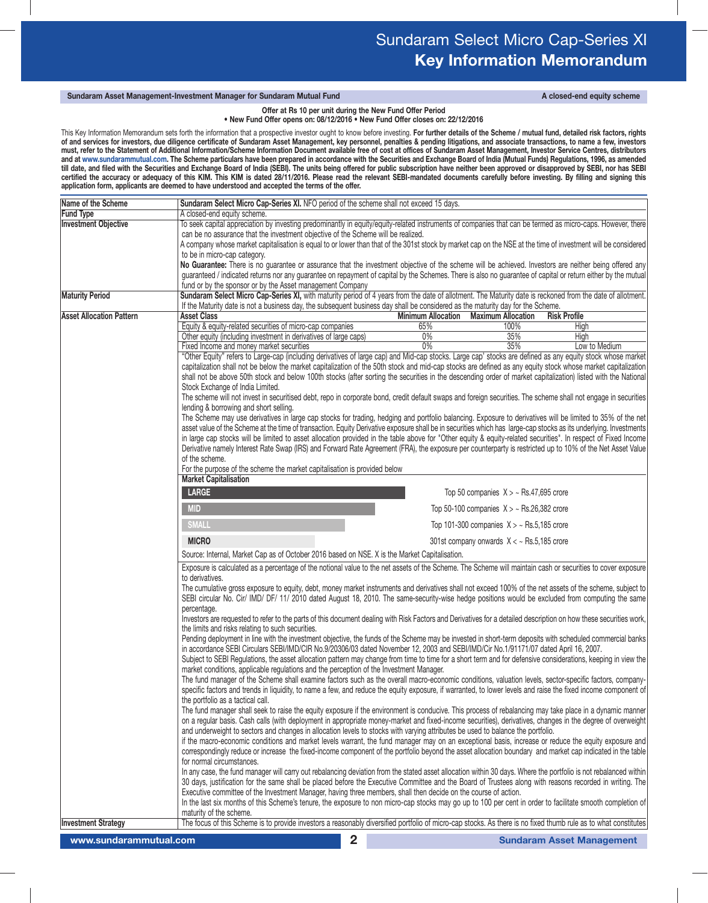# Sundaram Select Micro Cap-Series XI
## Key Information Memorandum

**Sundaram Asset Management-Investment Manager for Sundaram Mutual Fund** — **A closed-end equity scheme**

**Offer at Rs 10 per unit during the New Fund Offer Period**
**• New Fund Offer opens on: 08/12/2016 • New Fund Offer closes on: 22/12/2016**

This Key Information Memorandum sets forth the information that a prospective investor ought to know before investing. **For further details of the Scheme / mutual fund, detailed risk factors, rights of and services for investors, due diligence certificate of Sundaram Asset Management, key personnel, penalties & pending litigations, and associate transactions, to name a few, investors must, refer to the Statement of Additional Information/Scheme Information Document available free of cost at offices of Sundaram Asset Management, Investor Service Centres, distributors and at www.sundarammutual.com. The Scheme particulars have been prepared in accordance with the Securities and Exchange Board of India (Mutual Funds) Regulations, 1996, as amended till date, and filed with the Securities and Exchange Board of India (SEBI). The units being offered for public subscription have neither been approved or disapproved by SEBI, nor has SEBI certified the accuracy or adequacy of this KIM. This KIM is dated 28/11/2016. Please read the relevant SEBI-mandated documents carefully before investing. By filling and signing this application form, applicants are deemed to have understood and accepted the terms of the offer.**

**Name of the Scheme**

**Sundaram Select Micro Cap-Series XI.** NFO period of the scheme shall not exceed 15 days.

**Fund Type**

A closed-end equity scheme.

**Investment Objective**

To seek capital appreciation by investing predominantly in equity/equity-related instruments of companies that can be termed as micro-caps. However, there can be no assurance that the investment objective of the Scheme will be realized.

A company whose market capitalisation is equal to or lower than that of the 301st stock by market cap on the NSE at the time of investment will be considered to be in micro-cap category.

**No Guarantee:** There is no guarantee or assurance that the investment objective of the scheme will be achieved. Investors are neither being offered any guaranteed / indicated returns nor any guarantee on repayment of capital by the Schemes. There is also no guarantee of capital or return either by the mutual fund or by the sponsor or by the Asset management Company

**Maturity Period**

**Sundaram Select Micro Cap-Series XI,** with maturity period of 4 years from the date of allotment. The Maturity date is reckoned from the date of allotment. If the Maturity date is not a business day, the subsequent business day shall be considered as the maturity day for the Scheme.

**Asset Allocation Pattern**

| Asset Class | Minimum Allocation | Maximum Allocation | Risk Profile |
|---|---|---|---|
| Equity & equity-related securities of micro-cap companies | 65% | 100% | High |
| Other equity (including investment in derivatives of large caps) | 0% | 35% | High |
| Fixed Income and money market securities | 0% | 35% | Low to Medium |

"Other Equity" refers to Large-cap (including derivatives of large cap) and Mid-cap stocks. Large cap' stocks are defined as any equity stock whose market capitalization shall not be below the market capitalization of the 50th stock and mid-cap stocks are defined as any equity stock whose market capitalization shall not be above 50th stock and below 100th stocks (after sorting the securities in the descending order of market capitalization) listed with the National Stock Exchange of India Limited.

The scheme will not invest in securitised debt, repo in corporate bond, credit default swaps and foreign securities. The scheme shall not engage in securities lending & borrowing and short selling.

The Scheme may use derivatives in large cap stocks for trading, hedging and portfolio balancing. Exposure to derivatives will be limited to 35% of the net asset value of the Scheme at the time of transaction. Equity Derivative exposure shall be in securities which has large-cap stocks as its underlying. Investments in large cap stocks will be limited to asset allocation provided in the table above for "Other equity & equity-related securities". In respect of Fixed Income Derivative namely Interest Rate Swap (IRS) and Forward Rate Agreement (FRA), the exposure per counterparty is restricted up to 10% of the Net Asset Value of the scheme.

For the purpose of the scheme the market capitalisation is provided below

**Market Capitalisation**

| Category | Market Capitalisation |
|---|---|
| LARGE | Top 50 companies X > ~ Rs.47,695 crore |
| MID | Top 50-100 companies X > ~ Rs.26,382 crore |
| SMALL | Top 101-300 companies X > ~ Rs.5,185 crore |
| MICRO | 301st company onwards X < ~ Rs.5,185 crore |

Source: Internal, Market Cap as of October 2016 based on NSE. X is the Market Capitalisation.

Exposure is calculated as a percentage of the notional value to the net assets of the Scheme. The Scheme will maintain cash or securities to cover exposure to derivatives.

The cumulative gross exposure to equity, debt, money market instruments and derivatives shall not exceed 100% of the net assets of the scheme, subject to SEBI circular No. Cir/ IMD/ DF/ 11/ 2010 dated August 18, 2010. The same-security-wise hedge positions would be excluded from computing the same percentage.

Investors are requested to refer to the parts of this document dealing with Risk Factors and Derivatives for a detailed description on how these securities work, the limits and risks relating to such securities.

Pending deployment in line with the investment objective, the funds of the Scheme may be invested in short-term deposits with scheduled commercial banks in accordance SEBI Circulars SEBI/IMD/CIR No.9/20306/03 dated November 12, 2003 and SEBI/IMD/Cir No.1/91171/07 dated April 16, 2007.

Subject to SEBI Regulations, the asset allocation pattern may change from time to time for a short term and for defensive considerations, keeping in view the market conditions, applicable regulations and the perception of the Investment Manager.

The fund manager of the Scheme shall examine factors such as the overall macro-economic conditions, valuation levels, sector-specific factors, company-specific factors and trends in liquidity, to name a few, and reduce the equity exposure, if warranted, to lower levels and raise the fixed income component of the portfolio as a tactical call.

The fund manager shall seek to raise the equity exposure if the environment is conducive. This process of rebalancing may take place in a dynamic manner on a regular basis. Cash calls (with deployment in appropriate money-market and fixed-income securities), derivatives, changes in the degree of overweight and underweight to sectors and changes in allocation levels to stocks with varying attributes be used to balance the portfolio.

if the macro-economic conditions and market levels warrant, the fund manager may on an exceptional basis, increase or reduce the equity exposure and correspondingly reduce or increase the fixed-income component of the portfolio beyond the asset allocation boundary and market cap indicated in the table for normal circumstances.

In any case, the fund manager will carry out rebalancing deviation from the stated asset allocation within 30 days. Where the portfolio is not rebalanced within 30 days, justification for the same shall be placed before the Executive Committee and the Board of Trustees along with reasons recorded in writing. The Executive committee of the Investment Manager, having three members, shall then decide on the course of action.

In the last six months of this Scheme's tenure, the exposure to non micro-cap stocks may go up to 100 per cent in order to facilitate smooth completion of maturity of the scheme.

**Investment Strategy**

The focus of this Scheme is to provide investors a reasonably diversified portfolio of micro-cap stocks. As there is no fixed thumb rule as to what constitutes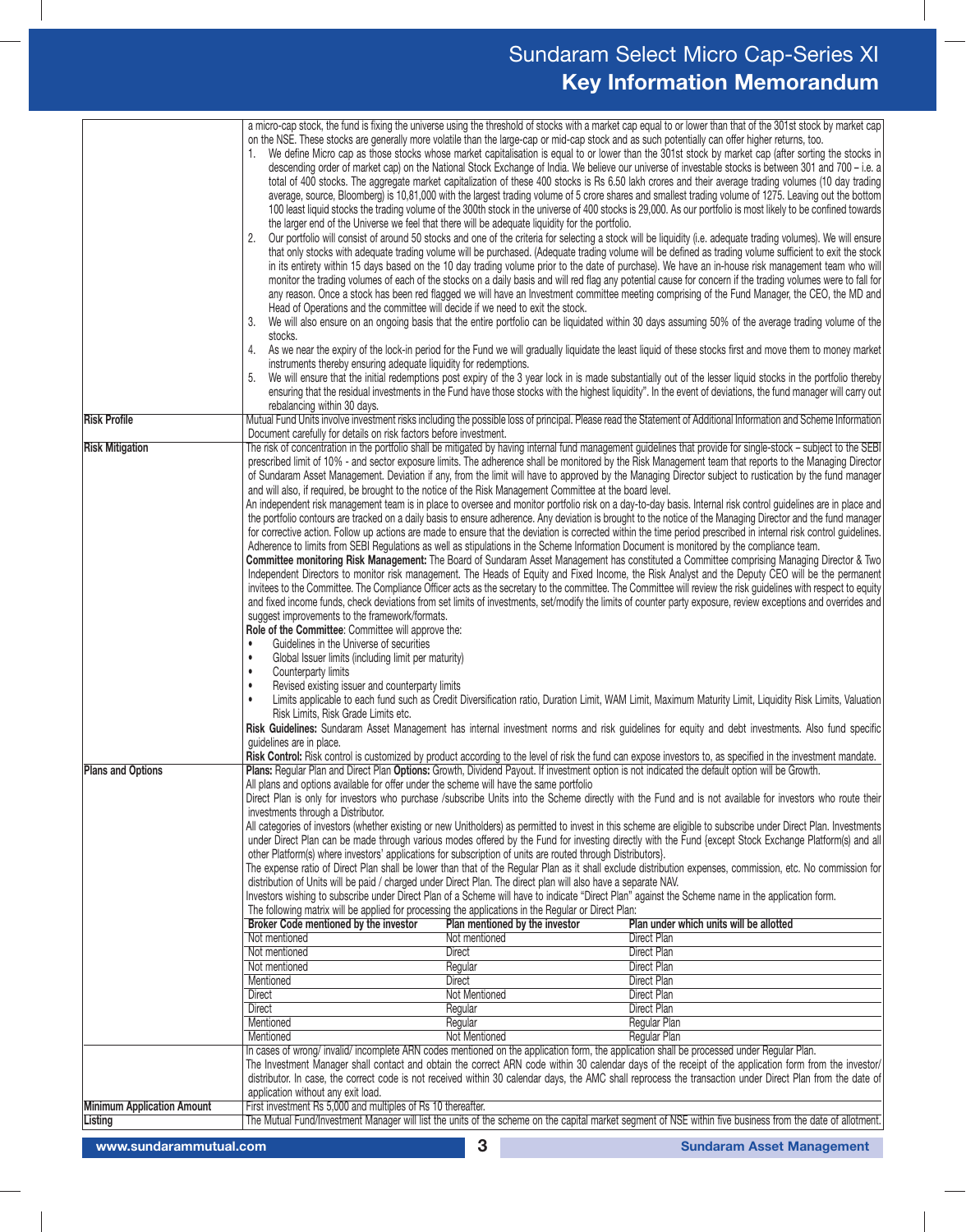| | |
|---|---|
| | a micro-cap stock, the fund is fixing the universe using the threshold of stocks with a market cap equal to or lower than that of the 301st stock by market cap on the NSE. These stocks are generally more volatile than the large-cap or mid-cap stock and as such potentially can offer higher returns, too.<br>1. We define Micro cap as those stocks whose market capitalisation is equal to or lower than the 301st stock by market cap (after sorting the stocks in descending order of market cap) on the National Stock Exchange of India. We believe our universe of investable stocks is between 301 and 700 – i.e. a total of 400 stocks. The aggregate market capitalization of these 400 stocks is Rs 6.50 lakh crores and their average trading volumes (10 day trading average, source, Bloomberg) is 10,81,000 with the largest trading volume of 5 crore shares and smallest trading volume of 1275. Leaving out the bottom 100 least liquid stocks the trading volume of the 300th stock in the universe of 400 stocks is 29,000. As our portfolio is most likely to be confined towards the larger end of the Universe we feel that there will be adequate liquidity for the portfolio.<br>2. Our portfolio will consist of around 50 stocks and one of the criteria for selecting a stock will be liquidity (i.e. adequate trading volumes). We will ensure that only stocks with adequate trading volume will be purchased. (Adequate trading volume will be defined as trading volume sufficient to exit the stock in its entirety within 15 days based on the 10 day trading volume prior to the date of purchase). We have an in-house risk management team who will monitor the trading volumes of each of the stocks on a daily basis and will red flag any potential cause for concern if the trading volumes were to fall for any reason. Once a stock has been red flagged we will have an Investment committee meeting comprising of the Fund Manager, the CEO, the MD and Head of Operations and the committee will decide if we need to exit the stock.<br>3. We will also ensure on an ongoing basis that the entire portfolio can be liquidated within 30 days assuming 50% of the average trading volume of the stocks.<br>4. As we near the expiry of the lock-in period for the Fund we will gradually liquidate the least liquid of these stocks first and move them to money market instruments thereby ensuring adequate liquidity for redemptions.<br>5. We will ensure that the initial redemptions post expiry of the 3 year lock in is made substantially out of the lesser liquid stocks in the portfolio thereby ensuring that the residual investments in the Fund have those stocks with the highest liquidity". In the event of deviations, the fund manager will carry out rebalancing within 30 days. |
| **Risk Profile** | Mutual Fund Units involve investment risks including the possible loss of principal. Please read the Statement of Additional Information and Scheme Information Document carefully for details on risk factors before investment. |
| **Risk Mitigation** | The risk of concentration in the portfolio shall be mitigated by having internal fund management guidelines that provide for single-stock – subject to the SEBI prescribed limit of 10% - and sector exposure limits. The adherence shall be monitored by the Risk Management team that reports to the Managing Director of Sundaram Asset Management. Deviation if any, from the limit will have to approved by the Managing Director subject to rustication by the fund manager and will also, if required, be brought to the notice of the Risk Management Committee at the board level.<br>An independent risk management team is in place to oversee and monitor portfolio risk on a day-to-day basis. Internal risk control guidelines are in place and the portfolio contours are tracked on a daily basis to ensure adherence. Any deviation is brought to the notice of the Managing Director and the fund manager for corrective action. Follow up actions are made to ensure that the deviation is corrected within the time period prescribed in internal risk control guidelines. Adherence to limits from SEBI Regulations as well as stipulations in the Scheme Information Document is monitored by the compliance team.<br>**Committee monitoring Risk Management:** The Board of Sundaram Asset Management has constituted a Committee comprising Managing Director & Two Independent Directors to monitor risk management. The Heads of Equity and Fixed Income, the Risk Analyst and the Deputy CEO will be the permanent invitees to the Committee. The Compliance Officer acts as the secretary to the committee. The Committee will review the risk guidelines with respect to equity and fixed income funds, check deviations from set limits of investments, set/modify the limits of counter party exposure, review exceptions and overrides and suggest improvements to the framework/formats.<br>**Role of the Committee**: Committee will approve the:<br>• Guidelines in the Universe of securities<br>• Global Issuer limits (including limit per maturity)<br>• Counterparty limits<br>• Revised existing issuer and counterparty limits<br>• Limits applicable to each fund such as Credit Diversification ratio, Duration Limit, WAM Limit, Maximum Maturity Limit, Liquidity Risk Limits, Valuation Risk Limits, Risk Grade Limits etc.<br>**Risk Guidelines:** Sundaram Asset Management has internal investment norms and risk guidelines for equity and debt investments. Also fund specific guidelines are in place.<br>**Risk Control:** Risk control is customized by product according to the level of risk the fund can expose investors to, as specified in the investment mandate. |
| **Plans and Options** | **Plans:** Regular Plan and Direct Plan **Options:** Growth, Dividend Payout. If investment option is not indicated the default option will be Growth.<br>All plans and options available for offer under the scheme will have the same portfolio<br>Direct Plan is only for investors who purchase /subscribe Units into the Scheme directly with the Fund and is not available for investors who route their investments through a Distributor.<br>All categories of investors (whether existing or new Unitholders) as permitted to invest in this scheme are eligible to subscribe under Direct Plan. Investments under Direct Plan can be made through various modes offered by the Fund for investing directly with the Fund (except Stock Exchange Platform(s) and all other Platform(s) where investors' applications for subscription of units are routed through Distributors).<br>The expense ratio of Direct Plan shall be lower than that of the Regular Plan as it shall exclude distribution expenses, commission, etc. No commission for distribution of Units will be paid / charged under Direct Plan. The direct plan will also have a separate NAV.<br>Investors wishing to subscribe under Direct Plan of a Scheme will have to indicate "Direct Plan" against the Scheme name in the application form.<br>The following matrix will be applied for processing the applications in the Regular or Direct Plan: |

| Broker Code mentioned by the investor | Plan mentioned by the investor | Plan under which units will be allotted |
|---|---|---|
| Not mentioned | Not mentioned | Direct Plan |
| Not mentioned | Direct | Direct Plan |
| Not mentioned | Regular | Direct Plan |
| Mentioned | Direct | Direct Plan |
| Direct | Not Mentioned | Direct Plan |
| Direct | Regular | Direct Plan |
| Mentioned | Regular | Regular Plan |
| Mentioned | Not Mentioned | Regular Plan |

| | |
|---|---|
| | In cases of wrong/ invalid/ incomplete ARN codes mentioned on the application form, the application shall be processed under Regular Plan.<br>The Investment Manager shall contact and obtain the correct ARN code within 30 calendar days of the receipt of the application form from the investor/ distributor. In case, the correct code is not received within 30 calendar days, the AMC shall reprocess the transaction under Direct Plan from the date of application without any exit load. |
| **Minimum Application Amount** | First investment Rs 5,000 and multiples of Rs 10 thereafter. |
| **Listing** | The Mutual Fund/Investment Manager will list the units of the scheme on the capital market segment of NSE within five business from the date of allotment. |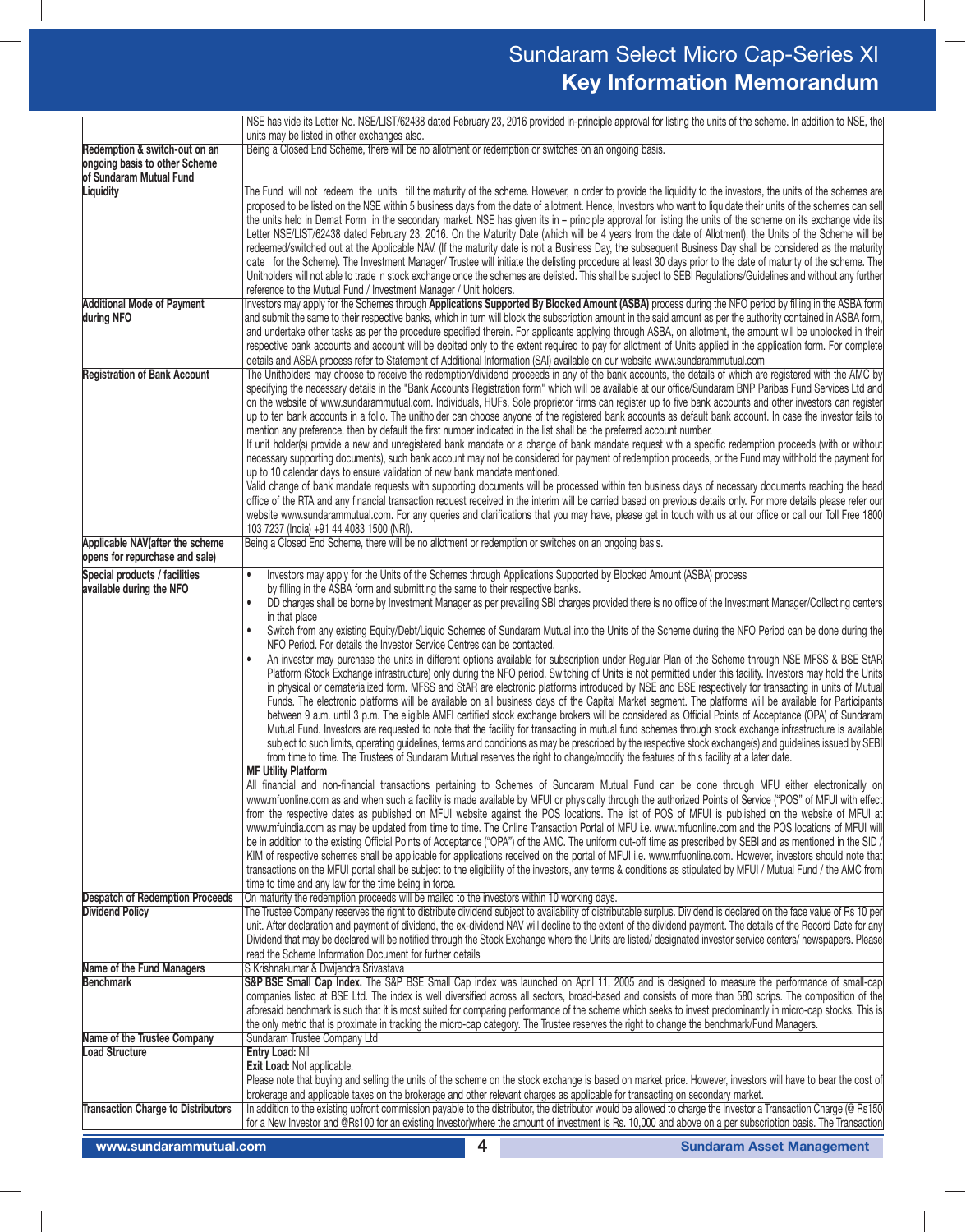| | |
|---|---|
| | NSE has vide its Letter No. NSE/LIST/62438 dated February 23, 2016 provided in-principle approval for listing the units of the scheme. In addition to NSE, the units may be listed in other exchanges also. |
| **Redemption & switch-out on an ongoing basis to other Scheme of Sundaram Mutual Fund** | Being a Closed End Scheme, there will be no allotment or redemption or switches on an ongoing basis. |
| **Liquidity** | The Fund will not redeem the units till the maturity of the scheme. However, in order to provide the liquidity to the investors, the units of the schemes are proposed to be listed on the NSE within 5 business days from the date of allotment. Hence, Investors who want to liquidate their units of the schemes can sell the units held in Demat Form in the secondary market. NSE has given its in – principle approval for listing the units of the scheme on its exchange vide its Letter NSE/LIST/62438 dated February 23, 2016. On the Maturity Date (which will be 4 years from the date of Allotment), the Units of the Scheme will be redeemed/switched out at the Applicable NAV. (If the maturity date is not a Business Day, the subsequent Business Day shall be considered as the maturity date for the Scheme). The Investment Manager/ Trustee will initiate the delisting procedure at least 30 days prior to the date of maturity of the scheme. The Unitholders will not able to trade in stock exchange once the schemes are delisted. This shall be subject to SEBI Regulations/Guidelines and without any further reference to the Mutual Fund / Investment Manager / Unit holders. |
| **Additional Mode of Payment during NFO** | Investors may apply for the Schemes through **Applications Supported By Blocked Amount (ASBA)** process during the NFO period by filling in the ASBA form and submit the same to their respective banks, which in turn will block the subscription amount in the said amount as per the authority contained in ASBA form, and undertake other tasks as per the procedure specified therein. For applicants applying through ASBA, on allotment, the amount will be unblocked in their respective bank accounts and account will be debited only to the extent required to pay for allotment of Units applied in the application form. For complete details and ASBA process refer to Statement of Additional Information (SAI) available on our website www.sundarammutual.com |
| **Registration of Bank Account** | The Unitholders may choose to receive the redemption/dividend proceeds in any of the bank accounts, the details of which are registered with the AMC by specifying the necessary details in the "Bank Accounts Registration form" which will be available at our office/Sundaram BNP Paribas Fund Services Ltd and on the website of www.sundarammutual.com. Individuals, HUFs, Sole proprietor firms can register up to five bank accounts and other investors can register up to ten bank accounts in a folio. The unitholder can choose anyone of the registered bank accounts as default bank account. In case the investor fails to mention any preference, then by default the first number indicated in the list shall be the preferred account number.<br>If unit holder(s) provide a new and unregistered bank mandate or a change of bank mandate request with a specific redemption proceeds (with or without necessary supporting documents), such bank account may not be considered for payment of redemption proceeds, or the Fund may withhold the payment for up to 10 calendar days to ensure validation of new bank mandate mentioned.<br>Valid change of bank mandate requests with supporting documents will be processed within ten business days of necessary documents reaching the head office of the RTA and any financial transaction request received in the interim will be carried based on previous details only. For more details please refer our website www.sundarammutual.com. For any queries and clarifications that you may have, please get in touch with us at our office or call our Toll Free 1800 103 7237 (India) +91 44 4083 1500 (NRI). |
| **Applicable NAV(after the scheme opens for repurchase and sale)** | Being a Closed End Scheme, there will be no allotment or redemption or switches on an ongoing basis. |
| **Special products / facilities available during the NFO** | • Investors may apply for the Units of the Schemes through Applications Supported by Blocked Amount (ASBA) process by filling in the ASBA form and submitting the same to their respective banks.<br>• DD charges shall be borne by Investment Manager as per prevailing SBI charges provided there is no office of the Investment Manager/Collecting centers in that place<br>• Switch from any existing Equity/Debt/Liquid Schemes of Sundaram Mutual into the Units of the Scheme during the NFO Period can be done during the NFO Period. For details the Investor Service Centres can be contacted.<br>• An investor may purchase the units in different options available for subscription under Regular Plan of the Scheme through NSE MFSS & BSE StAR Platform (Stock Exchange infrastructure) only during the NFO period. Switching of Units is not permitted under this facility. Investors may hold the Units in physical or dematerialized form. MFSS and StAR are electronic platforms introduced by NSE and BSE respectively for transacting in units of Mutual Funds. The electronic platforms will be available on all business days of the Capital Market segment. The platforms will be available for Participants between 9 a.m. until 3 p.m. The eligible AMFI certified stock exchange brokers will be considered as Official Points of Acceptance (OPA) of Sundaram Mutual Fund. Investors are requested to note that the facility for transacting in mutual fund schemes through stock exchange infrastructure is available subject to such limits, operating guidelines, terms and conditions as may be prescribed by the respective stock exchange(s) and guidelines issued by SEBI from time to time. The Trustees of Sundaram Mutual reserves the right to change/modify the features of this facility at a later date.<br>**MF Utility Platform**<br>All financial and non-financial transactions pertaining to Schemes of Sundaram Mutual Fund can be done through MFU either electronically on www.mfuonline.com as and when such a facility is made available by MFUI or physically through the authorized Points of Service ("POS" of MFUI with effect from the respective dates as published on MFUI website against the POS locations. The list of POS of MFUI is published on the website of MFUI at www.mfuindia.com as may be updated from time to time. The Online Transaction Portal of MFU i.e. www.mfuonline.com and the POS locations of MFUI will be in addition to the existing Official Points of Acceptance ("OPA") of the AMC. The uniform cut-off time as prescribed by SEBI and as mentioned in the SID / KIM of respective schemes shall be applicable for applications received on the portal of MFUI i.e. www.mfuonline.com. However, investors should note that transactions on the MFUI portal shall be subject to the eligibility of the investors, any terms & conditions as stipulated by MFUI / Mutual Fund / the AMC from time to time and any law for the time being in force. |
| **Despatch of Redemption Proceeds** | On maturity the redemption proceeds will be mailed to the investors within 10 working days. |
| **Dividend Policy** | The Trustee Company reserves the right to distribute dividend subject to availability of distributable surplus. Dividend is declared on the face value of Rs 10 per unit. After declaration and payment of dividend, the ex-dividend NAV will decline to the extent of the dividend payment. The details of the Record Date for any Dividend that may be declared will be notified through the Stock Exchange where the Units are listed/ designated investor service centers/ newspapers. Please read the Scheme Information Document for further details |
| **Name of the Fund Managers** | S Krishnakumar & Dwijendra Srivastava |
| **Benchmark** | **S&P BSE Small Cap Index.** The S&P BSE Small Cap index was launched on April 11, 2005 and is designed to measure the performance of small-cap companies listed at BSE Ltd. The index is well diversified across all sectors, broad-based and consists of more than 580 scrips. The composition of the aforesaid benchmark is such that it is most suited for comparing performance of the scheme which seeks to invest predominantly in micro-cap stocks. This is the only metric that is proximate in tracking the micro-cap category. The Trustee reserves the right to change the benchmark/Fund Managers. |
| **Name of the Trustee Company** | Sundaram Trustee Company Ltd |
| **Load Structure** | **Entry Load:** Nil<br>**Exit Load:** Not applicable.<br>Please note that buying and selling the units of the scheme on the stock exchange is based on market price. However, investors will have to bear the cost of brokerage and applicable taxes on the brokerage and other relevant charges as applicable for transacting on secondary market. |
| **Transaction Charge to Distributors** | In addition to the existing upfront commission payable to the distributor, the distributor would be allowed to charge the Investor a Transaction Charge (@ Rs150 for a New Investor and @Rs100 for an existing Investor)where the amount of investment is Rs. 10,000 and above on a per subscription basis. The Transaction |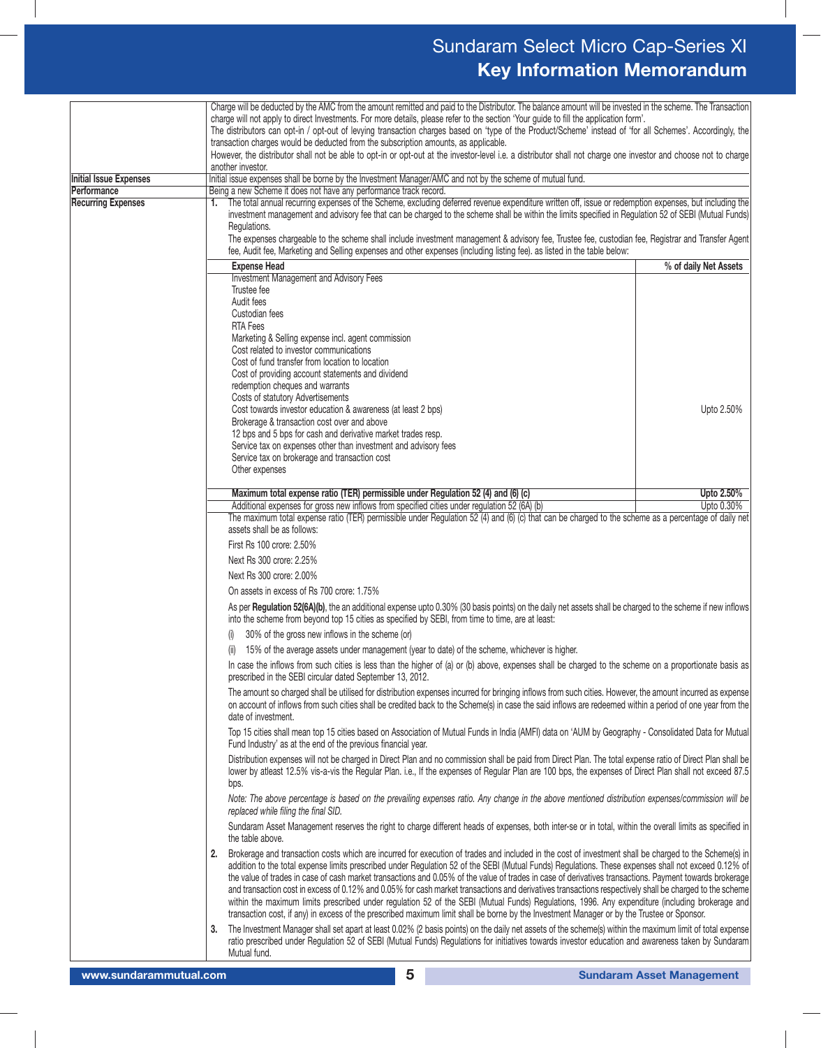| | |
|---|---|
| | Charge will be deducted by the AMC from the amount remitted and paid to the Distributor. The balance amount will be invested in the scheme. The Transaction charge will not apply to direct Investments. For more details, please refer to the section 'Your guide to fill the application form'. The distributors can opt-in / opt-out of levying transaction charges based on 'type of the Product/Scheme' instead of 'for all Schemes'. Accordingly, the transaction charges would be deducted from the subscription amounts, as applicable. However, the distributor shall not be able to opt-in or opt-out at the investor-level i.e. a distributor shall not charge one investor and choose not to charge another investor. |
| **Initial Issue Expenses** | Initial issue expenses shall be borne by the Investment Manager/AMC and not by the scheme of mutual fund. |
| **Performance** | Being a new Scheme it does not have any performance track record. |
| **Recurring Expenses** | See below |

**Recurring Expenses**

1. The total annual recurring expenses of the Scheme, excluding deferred revenue expenditure written off, issue or redemption expenses, but including the investment management and advisory fee that can be charged to the scheme shall be within the limits specified in Regulation 52 of SEBI (Mutual Funds) Regulations.

   The expenses chargeable to the scheme shall include investment management & advisory fee, Trustee fee, custodian fee, Registrar and Transfer Agent fee, Audit fee, Marketing and Selling expenses and other expenses (including listing fee). as listed in the table below:

| Expense Head | % of daily Net Assets |
|---|---|
| Investment Management and Advisory Fees<br>Trustee fee<br>Audit fees<br>Custodian fees<br>RTA Fees<br>Marketing & Selling expense incl. agent commission<br>Cost related to investor communications<br>Cost of fund transfer from location to location<br>Cost of providing account statements and dividend redemption cheques and warrants<br>Costs of statutory Advertisements<br>Cost towards investor education & awareness (at least 2 bps)<br>Brokerage & transaction cost over and above 12 bps and 5 bps for cash and derivative market trades resp.<br>Service tax on expenses other than investment and advisory fees<br>Service tax on brokerage and transaction cost<br>Other expenses | Upto 2.50% |
| **Maximum total expense ratio (TER) permissible under Regulation 52 (4) and (6) (c)** | **Upto 2.50%** |
| Additional expenses for gross new inflows from specified cities under regulation 52 (6A) (b) | Upto 0.30% |

The maximum total expense ratio (TER) permissible under Regulation 52 (4) and (6) (c) that can be charged to the scheme as a percentage of daily net assets shall be as follows:

First Rs 100 crore: 2.50%

Next Rs 300 crore: 2.25%

Next Rs 300 crore: 2.00%

On assets in excess of Rs 700 crore: 1.75%

As per **Regulation 52(6A)(b)**, the an additional expense upto 0.30% (30 basis points) on the daily net assets shall be charged to the scheme if new inflows into the scheme from beyond top 15 cities as specified by SEBI, from time to time, are at least:

(i) 30% of the gross new inflows in the scheme (or)

(ii) 15% of the average assets under management (year to date) of the scheme, whichever is higher.

In case the inflows from such cities is less than the higher of (a) or (b) above, expenses shall be charged to the scheme on a proportionate basis as prescribed in the SEBI circular dated September 13, 2012.

The amount so charged shall be utilised for distribution expenses incurred for bringing inflows from such cities. However, the amount incurred as expense on account of inflows from such cities shall be credited back to the Scheme(s) in case the said inflows are redeemed within a period of one year from the date of investment.

Top 15 cities shall mean top 15 cities based on Association of Mutual Funds in India (AMFI) data on 'AUM by Geography - Consolidated Data for Mutual Fund Industry' as at the end of the previous financial year.

Distribution expenses will not be charged in Direct Plan and no commission shall be paid from Direct Plan. The total expense ratio of Direct Plan shall be lower by atleast 12.5% vis-a-vis the Regular Plan. i.e., If the expenses of Regular Plan are 100 bps, the expenses of Direct Plan shall not exceed 87.5 bps.

*Note: The above percentage is based on the prevailing expenses ratio. Any change in the above mentioned distribution expenses/commission will be replaced while filing the final SID.*

Sundaram Asset Management reserves the right to charge different heads of expenses, both inter-se or in total, within the overall limits as specified in the table above.

2. Brokerage and transaction costs which are incurred for execution of trades and included in the cost of investment shall be charged to the Scheme(s) in addition to the total expense limits prescribed under Regulation 52 of the SEBI (Mutual Funds) Regulations. These expenses shall not exceed 0.12% of the value of trades in case of cash market transactions and 0.05% of the value of trades in case of derivatives transactions. Payment towards brokerage and transaction cost in excess of 0.12% and 0.05% for cash market transactions and derivatives transactions respectively shall be charged to the scheme within the maximum limits prescribed under regulation 52 of the SEBI (Mutual Funds) Regulations, 1996. Any expenditure (including brokerage and transaction cost, if any) in excess of the prescribed maximum limit shall be borne by the Investment Manager or by the Trustee or Sponsor.

3. The Investment Manager shall set apart at least 0.02% (2 basis points) on the daily net assets of the scheme(s) within the maximum limit of total expense ratio prescribed under Regulation 52 of SEBI (Mutual Funds) Regulations for initiatives towards investor education and awareness taken by Sundaram Mutual fund.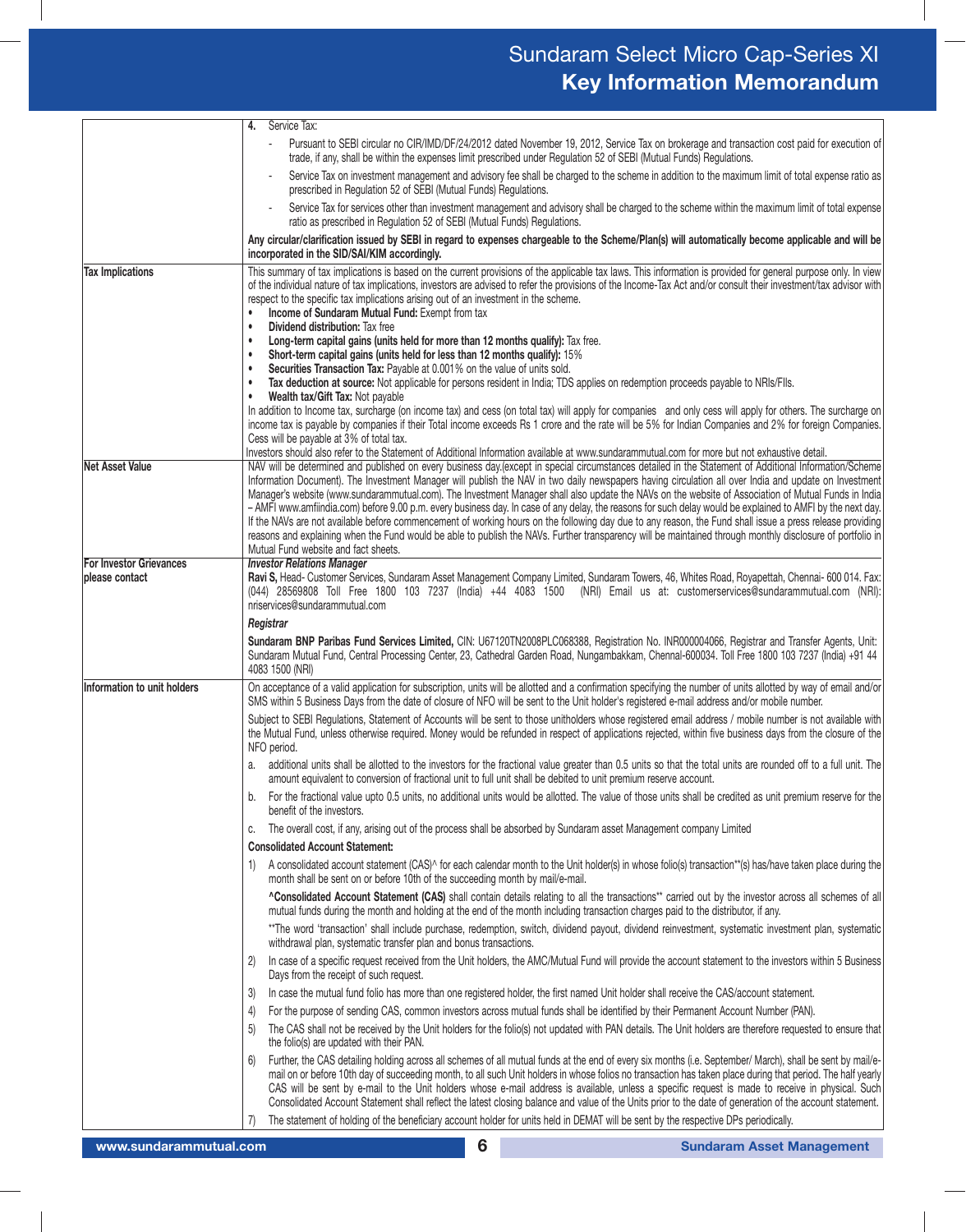| | |
|---|---|
| | **4.** Service Tax:<br>- Pursuant to SEBI circular no CIR/IMD/DF/24/2012 dated November 19, 2012, Service Tax on brokerage and transaction cost paid for execution of trade, if any, shall be within the expenses limit prescribed under Regulation 52 of SEBI (Mutual Funds) Regulations.<br>- Service Tax on investment management and advisory fee shall be charged to the scheme in addition to the maximum limit of total expense ratio as prescribed in Regulation 52 of SEBI (Mutual Funds) Regulations.<br>- Service Tax for services other than investment management and advisory shall be charged to the scheme within the maximum limit of total expense ratio as prescribed in Regulation 52 of SEBI (Mutual Funds) Regulations.<br>**Any circular/clarification issued by SEBI in regard to expenses chargeable to the Scheme/Plan(s) will automatically become applicable and will be incorporated in the SID/SAI/KIM accordingly.** |
| **Tax Implications** | This summary of tax implications is based on the current provisions of the applicable tax laws. This information is provided for general purpose only. In view of the individual nature of tax implications, investors are advised to refer the provisions of the Income-Tax Act and/or consult their investment/tax advisor with respect to the specific tax implications arising out of an investment in the scheme.<br>• **Income of Sundaram Mutual Fund:** Exempt from tax<br>• **Dividend distribution:** Tax free<br>• **Long-term capital gains (units held for more than 12 months qualify):** Tax free.<br>• **Short-term capital gains (units held for less than 12 months qualify):** 15%<br>• **Securities Transaction Tax:** Payable at 0.001% on the value of units sold.<br>• **Tax deduction at source:** Not applicable for persons resident in India; TDS applies on redemption proceeds payable to NRIs/FIIs.<br>• **Wealth tax/Gift Tax:** Not payable<br>In addition to Income tax, surcharge (on income tax) and cess (on total tax) will apply for companies and only cess will apply for others. The surcharge on income tax is payable by companies if their Total income exceeds Rs 1 crore and the rate will be 5% for Indian Companies and 2% for foreign Companies. Cess will be payable at 3% of total tax.<br>Investors should also refer to the Statement of Additional Information available at www.sundarammutual.com for more but not exhaustive detail. |
| **Net Asset Value** | NAV will be determined and published on every business day.(except in special circumstances detailed in the Statement of Additional Information/Scheme Information Document). The Investment Manager will publish the NAV in two daily newspapers having circulation all over India and update on Investment Manager's website (www.sundarammutual.com). The Investment Manager shall also update the NAVs on the website of Association of Mutual Funds in India – AMFI www.amfiindia.com) before 9.00 p.m. every business day. In case of any delay, the reasons for such delay would be explained to AMFI by the next day. If the NAVs are not available before commencement of working hours on the following day due to any reason, the Fund shall issue a press release providing reasons and explaining when the Fund would be able to publish the NAVs. Further transparency will be maintained through monthly disclosure of portfolio in Mutual Fund website and fact sheets. |
| **For Investor Grievances please contact** | ***Investor Relations Manager***<br>**Ravi S,** Head- Customer Services, Sundaram Asset Management Company Limited, Sundaram Towers, 46, Whites Road, Royapettah, Chennai- 600 014. Fax: (044) 28569808 Toll Free 1800 103 7237 (India) +44 4083 1500 (NRI) Email us at: customerservices@sundarammutual.com (NRI): nriservices@sundarammutual.com<br>***Registrar***<br>**Sundaram BNP Paribas Fund Services Limited,** CIN: U67120TN2008PLC068388, Registration No. INR000004066, Registrar and Transfer Agents, Unit: Sundaram Mutual Fund, Central Processing Center, 23, Cathedral Garden Road, Nungambakkam, Chennai-600034. Toll Free 1800 103 7237 (India) +91 44 4083 1500 (NRI) |
| **Information to unit holders** | On acceptance of a valid application for subscription, units will be allotted and a confirmation specifying the number of units allotted by way of email and/or SMS within 5 Business Days from the date of closure of NFO will be sent to the Unit holder's registered e-mail address and/or mobile number.<br>Subject to SEBI Regulations, Statement of Accounts will be sent to those unitholders whose registered email address / mobile number is not available with the Mutual Fund, unless otherwise required. Money would be refunded in respect of applications rejected, within five business days from the closure of the NFO period.<br>a. additional units shall be allotted to the investors for the fractional value greater than 0.5 units so that the total units are rounded off to a full unit. The amount equivalent to conversion of fractional unit to full unit shall be debited to unit premium reserve account.<br>b. For the fractional value upto 0.5 units, no additional units would be allotted. The value of those units shall be credited as unit premium reserve for the benefit of the investors.<br>c. The overall cost, if any, arising out of the process shall be absorbed by Sundaram asset Management company Limited<br>**Consolidated Account Statement:**<br>1) A consolidated account statement (CAS)^ for each calendar month to the Unit holder(s) in whose folio(s) transaction**(s) has/have taken place during the month shall be sent on or before 10th of the succeeding month by mail/e-mail.<br>**^Consolidated Account Statement (CAS)** shall contain details relating to all the transactions** carried out by the investor across all schemes of all mutual funds during the month and holding at the end of the month including transaction charges paid to the distributor, if any.<br>**The word 'transaction' shall include purchase, redemption, switch, dividend payout, dividend reinvestment, systematic investment plan, systematic withdrawal plan, systematic transfer plan and bonus transactions.<br>2) In case of a specific request received from the Unit holders, the AMC/Mutual Fund will provide the account statement to the investors within 5 Business Days from the receipt of such request.<br>3) In case the mutual fund folio has more than one registered holder, the first named Unit holder shall receive the CAS/account statement.<br>4) For the purpose of sending CAS, common investors across mutual funds shall be identified by their Permanent Account Number (PAN).<br>5) The CAS shall not be received by the Unit holders for the folio(s) not updated with PAN details. The Unit holders are therefore requested to ensure that the folio(s) are updated with their PAN.<br>6) Further, the CAS detailing holding across all schemes of all mutual funds at the end of every six months (i.e. September/ March), shall be sent by mail/e-mail on or before 10th day of succeeding month, to all such Unit holders in whose folios no transaction has taken place during that period. The half yearly CAS will be sent by e-mail to the Unit holders whose e-mail address is available, unless a specific request is made to receive in physical. Such Consolidated Account Statement shall reflect the latest closing balance and value of the Units prior to the date of generation of the account statement.<br>7) The statement of holding of the beneficiary account holder for units held in DEMAT will be sent by the respective DPs periodically. |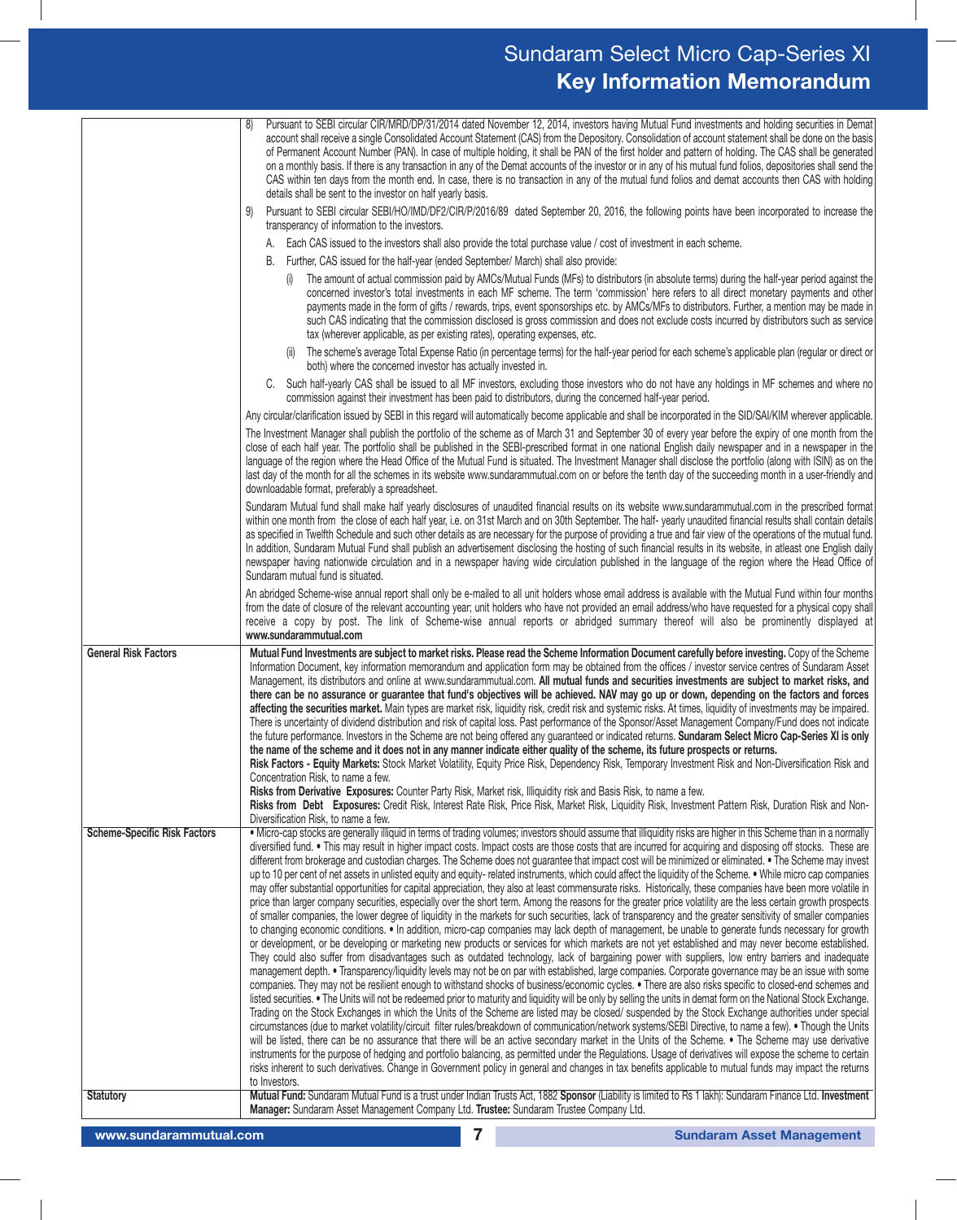| | |
|---|---|
| | 8) Pursuant to SEBI circular CIR/MRD/DP/31/2014 dated November 12, 2014, investors having Mutual Fund investments and holding securities in Demat account shall receive a single Consolidated Account Statement (CAS) from the Depository. Consolidation of account statement shall be done on the basis of Permanent Account Number (PAN). In case of multiple holding, it shall be PAN of the first holder and pattern of holding. The CAS shall be generated on a monthly basis. If there is any transaction in any of the Demat accounts of the investor or in any of his mutual fund folios, depositories shall send the CAS within ten days from the month end. In case, there is no transaction in any of the mutual fund folios and demat accounts then CAS with holding details shall be sent to the investor on half yearly basis.<br><br>9) Pursuant to SEBI circular SEBI/HO/IMD/DF2/CIR/P/2016/89 dated September 20, 2016, the following points have been incorporated to increase the transparency of information to the investors.<br><br>A. Each CAS issued to the investors shall also provide the total purchase value / cost of investment in each scheme.<br><br>B. Further, CAS issued for the half-year (ended September/ March) shall also provide:<br><br>(i) The amount of actual commission paid by AMCs/Mutual Funds (MFs) to distributors (in absolute terms) during the half-year period against the concerned investor's total investments in each MF scheme. The term 'commission' here refers to all direct monetary payments and other payments made in the form of gifts / rewards, trips, event sponsorships etc. by AMCs/MFs to distributors. Further, a mention may be made in such CAS indicating that the commission disclosed is gross commission and does not exclude costs incurred by distributors such as service tax (wherever applicable, as per existing rates), operating expenses, etc.<br><br>(ii) The scheme's average Total Expense Ratio (in percentage terms) for the half-year period for each scheme's applicable plan (regular or direct or both) where the concerned investor has actually invested in.<br><br>C. Such half-yearly CAS shall be issued to all MF investors, excluding those investors who do not have any holdings in MF schemes and where no commission against their investment has been paid to distributors, during the concerned half-year period.<br><br>Any circular/clarification issued by SEBI in this regard will automatically become applicable and shall be incorporated in the SID/SAI/KIM wherever applicable.<br><br>The Investment Manager shall publish the portfolio of the scheme as of March 31 and September 30 of every year before the expiry of one month from the close of each half year. The portfolio shall be published in the SEBI-prescribed format in one national English daily newspaper and in a newspaper in the language of the region where the Head Office of the Mutual Fund is situated. The Investment Manager shall disclose the portfolio (along with ISIN) as on the last day of the month for all the schemes in its website www.sundarammutual.com on or before the tenth day of the succeeding month in a user-friendly and downloadable format, preferably a spreadsheet.<br><br>Sundaram Mutual fund shall make half yearly disclosures of unaudited financial results on its website www.sundarammutual.com in the prescribed format within one month from the close of each half year, i.e. on 31st March and on 30th September. The half- yearly unaudited financial results shall contain details as specified in Twelfth Schedule and such other details as are necessary for the purpose of providing a true and fair view of the operations of the mutual fund. In addition, Sundaram Mutual Fund shall publish an advertisement disclosing the hosting of such financial results in its website, in atleast one English daily newspaper having nationwide circulation and in a newspaper having wide circulation published in the language of the region where the Head Office of Sundaram mutual fund is situated.<br><br>An abridged Scheme-wise annual report shall only be e-mailed to all unit holders whose email address is available with the Mutual Fund within four months from the date of closure of the relevant accounting year; unit holders who have not provided an email address/who have requested for a physical copy shall receive a copy by post. The link of Scheme-wise annual reports or abridged summary thereof will also be prominently displayed at **www.sundarammutual.com** |
| **General Risk Factors** | **Mutual Fund Investments are subject to market risks. Please read the Scheme Information Document carefully before investing.** Copy of the Scheme Information Document, key information memorandum and application form may be obtained from the offices / investor service centres of Sundaram Asset Management, its distributors and online at www.sundarammutual.com. **All mutual funds and securities investments are subject to market risks, and there can be no assurance or guarantee that fund's objectives will be achieved. NAV may go up or down, depending on the factors and forces affecting the securities market.** Main types are market risk, liquidity risk, credit risk and systemic risks. At times, liquidity of investments may be impaired. There is uncertainty of dividend distribution and risk of capital loss. Past performance of the Sponsor/Asset Management Company/Fund does not indicate the future performance. Investors in the Scheme are not being offered any guaranteed or indicated returns. **Sundaram Select Micro Cap-Series XI is only the name of the scheme and it does not in any manner indicate either quality of the scheme, its future prospects or returns.**<br>**Risk Factors - Equity Markets:** Stock Market Volatility, Equity Price Risk, Dependency Risk, Temporary Investment Risk and Non-Diversification Risk and Concentration Risk, to name a few.<br>**Risks from Derivative Exposures:** Counter Party Risk, Market risk, Illiquidity risk and Basis Risk, to name a few.<br>**Risks from Debt Exposures:** Credit Risk, Interest Rate Risk, Price Risk, Market Risk, Liquidity Risk, Investment Pattern Risk, Duration Risk and Non-Diversification Risk, to name a few. |
| **Scheme-Specific Risk Factors** | • Micro-cap stocks are generally illiquid in terms of trading volumes; investors should assume that illiquidity risks are higher in this Scheme than in a normally diversified fund. • This may result in higher impact costs. Impact costs are those costs that are incurred for acquiring and disposing off stocks. These are different from brokerage and custodian charges. The Scheme does not guarantee that impact cost will be minimized or eliminated. • The Scheme may invest up to 10 per cent of net assets in unlisted equity and equity- related instruments, which could affect the liquidity of the Scheme. • While micro cap companies may offer substantial opportunities for capital appreciation, they also at least commensurate risks. Historically, these companies have been more volatile in price than larger company securities, especially over the short term. Among the reasons for the greater price volatility are the less certain growth prospects of smaller companies, the lower degree of liquidity in the markets for such securities, lack of transparency and the greater sensitivity of smaller companies to changing economic conditions. • In addition, micro-cap companies may lack depth of management, be unable to generate funds necessary for growth or development, or be developing or marketing new products or services for which markets are not yet established and may never become established. They could also suffer from disadvantages such as outdated technology, lack of bargaining power with suppliers, low entry barriers and inadequate management depth. • Transparency/liquidity levels may not be on par with established, large companies. Corporate governance may be an issue with some companies. They may not be resilient enough to withstand shocks of business/economic cycles. • There are also risks specific to closed-end schemes and listed securities. • The Units will not be redeemed prior to maturity and liquidity will be only by selling the units in demat form on the National Stock Exchange. Trading on the Stock Exchanges in which the Units of the Scheme are listed may be closed/ suspended by the Stock Exchange authorities under special circumstances (due to market volatility/circuit filter rules/breakdown of communication/network systems/SEBI Directive, to name a few). • Though the Units will be listed, there can be no assurance that there will be an active secondary market in the Units of the Scheme. • The Scheme may use derivative instruments for the purpose of hedging and portfolio balancing, as permitted under the Regulations. Usage of derivatives will expose the scheme to certain risks inherent to such derivatives. Change in Government policy in general and changes in tax benefits applicable to mutual funds may impact the returns to Investors. |
| **Statutory** | **Mutual Fund:** Sundaram Mutual Fund is a trust under Indian Trusts Act, 1882 **Sponsor** (Liability is limited to Rs 1 lakh): Sundaram Finance Ltd. **Investment Manager:** Sundaram Asset Management Company Ltd. **Trustee:** Sundaram Trustee Company Ltd. |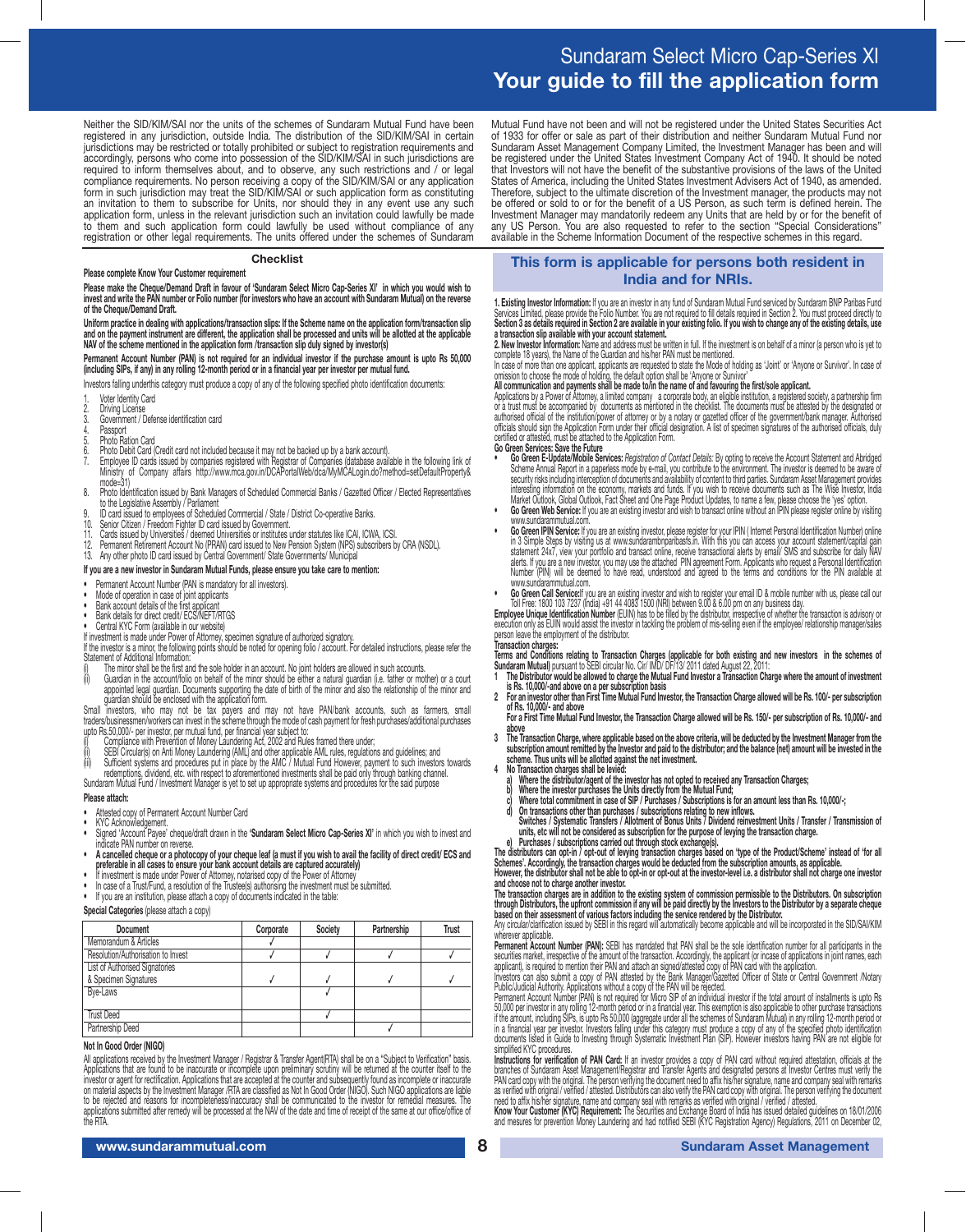# Sundaram Select Micro Cap-Series XI
## Your guide to fill the application form

Neither the SID/KIM/SAI nor the units of the schemes of Sundaram Mutual Fund have been registered in any jurisdiction, outside India. The distribution of the SID/KIM/SAI in certain jurisdictions may be restricted or totally prohibited or subject to registration requirements and accordingly, persons who come into possession of the SID/KIM/SAI in such jurisdictions are required to inform themselves about, and to observe, any such restrictions and / or legal compliance requirements. No person receiving a copy of the SID/KIM/SAI or any application form in such jurisdiction may treat the SID/KIM/SAI or such application form as constituting an invitation to them to subscribe for Units, nor should they in any event use any such application form, unless in the relevant jurisdiction such an invitation could lawfully be made to them and such application form could lawfully be used without compliance of any registration or other legal requirements. The units offered under the schemes of Sundaram Mutual Fund have not been and will not be registered under the United States Securities Act of 1933 for offer or sale as part of their distribution and neither Sundaram Mutual Fund nor Sundaram Asset Management Company Limited, the Investment Manager has been and will be registered under the United States Investment Company Act of 1940. It should be noted that Investors will not have the benefit of the substantive provisions of the laws of the United States of America, including the United States Investment Advisers Act of 1940, as amended. Therefore, subject to the ultimate discretion of the Investment manager, the products may not be offered or sold to or for the benefit of a US Person, as such term is defined herein. The Investment Manager may mandatorily redeem any Units that are held by or for the benefit of any US Person. You are also requested to refer to the section "Special Considerations" available in the Scheme Information Document of the respective schemes in this regard.

### Checklist

**Please complete Know Your Customer requirement**

**Please make the Cheque/Demand Draft in favour of 'Sundaram Select Micro Cap-Series XI' in which you would wish to invest and write the PAN number or Folio number (for investors who have an account with Sundaram Mutual) on the reverse of the Cheque/Demand Draft.**

**Uniform practice in dealing with applications/transaction slips: If the Scheme name on the application form/transaction slip and on the payment instrument are different, the application shall be processed and units will be allotted at the applicable NAV of the scheme mentioned in the application form /transaction slip duly signed by investor(s)**

**Permanent Account Number (PAN) is not required for an individual investor if the purchase amount is upto Rs 50,000 (including SIPs, if any) in any rolling 12-month period or in a financial year per investor per mutual fund.**

Investors falling underthis category must produce a copy of any of the following specified photo identification documents:

1. Voter Identity Card
2. Driving License
3. Government / Defense identification card
4. Passport
5. Photo Ration Card
6. Photo Debit Card (Credit card not included because it may not be backed up by a bank account).
7. Employee ID cards issued by companies registered with Registrar of Companies (database available in the following link of Ministry of Company affairs http://www.mca.gov.in/DCAPortalWeb/dca/MyMCALogin.do?method=setDefaultProperty&mode=31)
8. Photo Identification issued by Bank Managers of Scheduled Commercial Banks / Gazetted Officer / Elected Representatives to the Legislative Assembly / Parliament
9. ID card issued to employees of Scheduled Commercial / State / District Co-operative Banks.
10. Senior Citizen / Freedom Fighter ID card issued by Government.
11. Cards issued by Universities / deemed Universities or institutes under statutes like ICAI, ICWA, ICSI.
12. Permanent Retirement Account No (PRAN) card issued to New Pension System (NPS) subscribers by CRA (NSDL).
13. Any other photo ID card issued by Central Government/ State Governments/ Municipal

**If you are a new investor in Sundaram Mutual Funds, please ensure you take care to mention:**

- Permanent Account Number (PAN is mandatory for all investors).
- Mode of operation in case of joint applicants
- Bank account details of the first applicant
- Bank details for direct credit/ ECS/NEFT/RTGS
- Central KYC Form (available in our website)

If investment is made under Power of Attorney, specimen signature of authorized signatory.

If the investor is a minor, the following points should be noted for opening folio / account. For detailed instructions, please refer the Statement of Additional Information:

(i) The minor shall be the first and the sole holder in an account. No joint holders are allowed in such accounts.
(ii) Guardian in the account/folio on behalf of the minor should be either a natural guardian (i.e. father or mother) or a court appointed legal guardian. Documents supporting the date of birth of the minor and also the relationship of the minor and guardian should be enclosed with the application form.

Small investors, who may not be tax payers and may not have PAN/bank accounts, such as farmers, small traders/businessmen/workers can invest in the scheme through the mode of cash payment for fresh purchases/additional purchases upto Rs.50,000/- per investor, per mutual fund, per financial year subject to:

(i) Compliance with Prevention of Money Laundering Act, 2002 and Rules framed there under;
(ii) SEBI Circular(s) on Anti Money Laundering (AML) and other applicable AML rules, regulations and guidelines; and
(iii) Sufficient systems and procedures put in place by the AMC / Mutual Fund However, payment to such investors towards redemptions, dividend, etc. with respect to aforementioned investments shall be paid only through banking channel.

Sundaram Mutual Fund / Investment Manager is yet to set up appropriate systems and procedures for the said purpose

**Please attach:**

- Attested copy of Permanent Account Number Card
- KYC Acknowledgement.
- Signed 'Account Payee' cheque/draft drawn in the '**Sundaram Select Micro Cap-Series XI**' in which you wish to invest and indicate PAN number on reverse.
- **A cancelled cheque or a photocopy of your cheque leaf (a must if you wish to avail the facility of direct credit/ ECS and preferable in all cases to ensure your bank account details are captured accurately)**
- If investment is made under Power of Attorney, notarised copy of the Power of Attorney
- In case of a Trust/Fund, a resolution of the Trustee(s) authorising the investment must be submitted.
- If you are an institution, please attach a copy of documents indicated in the table:

**Special Categories** (please attach a copy)

| Document | Corporate | Society | Partnership | Trust |
|---|---|---|---|---|
| Memorandum & Articles | ✓ | | | |
| Resolution/Authorisation to Invest | ✓ | ✓ | ✓ | ✓ |
| List of Authorised Signatories & Specimen Signatures | ✓ | ✓ | ✓ | ✓ |
| Bye-Laws | | ✓ | | |
| Trust Deed | | ✓ | | |
| Partnership Deed | | | ✓ | |

**Not In Good Order (NIGO)**

All applications received by the Investment Manager / Registrar & Transfer Agent(RTA) shall be on a "Subject to Verification" basis. Applications that are found to be inaccurate or incomplete upon preliminary scrutiny will be returned at the counter itself to the investor or agent for rectification. Applications that are accepted at the counter and subsequently found as incomplete or inaccurate on material aspects by the Investment Manager /RTA are classified as Not In Good Order (NIGO). Such NIGO applications are liable to be rejected and reasons for incompleteness/inaccuracy shall be communicated to the investor for remedial measures. The applications submitted after remedy will be processed at the NAV of the date and time of receipt of the same at our office/office of the RTA.

### This form is applicable for persons both resident in India and for NRIs.

**1. Existing Investor Information:** If you are an investor in any fund of Sundaram Mutual Fund serviced by Sundaram BNP Paribas Fund Services Limited, please provide the Folio Number. You are not required to fill details required in Section 2. You must proceed directly to **Section 3 as details required in Section 2 are available in your existing folio. If you wish to change any of the existing details, use a transaction slip available with your account statement.**

**2. New Investor Information:** Name and address must be written in full. If the investment is on behalf of a minor (a person who is yet to complete 18 years), the Name of the Guardian and his/her PAN must be mentioned.

In case of more than one applicant, applicants are requested to state the Mode of holding as 'Joint' or 'Anyone or Survivor'. In case of omission to choose the mode of holding, the default option shall be 'Anyone or Survivor'

**All communication and payments shall be made to/in the name of and favouring the first/sole applicant.**

Applications by a Power of Attorney, a limited company a corporate body, an eligible institution, a registered society, a partnership firm or a trust must be accompanied by documents as mentioned in the checklist. The documents must be attested by the designated or authorised official of the institution/power of attorney or by a notary or gazetted officer of the government/bank manager. Authorised officials should sign the Application Form under their official designation. A list of specimen signatures of the authorised officials, duly certified or attested, must be attached to the Application Form.

**Go Green Services: Save the Future**

- **Go Green E-Update/Mobile Services:** *Registration of Contact Details:* By opting to receive the Account Statement and Abridged Scheme Annual Report in a paperless mode by e-mail, you contribute to the environment. The investor is deemed to be aware of security risks including interception of documents and availability of content to third parties. Sundaram Asset Management provides interesting information on the economy, markets and funds. If you wish to receive documents such as The Wise Investor, India Market Outlook, Global Outlook, Fact Sheet and One Page Product Updates, to name a few, please choose the 'yes' option.
- **Go Green Web Service:** If you are an existing investor and wish to transact online without an IPIN please register online by visiting www.sundarammutual.com.
- **Go Green IPIN Service:** If you are an existing investor, please register for your IPIN ( Internet Personal Identification Number) online in 3 Simple Steps by visiting us at www.sundarambnpparibasfs.in. With this you can access your account statement/capital gain statement 24x7, view your portfolio and transact online, receive transactional alerts by email/ SMS and subscribe for daily NAV alerts. If you are a new investor, you may use the attached PIN agreement Form. Applicants who request a Personal Identification Number (PIN) will be deemed to have read, understood and agreed to the terms and conditions for the PIN available at www.sundarammutual.com.
- **Go Green Call Service:** If you are an existing investor and wish to register your email ID & mobile number with us, please call our Toll Free: 1800 103 7237 (India) +91 44 4083 1500 (NRI) between 9.00 & 6.00 pm on any business day.

**Employee Unique Identification Number** (EUIN) has to be filled by the distributor, irrespective of whether the transaction is advisory or execution only as EUIN would assist the investor in tackling the problem of mis-selling even if the employee/ relationship manager/sales person leave the employment of the distributor.

**Transaction charges:**

**Terms and Conditions relating to Transaction Charges (applicable for both existing and new investors in the schemes of Sundaram Mutual)** pursuant to SEBI circular No. Cir/ IMD/ DF/13/ 2011 dated August 22, 2011:

1. **The Distributor would be allowed to charge the Mutual Fund Investor a Transaction Charge where the amount of investment is Rs. 10,000/-and above on a per subscription basis**
2. **For an investor other than First Time Mutual Fund Investor, the Transaction Charge allowed will be Rs. 100/- per subscription of Rs. 10,000/- and above**

   **For a First Time Mutual Fund Investor, the Transaction Charge allowed will be Rs. 150/- per subscription of Rs. 10,000/- and above**
3. **The Transaction Charge, where applicable based on the above criteria, will be deducted by the Investment Manager from the subscription amount remitted by the Investor and paid to the distributor; and the balance (net) amount will be invested in the scheme. Thus units will be allotted against the net investment.**
4. **No Transaction charges shall be levied:**
   - **a) Where the distributor/agent of the investor has not opted to received any Transaction Charges;**
   - **b) Where the investor purchases the Units directly from the Mutual Fund;**
   - **c) Where total commitment in case of SIP / Purchases / Subscriptions is for an amount less than Rs. 10,000/-;**
   - **d) On transactions other than purchases / subscriptions relating to new inflows. Switches / Systematic Transfers / Allotment of Bonus Units / Dividend reinvestment Units / Transfer / Transmission of units, etc will not be considered as subscription for the purpose of levying the transaction charge.**
   - **e) Purchases / subscriptions carried out through stock exchange(s).**

**The distributors can opt-in / opt-out of levying transaction charges based on 'type of the Product/Scheme' instead of 'for all Schemes'. Accordingly, the transaction charges would be deducted from the subscription amounts, as applicable. However, the distributor shall not be able to opt-in or opt-out at the investor-level i.e. a distributor shall not charge one investor and choose not to charge another investor.**

**The transaction charges are in addition to the existing system of commission permissible to the Distributors. On subscription through Distributors, the upfront commission if any will be paid directly by the Investors to the Distributor by a separate cheque based on their assessment of various factors including the service rendered by the Distributor.**

Any circular/clarification issued by SEBI in this regard will automatically become applicable and will be incorporated in the SID/SAI/KIM wherever applicable.

**Permanent Account Number (PAN):** SEBI has mandated that PAN shall be the sole identification number for all participants in the securities market, irrespective of the amount of the transaction. Accordingly, the applicant (or incase of applications in joint names, each applicant), is required to mention their PAN and attach an signed/attested copy of PAN card with the application.

Investors can also submit a copy of PAN attested by the Bank Manager/Gazetted Officer of State or Central Government /Notary Public/Judicial Authority. Applications without a copy of the PAN will be rejected.

Permanent Account Number (PAN) is not required for Micro SIP of an individual investor if the total amount of installments is upto Rs 50,000 per investor in any rolling 12-month period or in a financial year. This exemption is also applicable to other purchase transactions if the amount, including SIPs, is upto Rs 50,000 (aggregate under all the schemes of Sundaram Mutual) in any rolling 12-month period or in a financial year per investor. Investors falling under this category must produce a copy of any of the specified photo identification documents listed in Guide to Investing through Systematic Investment Plan (SIP). However investors having PAN are not eligible for simplified KYC procedures.

**Instructions for verification of PAN Card:** If an investor provides a copy of PAN card without required attestation, officials at the branches of Sundaram Asset Management/Registrar and Transfer Agents and designated persons at Investor Centres must verify the PAN card copy with the original. The person verifying the document need to affix his/her signature, name and company seal with remarks as verified with original / verified / attested. Distributors can also verify the PAN card copy with original. The person verifying the document need to affix his/her signature, name and company seal with remarks as verified with original / verified / attested.

**Know Your Customer (KYC) Requirement:** The Securities and Exchange Board of India has issued detailed guidelines on 18/01/2006 and mesures for prevention Money Laundering and had notified SEBI (KYC Registration Agency) Regulations, 2011 on December 02,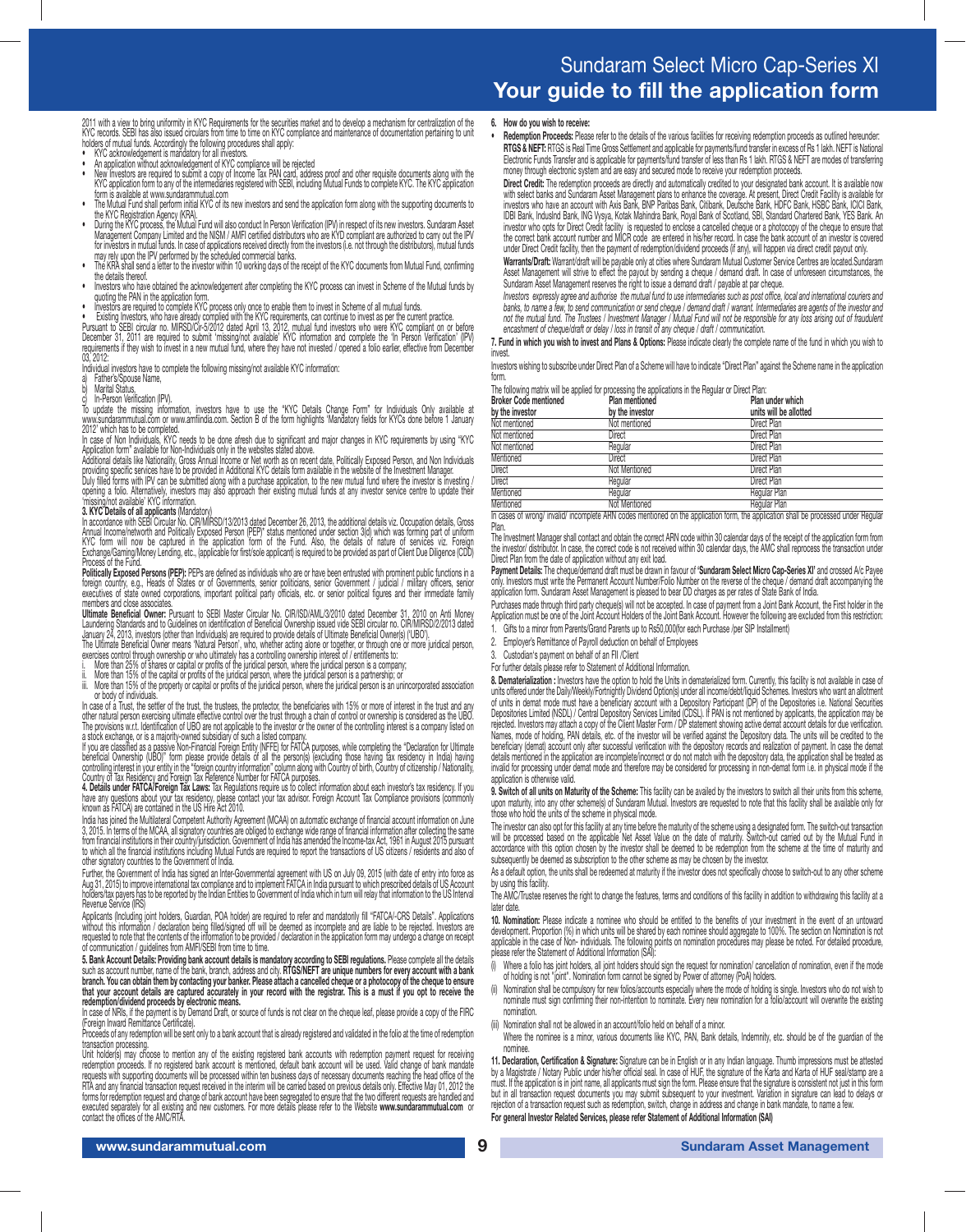# Sundaram Select Micro Cap-Series XI

## Your guide to fill the application form

2011 with a view to bring uniformity in KYC Requirements for the securities market and to develop a mechanism for centralization of the KYC records. SEBI has also issued circulars from time to time on KYC compliance and maintenance of documentation pertaining to unit holders of mutual funds. Accordingly the following procedures shall apply:

- KYC acknowledgement is mandatory for all investors.
- An application without acknowledgement of KYC compliance will be rejected
- New Investors are required to submit a copy of Income Tax PAN card, address proof and other requisite documents along with the KYC application form to any of the intermediaries registered with SEBI, including Mutual Funds to complete KYC. The KYC application form is available at www.sundarammutual.com
- The Mutual Fund shall perform initial KYC of its new investors and send the application form along with the supporting documents to the KYC Registration Agency (KRA).
- During the KYC process, the Mutual Fund will also conduct In Person Verification (IPV) in respect of its new investors. Sundaram Asset Management Company Limited and the NISM / AMFI certified distributors who are KYD compliant are authorized to carry out the IPV for investors in mutual funds. In case of applications received directly from the investors (i.e. not through the distributors), mutual funds may rely upon the IPV performed by the scheduled commercial banks.
- The KRA shall send a letter to the investor within 10 working days of the receipt of the KYC documents from Mutual Fund, confirming the details thereof.
- Investors who have obtained the acknowledgement after completing the KYC process can invest in Scheme of the Mutual funds by quoting the PAN in the application form.
- Investors are required to complete KYC process only once to enable them to invest in Scheme of all mutual funds.
- Existing Investors, who have already complied with the KYC requirements, can continue to invest as per the current practice.

Pursuant to SEBI circular no. MIRSD/Cir-5/2012 dated April 13, 2012, mutual fund investors who were KYC compliant on or before December 31, 2011 are required to submit 'missing/not available' KYC information and complete the 'In Person Verification' (IPV) requirements if they wish to invest in a new mutual fund, where they have not invested / opened a folio earlier, effective from December 03, 2012:

Individual investors have to complete the following missing/not available KYC information:

a) Father's/Spouse Name,

b) Marital Status,

c) In-Person Verification (IPV).

To update the missing information, investors have to use the "KYC Details Change Form" for Individuals Only available at www.sundarammutual.com or www.amfiindia.com. Section B of the form highlights 'Mandatory fields for KYCs done before 1 January 2012' which has to be completed.

In case of Non Individuals, KYC needs to be done afresh due to significant and major changes in KYC requirements by using "KYC Application form" available for Non-Individuals only in the websites stated above.

Additional details like Nationality, Gross Annual Income or Net worth as on recent date, Politically Exposed Person, and Non Individuals providing specific services have to be provided in Additional KYC details form available in the website of the Investment Manager.

Duly filled forms with IPV can be submitted along with a purchase application, to the new mutual fund where the investor is investing / opening a folio. Alternatively, investors may also approach their existing mutual funds at any investor service centre to update their 'missing/not available' KYC information.

**3. KYC Details of all applicants** (Mandatory)

In accordance with SEBI Circular No. CIR/MIRSD/13/2013 dated December 26, 2013, the additional details viz. Occupation details, Gross Annual Income/networth and Politically Exposed Person (PEP)* status mentioned under section 3(d) which was forming part of uniform KYC form will now be captured in the application form of the Fund. Also, the details of nature of services viz. Foreign Exchange/Gaming/Money Lending, etc., (applicable for first/sole applicant) is required to be provided as part of Client Due Diligence (CDD) Process of the Fund.

**Politically Exposed Persons (PEP):** PEPs are defined as individuals who are or have been entrusted with prominent public functions in a foreign country, e.g., Heads of States or of Governments, senior politicians, senior Government / judicial / military officers, senior executives of state owned corporations, important political party officials, etc. or senior political figures and their immediate family members and close associates.

**Ultimate Beneficial Owner:** Pursuant to SEBI Master Circular No. CIR/ISD/AML/3/2010 dated December 31, 2010 on Anti Money Laundering Standards and to Guidelines on identification of Beneficial Ownership issued vide SEBI circular no. CIR/MIRSD/2/2013 dated January 24, 2013, investors (other than Individuals) are required to provide details of Ultimate Beneficial Owner(s) ('UBO').

The Ultimate Beneficial Owner means 'Natural Person', who, whether acting alone or together, or through one or more juridical person, exercises control through ownership or who ultimately has a controlling ownership interest of / entitlements to:

i. More than 25% of shares or capital or profits of the juridical person, where the juridical person is a company;

ii. More than 15% of the capital or profits of the juridical person, where the juridical person is a partnership; or

iii. More than 15% of the property or capital or profits of the juridical person, where the juridical person is an unincorporated association or body of individuals.

In case of a Trust, the settler of the trust, the trustees, the protector, the beneficiaries with 15% or more of interest in the trust and any other natural person exercising ultimate effective control over the trust through a chain of control or ownership is considered as the UBO.

The provisions w.r.t. Identification of UBO are not applicable to the investor or the owner of the controlling interest is a company listed on a stock exchange, or is a majority-owned subsidiary of such a listed company.

If you are classified as a passive Non-Financial Foreign Entity (NFFE) for FATCA purposes, while completing the "Declaration for Ultimate Beneficial Ownership (UBO)" form please provide details of all the person(s) (excluding those having tax residency in India) having controlling interest in your entity in the "foreign country information" column along with Country of birth, Country of citizenship / Nationality, Country of Tax Residency and Foreign Tax Reference Number for FATCA purposes.

**4. Details under FATCA/Foreign Tax Laws:** Tax Regulations require us to collect information about each investor's tax residency. If you have any questions about your tax residency, please contact your tax advisor. Foreign Account Tax Compliance provisions (commonly known as FATCA) are contained in the US Hire Act 2010.

India has joined the Multilateral Competent Authority Agreement (MCAA) on automatic exchange of financial account information on June 3, 2015. In terms of the MCAA, all signatory countries are obliged to exchange wide range of financial information after collecting the same from financial institutions in their country/jurisdiction. Government of India has amended the Income-tax Act, 1961 in August 2015 pursuant to which all the financial institutions including Mutual Funds are required to report the transactions of US citizens / residents and also of other signatory countries to the Government of India.

Further, the Government of India has signed an Inter-Governmental agreement with US on July 09, 2015 (with date of entry into force as Aug 31, 2015) to improve international tax compliance and to implement FATCA in India pursuant to which prescribed details of US Account holders/tax payers has to be reported by the Indian Entities to Government of India which in turn will relay that information to the US Internal Revenue Service (IRS)

Applicants (Including joint holders, Guardian, POA holder) are required to refer and mandatorily fill "FATCA/-CRS Details". Applications without this information / declaration being filled/signed off will be deemed as incomplete and are liable to be rejected. Investors are requested to note that the contents of the information to be provided / declaration in the application form may undergo a change on receipt of communication / guidelines from AMFI/SEBI from time to time.

**5. Bank Account Details: Providing bank account details is mandatory according to SEBI regulations.** Please complete all the details such as account number, name of the bank, branch, address and city. **RTGS/NEFT are unique numbers for every account with a bank branch. You can obtain them by contacting your banker. Please attach a cancelled cheque or a photocopy of the cheque to ensure that your account details are captured accurately in your record with the registrar. This is a must if you opt to receive the redemption/dividend proceeds by electronic means.**

In case of NRIs, if the payment is by Demand Draft, or source of funds is not clear on the cheque leaf, please provide a copy of the FIRC (Foreign Inward Remittance Certificate).

Proceeds of any redemption will be sent only to a bank account that is already registered and validated in the folio at the time of redemption transaction processing.

Unit holder(s) may choose to mention any of the existing registered bank accounts with redemption payment request for receiving redemption proceeds. If no registered bank account is mentioned, default bank account will be used. Valid change of bank mandate requests with supporting documents will be processed within ten business days of necessary documents reaching the head office of the RTA and any financial transaction request received in the interim will be carried based on previous details only. Effective May 01, 2012 the forms for redemption request and change of bank account have been segregated to ensure that the two different requests are handled and executed separately for all existing and new customers. For more details please refer to the Website **www.sundarammutual.com** or contact the offices of the AMC/RTA.

**6. How do you wish to receive:**

- **Redemption Proceeds:** Please refer to the details of the various facilities for receiving redemption proceeds as outlined hereunder:

**RTGS & NEFT:** RTGS is Real Time Gross Settlement and applicable for payments/fund transfer in excess of Rs 1 lakh. NEFT is National Electronic Funds Transfer and is applicable for payments/fund transfer of less than Rs 1 lakh. RTGS & NEFT are modes of transferring money through electronic system and are easy and secured mode to receive your redemption proceeds.

**Direct Credit:** The redemption proceeds are directly and automatically credited to your designated bank account. It is available now with select banks and Sundaram Asset Management plans to enhance the coverage. At present, Direct Credit Facility is available for investors who have an account with Axis Bank, BNP Paribas Bank, Citibank, Deutsche Bank, HDFC Bank, HSBC Bank, ICICI Bank, IDBI Bank, IndusInd Bank, ING Vysya, Kotak Mahindra Bank, Royal Bank of Scotland, SBI, Standard Chartered Bank, YES Bank. An investor who opts for Direct Credit facility is requested to enclose a cancelled cheque or a photocopy of the cheque to ensure that the correct bank account number and MICR code are entered in his/her record. In case the bank account of an investor is covered under Direct Credit facility, then the payment of redemption/dividend proceeds (if any), will happen via direct credit payout only.

**Warrants/Draft:** Warrant/draft will be payable only at cities where Sundaram Mutual Customer Service Centres are located.Sundaram Asset Management will strive to effect the payout by sending a cheque / demand draft. In case of unforeseen circumstances, the Sundaram Asset Management reserves the right to issue a demand draft / payable at par cheque.

*Investors expressly agree and authorise the mutual fund to use intermediaries such as post office, local and international couriers and banks, to name a few, to send communication or send cheque / demand draft / warrant. Intermediaries are agents of the investor and not the mutual fund. The Trustees / Investment Manager / Mutual Fund will not be responsible for any loss arising out of fraudulent encashment of cheque/draft or delay / loss in transit of any cheque / draft / communication.*

**7. Fund in which you wish to invest and Plans & Options:** Please indicate clearly the complete name of the fund in which you wish to invest.

Investors wishing to subscribe under Direct Plan of a Scheme will have to indicate "Direct Plan" against the Scheme name in the application form.

The following matrix will be applied for processing the applications in the Regular or Direct Plan:

| Broker Code mentioned by the investor | Plan mentioned by the investor | Plan under which units will be allotted |
|---|---|---|
| Not mentioned | Not mentioned | Direct Plan |
| Not mentioned | Direct | Direct Plan |
| Not mentioned | Regular | Direct Plan |
| Mentioned | Direct | Direct Plan |
| Direct | Not Mentioned | Direct Plan |
| Direct | Regular | Direct Plan |
| Mentioned | Regular | Regular Plan |
| Mentioned | Not Mentioned | Regular Plan |

In cases of wrong/ invalid/ incomplete ARN codes mentioned on the application form, the application shall be processed under Regular Plan.

The Investment Manager shall contact and obtain the correct ARN code within 30 calendar days of the receipt of the application form from the investor/ distributor. In case, the correct code is not received within 30 calendar days, the AMC shall reprocess the transaction under Direct Plan from the date of application without any exit load.

**Payment Details:** The cheque/demand draft must be drawn in favour of **'Sundaram Select Micro Cap-Series XI'** and crossed A/c Payee only. Investors must write the Permanent Account Number/Folio Number on the reverse of the cheque / demand draft accompanying the application form. Sundaram Asset Management is pleased to bear DD charges as per rates of State Bank of India.

Purchases made through third party cheque(s) will not be accepted. In case of payment from a Joint Bank Account, the First holder in the Application must be one of the Joint Account Holders of the Joint Bank Account. However the following are excluded from this restriction:

1. Gifts to a minor from Parents/Grand Parents up to Rs50,000(for each Purchase /per SIP Installment)
2. Employer's Remittance of Payroll deduction on behalf of Employees
3. Custodian's payment on behalf of an FII /Client

For further details please refer to Statement of Additional Information.

**8. Dematerialization :** Investors have the option to hold the Units in dematerialized form. Currently, this facility is not available in case of units offered under the Daily/Weekly/Fortnightly Dividend Option(s) under all income/debt/liquid Schemes. Investors who want an allotment of units in demat mode must have a beneficiary account with a Depository Participant (DP) of the Depositories i.e. National Securities Depositories Limited (NSDL) / Central Depository Services Limited (CDSL). If PAN is not mentioned by applicants, the application may be rejected. Investors may attach a copy of the Client Master Form / DP statement showing active demat account details for due verification. Names, mode of holding, PAN details, etc. of the investor will be verified against the Depository data. The units will be credited to the beneficiary (demat) account only after successful verification with the depository records and realization of payment. In case the demat details mentioned in the application are incomplete/incorrect or do not match with the depository data, the application shall be treated as invalid for processing under demat mode and therefore may be considered for processing in non-demat form i.e. in physical mode if the application is otherwise valid.

**9. Switch of all units on Maturity of the Scheme:** This facility can be availed by the investors to switch all their units from this scheme, upon maturity, into any other scheme(s) of Sundaram Mutual. Investors are requested to note that this facility shall be available only for those who hold the units of the scheme in physical mode.

The investor can also opt for this facility at any time before the maturity of the scheme using a designated form. The switch-out transaction will be processed based on the applicable Net Asset Value on the date of maturity. Switch-out carried out by the Mutual Fund in accordance with this option chosen by the investor shall be deemed to be redemption from the scheme at the time of maturity and subsequently be deemed as subscription to the other scheme as may be chosen by the investor.

As a default option, the units shall be redeemed at maturity if the investor does not specifically choose to switch-out to any other scheme by using this facility.

The AMC/Trustee reserves the right to change the features, terms and conditions of this facility in addition to withdrawing this facility at a later date.

**10. Nomination:** Please indicate a nominee who should be entitled to the benefits of your investment in the event of an untoward development. Proportion (%) in which units will be shared by each nominee should aggregate to 100%. The section on Nomination is not applicable in the case of Non- individuals. The following points on nomination procedures may please be noted. For detailed procedure, please refer the Statement of Additional Information (SAI):

(i) Where a folio has joint holders, all joint holders should sign the request for nomination/ cancellation of nomination, even if the mode of holding is not "joint". Nomination form cannot be signed by Power of attorney (PoA) holders.

(ii) Nomination shall be compulsory for new folios/accounts especially where the mode of holding is single. Investors who do not wish to nominate must sign confirming their non-intention to nominate. Every new nomination for a folio/account will overwrite the existing nomination.

(iii) Nomination shall not be allowed in an account/folio held on behalf of a minor.

Where the nominee is a minor, various documents like KYC, PAN, Bank details, Indemnity, etc. should be of the guardian of the nominee.

**11. Declaration, Certification & Signature:** Signature can be in English or in any Indian language. Thumb impressions must be attested by a Magistrate / Notary Public under his/her official seal. In case of HUF, the signature of the Karta and Karta of HUF seal/stamp are a must. If the application is in joint name, all applicants must sign the form. Please ensure that the signature is consistent not just in this form but in all transaction request documents you may submit subsequent to your investment. Variation in signature can lead to delays or rejection of a transaction request such as redemption, switch, change in address and change in bank mandate, to name a few.

**For general Investor Related Services, please refer Statement of Additional Information (SAI)**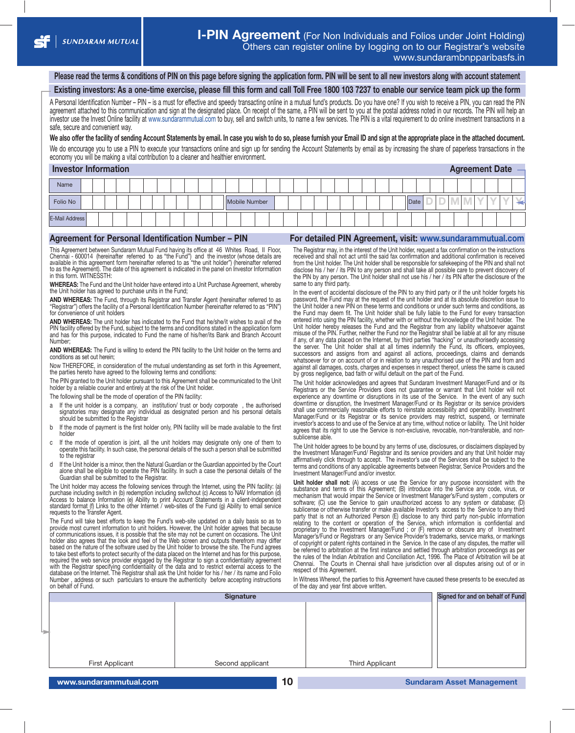SUNDARAM MUTUAL

# I-PIN Agreement (For Non Individuals and Folios under Joint Holding)

Others can register online by logging on to our Registrar's website www.sundarambnpparibasfs.in

**Please read the terms & conditions of PIN on this page before signing the application form. PIN will be sent to all new investors along with account statement**

**Existing investors: As a one-time exercise, please fill this form and call Toll Free 1800 103 7237 to enable our service team pick up the form**

A Personal Identification Number – PIN – is a must for effective and speedy transacting online in a mutual fund's products. Do you have one? If you wish to receive a PIN, you can read the PIN agreement attached to this communication and sign at the designated place. On receipt of the same, a PIN will be sent to you at the postal address noted in our records. The PIN will help an investor use the Invest Online facility at www.sundarammutual.com to buy, sell and switch units, to name a few services. The PIN is a vital requirement to do online investment transactions in a safe, secure and convenient way.

**We also offer the facility of sending Account Statements by email. In case you wish to do so, please furnish your Email ID and sign at the appropriate place in the attached document.**

We do encourage you to use a PIN to execute your transactions online and sign up for sending the Account Statements by email as by increasing the share of paperless transactions in the economy you will be making a vital contribution to a cleaner and healthier environment.

## Investor Information

**Agreement Date**

| Name | |
|---|---|
| Folio No | Mobile Number | Date D D M M Y Y Y Y |
| E-Mail Address | |

## Agreement for Personal Identification Number – PIN

This Agreement between Sundaram Mutual Fund having its office at 46 Whites Road, II Floor, Chennai - 600014 (hereinafter referred to as "the Fund") and the investor (whose details are available in this agreement form hereinafter referred to as "the Unit holder") (hereinafter referred to as the Agreement). The date of this agreement is indicated in the panel on Investor Information in this form. WITNESSTH:

**WHEREAS:** The Fund and the Unit holder have entered into a Unit Purchase Agreement, whereby the Unit holder has agreed to purchase units in the Fund;

**AND WHEREAS:** The Fund, through its Registrar and Transfer Agent (hereinafter referred to as "Registrar") offers the facility of a Personal Identification Number (hereinafter referred to as "PIN") for convenience of unit holders

**AND WHEREAS:** The unit holder has indicated to the Fund that he/she/it wishes to avail of the PIN facility offered by the Fund, subject to the terms and conditions stated in the application form and has for this purpose, indicated to Fund the name of his/her/its Bank and Branch Account Number;

**AND WHEREAS:** The Fund is willing to extend the PIN facility to the Unit holder on the terms and conditions as set out herein;

Now THEREFORE, in consideration of the mutual understanding as set forth in this Agreement, the parties hereto have agreed to the following terms and conditions:

The PIN granted to the Unit holder pursuant to this Agreement shall be communicated to the Unit holder by a reliable courier and entirely at the risk of the Unit holder.

The following shall be the mode of operation of the PIN facility:

a. If the unit holder is a company, an institution/ trust or body corporate , the authorised signatories may designate any individual as designated person and his personal details should be submitted to the Registrar

b. If the mode of payment is the first holder only, PIN facility will be made available to the first holder

c. If the mode of operation is joint, all the unit holders may designate only one of them to operate this facility. In such case, the personal details of the such a person shall be submitted to the registrar

d. If the Unit holder is a minor, then the Natural Guardian or the Guardian appointed by the Court alone shall be eligible to operate the PIN facility. In such a case the personal details of the Guardian shall be submitted to the Registrar.

The Unit holder may access the following services through the Internet, using the PIN facility: (a) purchase including switch in (b) redemption including switchout (c) Access to NAV Information (d) Access to balance Information (e) Ability to print Account Statements in a client-independent standard format (f) Links to the other Internet / web-sites of the Fund (g) Ability to email service requests to the Transfer Agent.

The Fund will take best efforts to keep the Fund's web-site updated on a daily basis so as to provide most current information to unit holders. However, the Unit holder agrees that because of communications issues, it is possible that the site may not be current on occasions. The Unit holder also agrees that the look and feel of the Web screen and outputs therefrom may differ based on the nature of the software used by the Unit holder to browse the site. The Fund agrees to take best efforts to protect security of the data placed on the Internet and has for this purpose, required the web service provider engaged by the Registrar to sign a confidentiality agreement with the Registrar specifying confidentiality of the data and to restrict external access to the database on the Internet. The Registrar shall ask the Unit holder for his / her / its name and Folio Number , address or such particulars to ensure the authenticity before accepting instructions on behalf of Fund.

## For detailed PIN Agreement, visit: www.sundarammutual.com

The Registrar may, in the interest of the Unit holder, request a fax confirmation on the instructions received and shall not act until the said fax confirmation and additional confirmation is received from the Unit holder. The Unit holder shall be responsible for safekeeping of the PIN and shall not disclose his / her / its PIN to any person and shall take all possible care to prevent discovery of the PIN by any person. The Unit holder shall not use his / her / its PIN after the disclosure of the same to any third party.

In the event of accidental disclosure of the PIN to any third party or if the unit holder forgets his password, the Fund may at the request of the unit holder and at its absolute discretion issue to the Unit holder a new PIN on these terms and conditions or under such terms and conditions, as the Fund may deem fit. The Unit holder shall be fully liable to the Fund for every transaction entered into using the PIN facility, whether with or without the knowledge of the Unit holder. The Unit holder hereby releases the Fund and the Registrar from any liability whatsoever against misuse of the PIN. Further, neither the Fund nor the Registrar shall be liable at all for any misuse if any, of any data placed on the Internet, by third parties "hacking" or unauthorisedly accessing the server. The Unit holder shall at all times indemnify the Fund, its officers, employees, successors and assigns from and against all actions, proceedings, claims and demands whatsoever for or on account of or in relation to any unauthorised use of the PIN and from and against all damages, costs, charges and expenses in respect thereof, unless the same is caused by gross negligence, bad faith or wilful default on the part of the Fund.

The Unit holder acknowledges and agrees that Sundaram Investment Manager/Fund and or its Registrars or the Service Providers does not guarantee or warrant that Unit holder will not experience any downtime or disruptions in its use of the Service. In the event of any such downtime or disruption, the Investment Manager/Fund or its Registrar or its service providers shall use commercially reasonable efforts to reinstate accessibility and operability. Investment Manager/Fund or its Registrar or its service providers may restrict, suspend, or terminate investor's access to and use of the Service at any time, without notice or liability. The Unit holder agrees that its right to use the Service is non-exclusive, revocable, non-transferable, and non-sublicense able.

The Unit holder agrees to be bound by any terms of use, disclosures, or disclaimers displayed by the Investment Manager/Fund/ Registrar and its service providers and any that Unit holder may affirmatively click through to accept. The investor's use of the Services shall be subject to the terms and conditions of any applicable agreements between Registrar, Service Providers and the Investment Manager/Fund and/or investor.

**Unit holder shall not:** (A) access or use the Service for any purpose inconsistent with the substance and terms of this Agreement; (B) introduce into the Service any code, virus, or mechanism that would impair the Service or Investment Manager's/Fund system , computers or software; (C) use the Service to gain unauthorized access to any system or database; (D) sublicense or otherwise transfer or make available Investor's access to the Service to any third party that is not an Authorized Person (E) disclose to any third party non-public information relating to the content or operation of the Service, which information is confidential and proprietary to the Investment Manager/Fund ; or (F) remove or obscure any of Investment Manager's/Fund or Registrars or any Service Provider's trademarks, service marks, or markings of copyright or patent rights contained in the Service. In the case of any disputes, the matter will be referred to arbitration at the first instance and settled through arbitration proceedings as per the rules of the Indian Arbitration and Conciliation Act, 1996. The Place of Arbitration will be at Chennai. The Courts in Chennai shall have jurisdiction over all disputes arising out of or in respect of this Agreement.

In Witness Whereof, the parties to this Agreement have caused these presents to be executed as of the day and year first above written.

| Signature | | | Signed for and on behalf of Fund |
|---|---|---|---|
| First Applicant | Second applicant | Third Applicant | |

www.sundarammutual.com — Sundaram Asset Management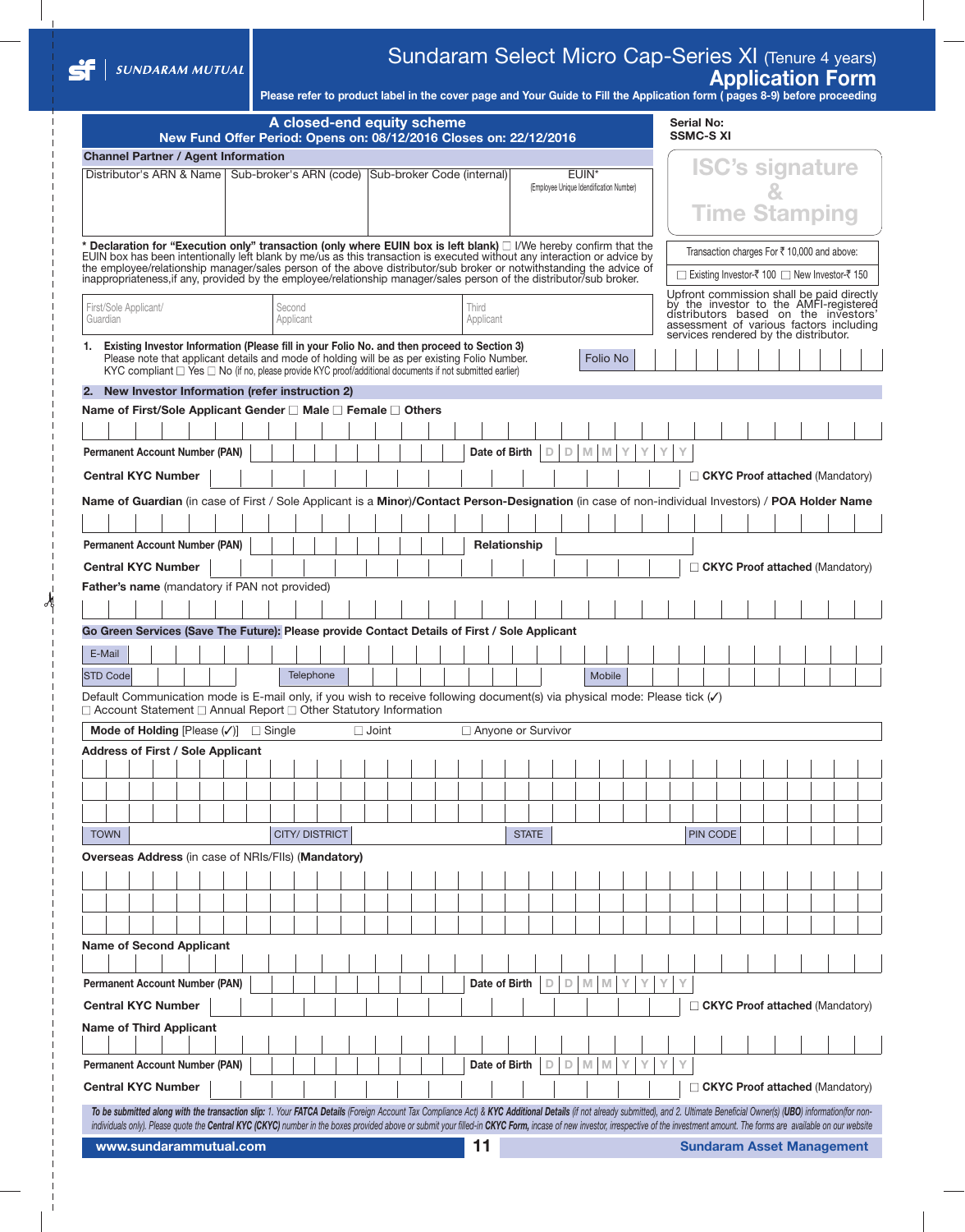SUNDARAM MUTUAL

# Sundaram Select Micro Cap-Series XI (Tenure 4 years)

## Application Form

**Please refer to product label in the cover page and Your Guide to Fill the Application form ( pages 8-9) before proceeding**

**A closed-end equity scheme**
**New Fund Offer Period: Opens on: 08/12/2016 Closes on: 22/12/2016**

**Serial No: SSMC-S XI**

ISC's signature & Time Stamping

**Channel Partner / Agent Information**

| Distributor's ARN & Name | Sub-broker's ARN (code) | Sub-broker Code (internal) | EUIN* (Employee Unique Identification Number) |
|---|---|---|---|
| | | | |

Transaction charges For ₹ 10,000 and above:
☐ Existing Investor-₹ 100 ☐ New Investor-₹ 150

**\* Declaration for "Execution only" transaction (only where EUIN box is left blank)** ☐ I/We hereby confirm that the EUIN box has been intentionally left blank by me/us as this transaction is executed without any interaction or advice by the employee/relationship manager/sales person of the above distributor/sub broker or notwithstanding the advice of inappropriateness,if any, provided by the employee/relationship manager/sales person of the distributor/sub broker.

| First/Sole Applicant/ Guardian | Second Applicant | Third Applicant |
|---|---|---|
| | | |

Upfront commission shall be paid directly by the investor to the AMFI-registered distributors based on the investors' assessment of various factors including services rendered by the distributor.

**1. Existing Investor Information (Please fill in your Folio No. and then proceed to Section 3)**
Please note that applicant details and mode of holding will be as per existing Folio Number.
KYC compliant ☐ Yes ☐ No (if no, please provide KYC proof/additional documents if not submitted earlier)

Folio No

**2. New Investor Information (refer instruction 2)**

**Name of First/Sole Applicant Gender** ☐ **Male** ☐ **Female** ☐ **Others**

**Permanent Account Number (PAN)** | **Date of Birth** D D M M Y Y Y Y

**Central KYC Number** | ☐ **CKYC Proof attached** (Mandatory)

**Name of Guardian** (in case of First / Sole Applicant is a **Minor**)/**Contact Person-Designation** (in case of non-individual Investors) / **POA Holder Name**

**Permanent Account Number (PAN)** | **Relationship**

**Central KYC Number** | ☐ **CKYC Proof attached** (Mandatory)

**Father's name** (mandatory if PAN not provided)

**Go Green Services (Save The Future): Please provide Contact Details of First / Sole Applicant**

E-Mail

STD Code | Telephone | Mobile

Default Communication mode is E-mail only, if you wish to receive following document(s) via physical mode: Please tick (✓)
☐ Account Statement ☐ Annual Report ☐ Other Statutory Information

**Mode of Holding** [Please (✓)] ☐ Single ☐ Joint ☐ Anyone or Survivor

**Address of First / Sole Applicant**

TOWN | CITY/ DISTRICT | STATE | PIN CODE

**Overseas Address** (in case of NRIs/FIIs) **(Mandatory)**

**Name of Second Applicant**

**Permanent Account Number (PAN)** | **Date of Birth** D D M M Y Y Y Y

**Central KYC Number** | ☐ **CKYC Proof attached** (Mandatory)

**Name of Third Applicant**

**Permanent Account Number (PAN)** | **Date of Birth** D D M M Y Y Y Y

**Central KYC Number** | ☐ **CKYC Proof attached** (Mandatory)

***To be submitted along with the transaction slip:*** *1. Your* ***FATCA Details*** *(Foreign Account Tax Compliance Act) &* ***KYC Additional Details*** *(if not already submitted), and 2. Ultimate Beneficial Owner(s) (****UBO****) information(for non-individuals only). Please quote the* ***Central KYC (CKYC)*** *number in the boxes provided above or submit your filled-in* ***CKYC Form****, incase of new investor, irrespective of the investment amount. The forms are available on our website*

www.sundarammutual.com | Sundaram Asset Management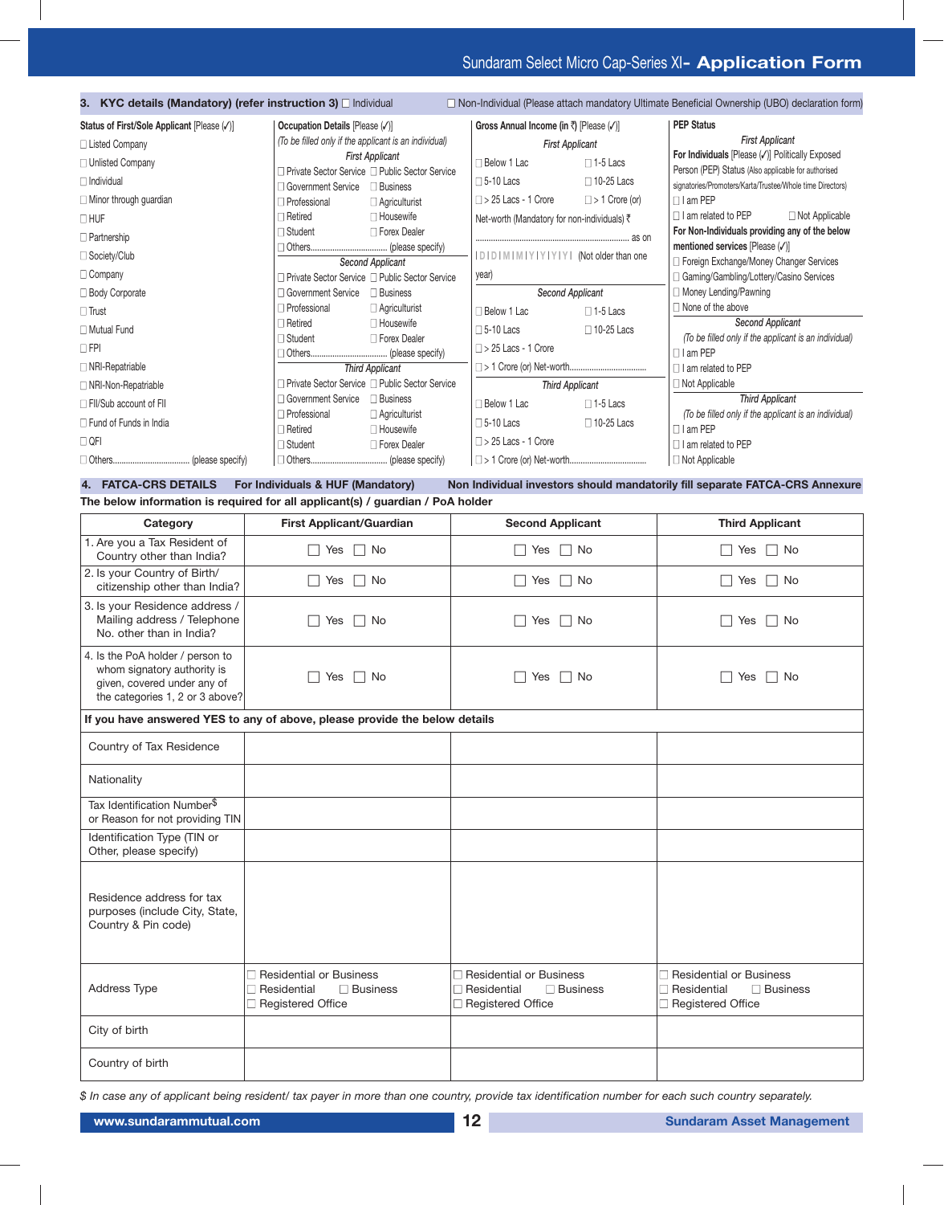## 3. KYC details (Mandatory) (refer instruction 3) ☐ Individual ☐ Non-Individual (Please attach mandatory Ultimate Beneficial Ownership (UBO) declaration form)

**Status of First/Sole Applicant** [Please (✓)]

- ☐ Listed Company
- ☐ Unlisted Company
- ☐ Individual
- ☐ Minor through guardian
- ☐ HUF
- ☐ Partnership
- ☐ Society/Club
- ☐ Company
- ☐ Body Corporate
- ☐ Trust
- ☐ Mutual Fund
- ☐ FPI
- ☐ NRI-Repatriable
- ☐ NRI-Non-Repatriable
- ☐ FII/Sub account of FII
- ☐ Fund of Funds in India
- ☐ QFI
- ☐ Others.................................... (please specify)

**Occupation Details** [Please (✓)]

*(To be filled only if the applicant is an individual)*

*First Applicant*

☐ Private Sector Service ☐ Public Sector Service
☐ Government Service ☐ Business
☐ Professional ☐ Agriculturist
☐ Retired ☐ Housewife
☐ Student ☐ Forex Dealer
☐ Others.................................... (please specify)

*Second Applicant*

☐ Private Sector Service ☐ Public Sector Service
☐ Government Service ☐ Business
☐ Professional ☐ Agriculturist
☐ Retired ☐ Housewife
☐ Student ☐ Forex Dealer
☐ Others.................................... (please specify)

*Third Applicant*

☐ Private Sector Service ☐ Public Sector Service
☐ Government Service ☐ Business
☐ Professional ☐ Agriculturist
☐ Retired ☐ Housewife
☐ Student ☐ Forex Dealer
☐ Others.................................... (please specify)

**Gross Annual Income (in ₹)** [Please (✓)]

*First Applicant*

☐ Below 1 Lac ☐ 1-5 Lacs
☐ 5-10 Lacs ☐ 10-25 Lacs
☐ > 25 Lacs - 1 Crore ☐ > 1 Crore (or)

Net-worth (Mandatory for non-individuals) ₹ ..................................................................... as on |D|D|M|M|Y|Y|Y|Y| (Not older than one year)

*Second Applicant*

☐ Below 1 Lac ☐ 1-5 Lacs
☐ 5-10 Lacs ☐ 10-25 Lacs
☐ > 25 Lacs - 1 Crore
☐ > 1 Crore (or) Net-worth..................................

*Third Applicant*

☐ Below 1 Lac ☐ 1-5 Lacs
☐ 5-10 Lacs ☐ 10-25 Lacs
☐ > 25 Lacs - 1 Crore
☐ > 1 Crore (or) Net-worth..................................

**PEP Status**

*First Applicant*

**For Individuals** [Please (✓)] Politically Exposed Person (PEP) Status (Also applicable for authorised signatories/Promoters/Karta/Trustee/Whole time Directors)

☐ I am PEP
☐ I am related to PEP ☐ Not Applicable

**For Non-Individuals providing any of the below mentioned services** [Please (✓)]

☐ Foreign Exchange/Money Changer Services
☐ Gaming/Gambling/Lottery/Casino Services
☐ Money Lending/Pawning
☐ None of the above

*Second Applicant*

*(To be filled only if the applicant is an individual)*

☐ I am PEP
☐ I am related to PEP
☐ Not Applicable

*Third Applicant*

*(To be filled only if the applicant is an individual)*

☐ I am PEP
☐ I am related to PEP
☐ Not Applicable

## 4. FATCA-CRS DETAILS For Individuals & HUF (Mandatory) Non Individual investors should mandatorily fill separate FATCA-CRS Annexure

**The below information is required for all applicant(s) / guardian / PoA holder**

| Category | First Applicant/Guardian | Second Applicant | Third Applicant |
|---|---|---|---|
| 1. Are you a Tax Resident of Country other than India? | ☐ Yes ☐ No | ☐ Yes ☐ No | ☐ Yes ☐ No |
| 2. Is your Country of Birth/ citizenship other than India? | ☐ Yes ☐ No | ☐ Yes ☐ No | ☐ Yes ☐ No |
| 3. Is your Residence address / Mailing address / Telephone No. other than in India? | ☐ Yes ☐ No | ☐ Yes ☐ No | ☐ Yes ☐ No |
| 4. Is the PoA holder / person to whom signatory authority is given, covered under any of the categories 1, 2 or 3 above? | ☐ Yes ☐ No | ☐ Yes ☐ No | ☐ Yes ☐ No |
| **If you have answered YES to any of above, please provide the below details** | | | |
| Country of Tax Residence | | | |
| Nationality | | | |
| Tax Identification Number$ or Reason for not providing TIN | | | |
| Identification Type (TIN or Other, please specify) | | | |
| Residence address for tax purposes (include City, State, Country & Pin code) | | | |
| Address Type | ☐ Residential or Business ☐ Residential ☐ Business ☐ Registered Office | ☐ Residential or Business ☐ Residential ☐ Business ☐ Registered Office | ☐ Residential or Business ☐ Residential ☐ Business ☐ Registered Office |
| City of birth | | | |
| Country of birth | | | |

*$ In case any of applicant being resident/ tax payer in more than one country, provide tax identification number for each such country separately.*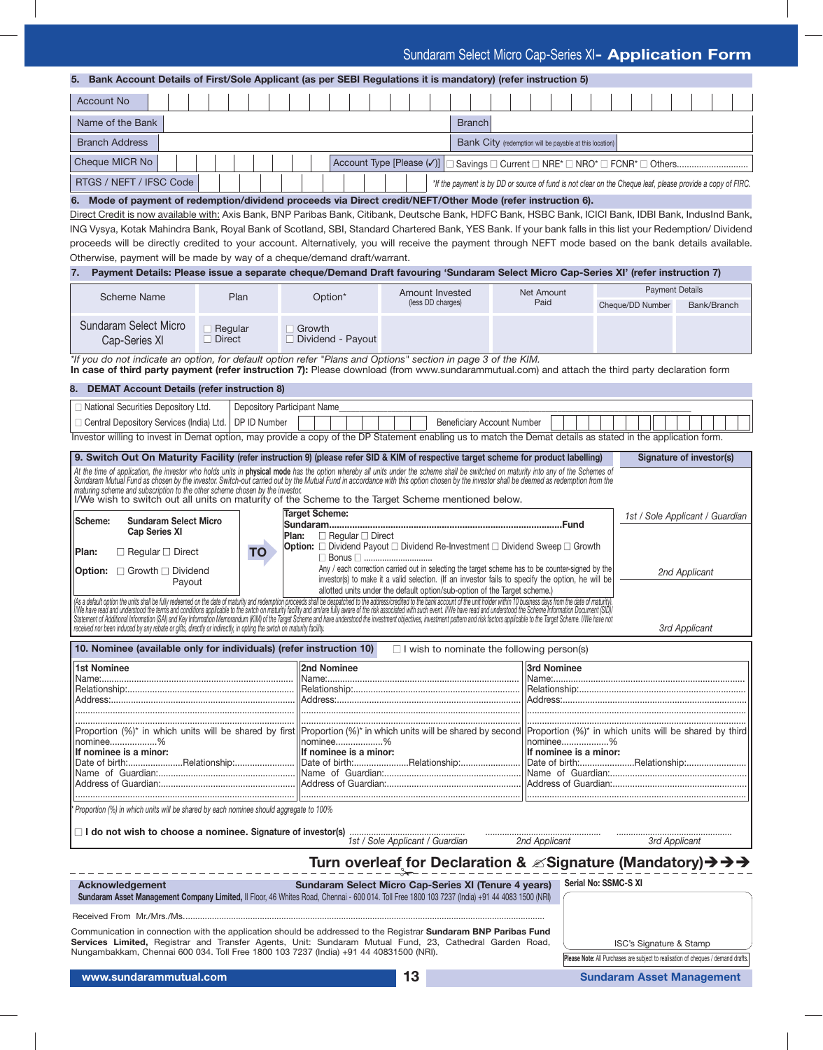# Sundaram Select Micro Cap-Series XI- Application Form

## 5. Bank Account Details of First/Sole Applicant (as per SEBI Regulations it is mandatory) (refer instruction 5)

| | | | |
|---|---|---|---|
| Account No | | | |
| Name of the Bank | | Branch | |
| Branch Address | | Bank City (redemption will be payable at this location) | |
| Cheque MICR No | | Account Type [Please (✓)] | ☐ Savings ☐ Current ☐ NRE* ☐ NRO* ☐ FCNR* ☐ Others............................ |
| RTGS / NEFT / IFSC Code | | *If the payment is by DD or source of fund is not clear on the Cheque leaf, please provide a copy of FIRC. | |

## 6. Mode of payment of redemption/dividend proceeds via Direct credit/NEFT/Other Mode (refer instruction 6).

Direct Credit is now available with: Axis Bank, BNP Paribas Bank, Citibank, Deutsche Bank, HDFC Bank, HSBC Bank, ICICI Bank, IDBI Bank, IndusInd Bank, ING Vysya, Kotak Mahindra Bank, Royal Bank of Scotland, SBI, Standard Chartered Bank, YES Bank. If your bank falls in this list your Redemption/ Dividend proceeds will be directly credited to your account. Alternatively, you will receive the payment through NEFT mode based on the bank details available. Otherwise, payment will be made by way of a cheque/demand draft/warrant.

## 7. Payment Details: Please issue a separate cheque/Demand Draft favouring 'Sundaram Select Micro Cap-Series XI' (refer instruction 7)

| Scheme Name | Plan | Option* | Amount Invested (less DD charges) | Net Amount Paid | Payment Details | |
|---|---|---|---|---|---|---|
| | | | | | Cheque/DD Number | Bank/Branch |
| Sundaram Select Micro Cap-Series XI | ☐ Regular ☐ Direct | ☐ Growth ☐ Dividend - Payout | | | | |

*If you do not indicate an option, for default option refer "Plans and Options" section in page 3 of the KIM.

**In case of third party payment (refer instruction 7):** Please download (from www.sundarammutual.com) and attach the third party declaration form

## 8. DEMAT Account Details (refer instruction 8)

| | |
|---|---|
| ☐ National Securities Depository Ltd. | Depository Participant Name |
| ☐ Central Depository Services (India) Ltd. | DP ID Number &nbsp;&nbsp;&nbsp; Beneficiary Account Number |

Investor willing to invest in Demat option, may provide a copy of the DP Statement enabling us to match the Demat details as stated in the application form.

## 9. Switch Out On Maturity Facility (refer instruction 9) (please refer SID & KIM of respective target scheme for product labelling)

*At the time of application, the investor who holds units in* ***physical mode*** *has the option whereby all units under the scheme shall be switched on maturity into any of the Schemes of Sundaram Mutual Fund as chosen by the investor. Switch-out carried out by the Mutual Fund in accordance with this option chosen by the investor shall be deemed as redemption from the maturing scheme and subscription to the other scheme chosen by the investor.*

I/We wish to switch out all units on maturity of the Scheme to the Target Scheme mentioned below.

**Scheme:** Sundaram Select Micro Cap Series XI
**Plan:** ☐ Regular ☐ Direct
**Option:** ☐ Growth ☐ Dividend Payout

**TO**

**Target Scheme:**
**Sundaram.........................................................................................Fund**
**Plan:** ☐ Regular ☐ Direct
**Option:** ☐ Dividend Payout ☐ Dividend Re-Investment ☐ Dividend Sweep ☐ Growth ☐ Bonus ☐ .............................

Any / each correction carried out in selecting the target scheme has to be counter-signed by the investor(s) to make it a valid selection. (If an investor fails to specify the option, he will be allotted units under the default option/sub-option of the Target scheme.)

*(As a default option the units shall be fully redeemed on the date of maturity and redemption proceeds shall be despatched to the address/credited to the bank account of the unit holder within 10 business days from the date of maturity). I/We have read and understood the terms and conditions applicable to the swtch on maturity facility and am/are fully aware of the risk associated with such event. I/We have read and understood the Scheme Information Document (SID)/ Statement of Additional Information (SAI) and Key Information Memorandum (KIM) of the Target Scheme and have understood the investment objectives, investment pattern and risk factors applicable to the Target Scheme. I/We have not received nor been induced by any rebate or gifts, directly or indirectly, in opting the swtch on maturity facility.*

**Signature of investor(s)**

*1st / Sole Applicant / Guardian*

*2nd Applicant*

*3rd Applicant*

## 10. Nominee (available only for individuals) (refer instruction 10)

☐ I wish to nominate the following person(s)

| 1st Nominee | 2nd Nominee | 3rd Nominee |
|---|---|---|
| Name:.......................................... | Name:.......................................... | Name:.......................................... |
| Relationship:.................................. | Relationship:.................................. | Relationship:.................................. |
| Address:....................................... | Address:....................................... | Address:....................................... |
| Proportion (%)* in which units will be shared by first nominee..................% | Proportion (%)* in which units will be shared by second nominee..................% | Proportion (%)* in which units will be shared by third nominee..................% |
| **If nominee is a minor:** | **If nominee is a minor:** | **If nominee is a minor:** |
| Date of birth:....................Relationship:...................... | Date of birth:....................Relationship:...................... | Date of birth:....................Relationship:...................... |
| Name of Guardian:.................................. | Name of Guardian:.................................. | Name of Guardian:.................................. |
| Address of Guardian:................................ | Address of Guardian:................................ | Address of Guardian:................................ |

* *Proportion (%) in which units will be shared by each nominee should aggregate to 100%*

☐ **I do not wish to choose a nominee. Signature of investor(s)** ............................................ *1st / Sole Applicant / Guardian* ............................................ *2nd Applicant* ............................................ *3rd Applicant*

**Turn overleaf for Declaration & ✍Signature (Mandatory)➔➔➔**

---

**Acknowledgement** &nbsp;&nbsp;&nbsp; **Sundaram Select Micro Cap-Series XI (Tenure 4 years)** &nbsp;&nbsp;&nbsp; **Serial No: SSMC-S XI**

**Sundaram Asset Management Company Limited,** II Floor, 46 Whites Road, Chennai - 600 014. Toll Free 1800 103 7237 (India) +91 44 4083 1500 (NRI)

Received From Mr./Mrs./Ms...................................................................................................................................................

Communication in connection with the application should be addressed to the Registrar **Sundaram BNP Paribas Fund Services Limited,** Registrar and Transfer Agents, Unit: Sundaram Mutual Fund, 23, Cathedral Garden Road, Nungambakkam, Chennai 600 034. Toll Free 1800 103 7237 (India) +91 44 40831500 (NRI).

ISC's Signature & Stamp

**Please Note:** All Purchases are subject to realisation of cheques / demand drafts.

www.sundarammutual.com &nbsp;&nbsp;&nbsp; **Sundaram Asset Management**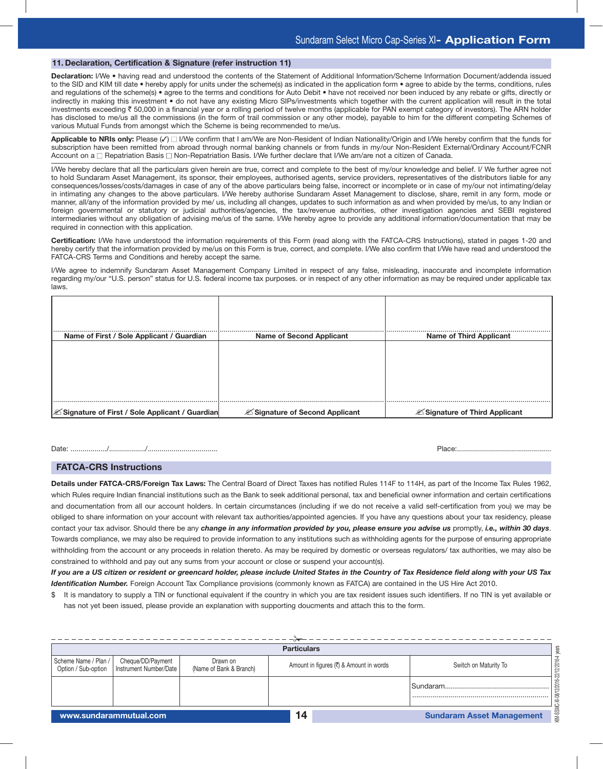## 11. Declaration, Certification & Signature (refer instruction 11)

**Declaration:** I/We • having read and understood the contents of the Statement of Additional Information/Scheme Information Document/addenda issued to the SID and KIM till date • hereby apply for units under the scheme(s) as indicated in the application form • agree to abide by the terms, conditions, rules and regulations of the scheme(s) • agree to the terms and conditions for Auto Debit • have not received nor been induced by any rebate or gifts, directly or indirectly in making this investment • do not have any existing Micro SIPs/investments which together with the current application will result in the total investments exceeding ₹ 50,000 in a financial year or a rolling period of twelve months (applicable for PAN exempt category of investors). The ARN holder has disclosed to me/us all the commissions (in the form of trail commission or any other mode), payable to him for the different competing Schemes of various Mutual Funds from amongst which the Scheme is being recommended to me/us.

**Applicable to NRIs only:** Please (✓) ☐ I/We confirm that I am/We are Non-Resident of Indian Nationality/Origin and I/We hereby confirm that the funds for subscription have been remitted from abroad through normal banking channels or from funds in my/our Non-Resident External/Ordinary Account/FCNR Account on a ☐ Repatriation Basis ☐ Non-Repatriation Basis. I/We further declare that I/We am/are not a citizen of Canada.

I/We hereby declare that all the particulars given herein are true, correct and complete to the best of my/our knowledge and belief. I/ We further agree not to hold Sundaram Asset Management, its sponsor, their employees, authorised agents, service providers, representatives of the distributors liable for any consequences/losses/costs/damages in case of any of the above particulars being false, incorrect or incomplete or in case of my/our not intimating/delay in intimating any changes to the above particulars. I/We hereby authorise Sundaram Asset Management to disclose, share, remit in any form, mode or manner, all/any of the information provided by me/ us, including all changes, updates to such information as and when provided by me/us, to any Indian or foreign governmental or statutory or judicial authorities/agencies, the tax/revenue authorities, other investigation agencies and SEBI registered intermediaries without any obligation of advising me/us of the same. I/We hereby agree to provide any additional information/documentation that may be required in connection with this application.

**Certification:** I/We have understood the information requirements of this Form (read along with the FATCA-CRS Instructions), stated in pages 1-20 and hereby certify that the information provided by me/us on this Form is true, correct, and complete. I/We also confirm that I/We have read and understood the FATCA-CRS Terms and Conditions and hereby accept the same.

I/We agree to indemnify Sundaram Asset Management Company Limited in respect of any false, misleading, inaccurate and incomplete information regarding my/our "U.S. person" status for U.S. federal income tax purposes. or in respect of any other information as may be required under applicable tax laws.

| | | |
|---|---|---|
| | | |
| Name of First / Sole Applicant / Guardian | Name of Second Applicant | Name of Third Applicant |
| | | |
| ✍ Signature of First / Sole Applicant / Guardian | ✍ Signature of Second Applicant | ✍ Signature of Third Applicant |

Date: ................../................../..................................        Place:...............................................

## FATCA-CRS Instructions

**Details under FATCA-CRS/Foreign Tax Laws:** The Central Board of Direct Taxes has notified Rules 114F to 114H, as part of the Income Tax Rules 1962, which Rules require Indian financial institutions such as the Bank to seek additional personal, tax and beneficial owner information and certain certifications and documentation from all our account holders. In certain circumstances (including if we do not receive a valid self-certification from you) we may be obliged to share information on your account with relevant tax authorities/appointed agencies. If you have any questions about your tax residency, please contact your tax advisor. Should there be any ***change in any information provided by you, please ensure you advise us*** promptly, ***i.e., within 30 days***. Towards compliance, we may also be required to provide information to any institutions such as withholding agents for the purpose of ensuring appropriate withholding from the account or any proceeds in relation thereto. As may be required by domestic or overseas regulators/ tax authorities, we may also be constrained to withhold and pay out any sums from your account or close or suspend your account(s).

***If you are a US citizen or resident or greencard holder, please include United States in the Country of Tax Residence field along with your US Tax Identification Number.*** Foreign Account Tax Compliance provisions (commonly known as FATCA) are contained in the US Hire Act 2010.

$ It is mandatory to supply a TIN or functional equivalent if the country in which you are tax resident issues such identifiers. If no TIN is yet available or has not yet been issued, please provide an explanation with supporting doucments and attach this to the form.

| Particulars | | | | |
|---|---|---|---|---|
| Scheme Name / Plan / Option / Sub-option | Cheque/DD/Payment Instrument Number/Date | Drawn on (Name of Bank & Branch) | Amount in figures (₹) & Amount in words | Switch on Maturity To |
| | | | | Sundaram.................................................... ................................................................... |

KIM-SSMC-XI-08/12/2016-22/12/2016-4 years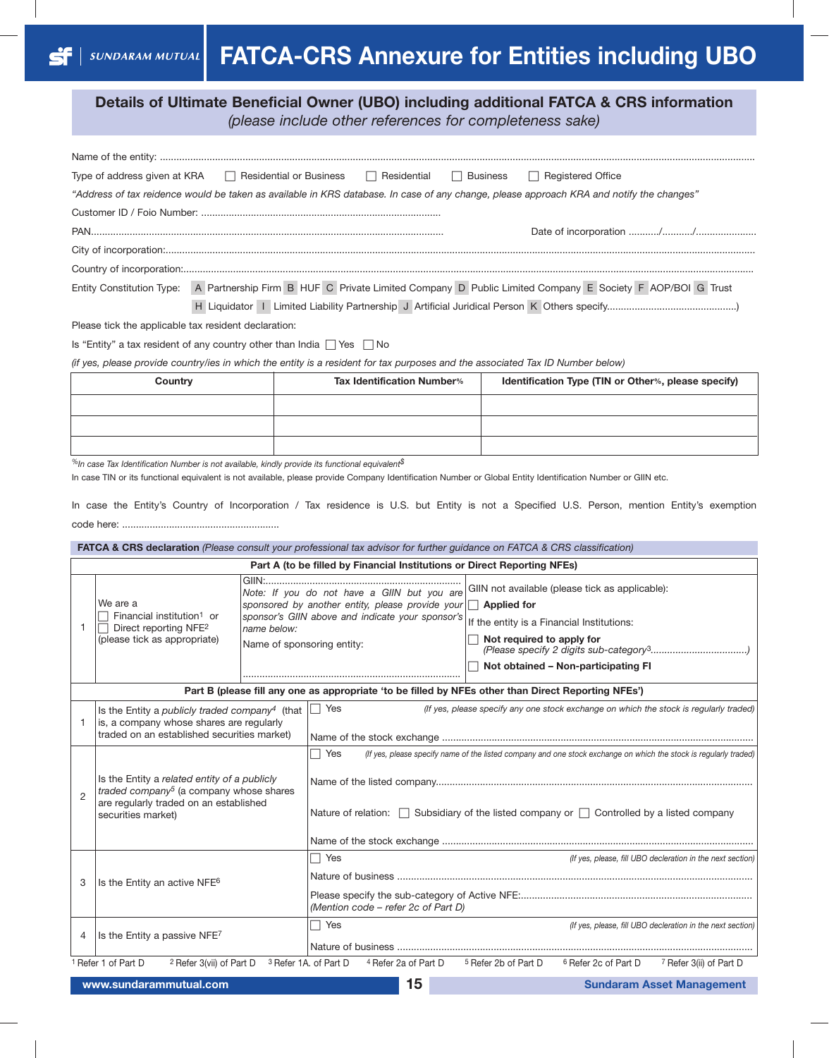# FATCA-CRS Annexure for Entities including UBO

## Details of Ultimate Beneficial Owner (UBO) including additional FATCA & CRS information

*(please include other references for completeness sake)*

Name of the entity: ...............................................................................................................................................

Type of address given at KRA ☐ Residential or Business ☐ Residential ☐ Business ☐ Registered Office

*"Address of tax reidence would be taken as available in KRS database. In case of any change, please approach KRA and notify the changes"*

Customer ID / Foio Number: ......................................................................................

PAN.............................................................................................................................. Date of incorporation .........../.........../......................

City of incorporation:...............................................................................................................................................

Country of incorporation:...............................................................................................................................................

Entity Constitution Type: A Partnership Firm B HUF C Private Limited Company D Public Limited Company E Society F AOP/BOI G Trust H Liquidator I Limited Liability Partnership J Artificial Juridical Person K Others specify..............................................)

Please tick the applicable tax resident declaration:

Is "Entity" a tax resident of any country other than India ☐ Yes ☐ No

*(if yes, please provide country/ies in which the entity is a resident for tax purposes and the associated Tax ID Number below)*

| Country | Tax Identification Number% | Identification Type (TIN or Other%, please specify) |
|---|---|---|
| | | |
| | | |
| | | |

*%In case Tax Identification Number is not available, kindly provide its functional equivalent$*

In case TIN or its functional equivalent is not available, please provide Company Identification Number or Global Entity Identification Number or GIIN etc.

In case the Entity's Country of Incorporation / Tax residence is U.S. but Entity is not a Specified U.S. Person, mention Entity's exemption code here: ........................................................

**FATCA & CRS declaration** *(Please consult your professional tax advisor for further guidance on FATCA & CRS classification)*

**Part A (to be filled by Financial Institutions or Direct Reporting NFEs)**

| | | | |
|---|---|---|---|
| 1 | We are a ☐ Financial institution[1] or ☐ Direct reporting NFE[2] (please tick as appropriate) | GIIN:....................................................................... *Note: If you do not have a GIIN but you are sponsored by another entity, please provide your sponsor's GIIN above and indicate your sponsor's name below:* Name of sponsoring entity: ............................................................................... | GIIN not available (please tick as applicable): ☐ **Applied for** If the entity is a Financial Institutions: ☐ **Not required to apply for** *(Please specify 2 digits sub-category[3]..................................)* ☐ **Not obtained – Non-participating FI** |

**Part B (please fill any one as appropriate 'to be filled by NFEs other than Direct Reporting NFEs')**

| | | |
|---|---|---|
| 1 | Is the Entity a *publicly traded company[4]* (that is, a company whose shares are regularly traded on an established securities market) | ☐ Yes *(If yes, please specify any one stock exchange on which the stock is regularly traded)* Name of the stock exchange ............................................................................................................... |
| 2 | Is the Entity a *related entity of a publicly traded company[5]* (a company whose shares are regularly traded on an established securities market) | ☐ Yes *(If yes, please specify name of the listed company and one stock exchange on which the stock is regularly traded)* Name of the listed company................................................................................................. Nature of relation: ☐ Subsidiary of the listed company or ☐ Controlled by a listed company Name of the stock exchange ............................................................................................................... |
| 3 | Is the Entity an active NFE[6] | ☐ Yes *(If yes, please, fill UBO declaration in the next section)* Nature of business .............................................................................................................. Please specify the sub-category of Active NFE:.................................................................................. *(Mention code – refer 2c of Part D)* |
| 4 | Is the Entity a passive NFE[7] | ☐ Yes *(If yes, please, fill UBO declaration in the next section)* Nature of business .............................................................................................................. |

[1] Refer 1 of Part D [2] Refer 3(vii) of Part D [3] Refer 1A. of Part D [4] Refer 2a of Part D [5] Refer 2b of Part D [6] Refer 2c of Part D [7] Refer 3(ii) of Part D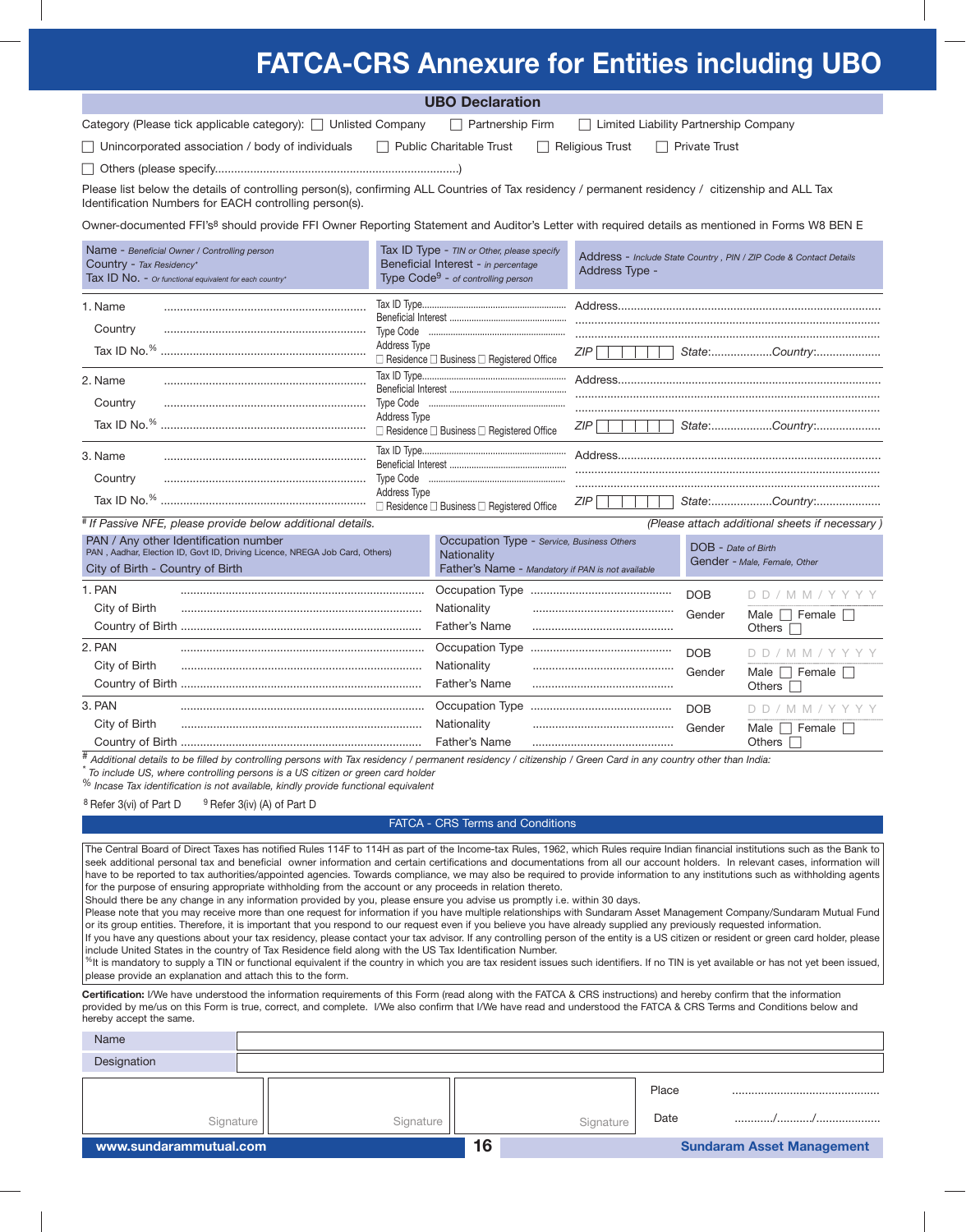# FATCA-CRS Annexure for Entities including UBO

## UBO Declaration

Category (Please tick applicable category): ☐ Unlisted Company ☐ Partnership Firm ☐ Limited Liability Partnership Company

☐ Unincorporated association / body of individuals ☐ Public Charitable Trust ☐ Religious Trust ☐ Private Trust

☐ Others (please specify...........................................................................)

Please list below the details of controlling person(s), confirming ALL Countries of Tax residency / permanent residency / citizenship and ALL Tax Identification Numbers for EACH controlling person(s).

Owner-documented FFI's[8] should provide FFI Owner Reporting Statement and Auditor's Letter with required details as mentioned in Forms W8 BEN E

| Name - *Beneficial Owner / Controlling person*<br>Country - *Tax Residency\**<br>Tax ID No. - *Or functional equivalent for each country\** | Tax ID Type - *TIN or Other, please specify*<br>Beneficial Interest - *in percentage*<br>Type Code[9] - *of controlling person* | Address - *Include State Country , PIN / ZIP Code & Contact Details*<br>Address Type - |
|---|---|---|
| 1. Name ..........<br>Country ..........<br>Tax ID No.% .......... | Tax ID Type..........<br>Beneficial Interest ..........<br>Type Code ..........<br>Address Type<br>☐ Residence ☐ Business ☐ Registered Office | Address..........<br>..........<br>..........<br>ZIP ☐☐☐☐☐☐ State:.......... Country:.......... |
| 2. Name ..........<br>Country ..........<br>Tax ID No.% .......... | Tax ID Type..........<br>Beneficial Interest ..........<br>Type Code ..........<br>Address Type<br>☐ Residence ☐ Business ☐ Registered Office | Address..........<br>..........<br>..........<br>ZIP ☐☐☐☐☐☐ State:.......... Country:.......... |
| 3. Name ..........<br>Country ..........<br>Tax ID No.% .......... | Tax ID Type..........<br>Beneficial Interest ..........<br>Type Code ..........<br>Address Type<br>☐ Residence ☐ Business ☐ Registered Office | Address..........<br>..........<br>..........<br>ZIP ☐☐☐☐☐☐ State:.......... Country:.......... |

*# If Passive NFE, please provide below additional details.* *(Please attach additional sheets if necessary )*

| PAN / Any other Identification number<br>PAN , Aadhar, Election ID, Govt ID, Driving Licence, NREGA Job Card, Others)<br>City of Birth - Country of Birth | Occupation Type - *Service, Business Others*<br>Nationality<br>Father's Name - *Mandatory if PAN is not available* | DOB - *Date of Birth*<br>Gender - *Male, Female, Other* |
|---|---|---|
| 1. PAN ..........<br>City of Birth ..........<br>Country of Birth .......... | Occupation Type ..........<br>Nationality ..........<br>Father's Name .......... | DOB D D / M M / Y Y Y Y<br>Gender Male ☐ Female ☐ Others ☐ |
| 2. PAN ..........<br>City of Birth ..........<br>Country of Birth .......... | Occupation Type ..........<br>Nationality ..........<br>Father's Name .......... | DOB D D / M M / Y Y Y Y<br>Gender Male ☐ Female ☐ Others ☐ |
| 3. PAN ..........<br>City of Birth ..........<br>Country of Birth .......... | Occupation Type ..........<br>Nationality ..........<br>Father's Name .......... | DOB D D / M M / Y Y Y Y<br>Gender Male ☐ Female ☐ Others ☐ |

# *Additional details to be filled by controlling persons with Tax residency / permanent residency / citizenship / Green Card in any country other than India:*

\* *To include US, where controlling persons is a US citizen or green card holder*

% *Incase Tax identification is not available, kindly provide functional equivalent*

[8] Refer 3(vi) of Part D [9] Refer 3(iv) (A) of Part D

## FATCA - CRS Terms and Conditions

The Central Board of Direct Taxes has notified Rules 114F to 114H as part of the Income-tax Rules, 1962, which Rules require Indian financial institutions such as the Bank to seek additional personal tax and beneficial owner information and certain certifications and documentations from all our account holders. In relevant cases, information will have to be reported to tax authorities/appointed agencies. Towards compliance, we may also be required to provide information to any institutions such as withholding agents for the purpose of ensuring appropriate withholding from the account or any proceeds in relation thereto.

Should there be any change in any information provided by you, please ensure you advise us promptly i.e. within 30 days.

Please note that you may receive more than one request for information if you have multiple relationships with Sundaram Asset Management Company/Sundaram Mutual Fund or its group entities. Therefore, it is important that you respond to our request even if you believe you have already supplied any previously requested information.

If you have any questions about your tax residency, please contact your tax advisor. If any controlling person of the entity is a US citizen or resident or green card holder, please include United States in the country of Tax Residence field along with the US Tax Identification Number.

%It is mandatory to supply a TIN or functional equivalent if the country in which you are tax resident issues such identifiers. If no TIN is yet available or has not yet been issued, please provide an explanation and attach this to the form.

**Certification:** I/We have understood the information requirements of this Form (read along with the FATCA & CRS instructions) and hereby confirm that the information provided by me/us on this Form is true, correct, and complete. I/We also confirm that I/We have read and understood the FATCA & CRS Terms and Conditions below and hereby accept the same.

| Name | |
|---|---|
| Designation | |

| Signature | Signature | Signature | Place .......... <br> Date ........../........../.......... |
|---|---|---|---|

www.sundarammutual.com Sundaram Asset Management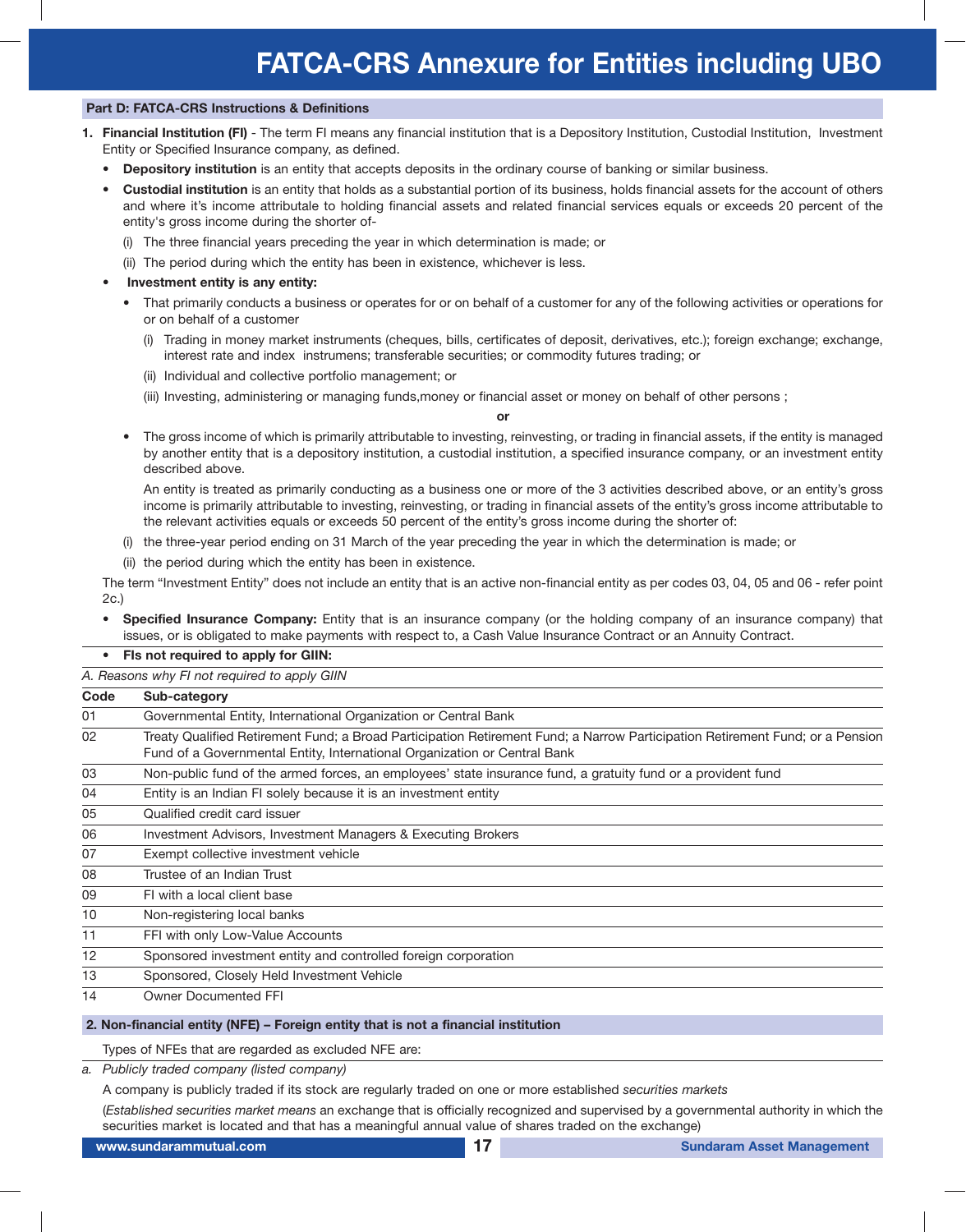# FATCA-CRS Annexure for Entities including UBO

## Part D: FATCA-CRS Instructions & Definitions

1. **Financial Institution (FI)** - The term FI means any financial institution that is a Depository Institution, Custodial Institution, Investment Entity or Specified Insurance company, as defined.
   - **Depository institution** is an entity that accepts deposits in the ordinary course of banking or similar business.
   - **Custodial institution** is an entity that holds as a substantial portion of its business, holds financial assets for the account of others and where it's income attributale to holding financial assets and related financial services equals or exceeds 20 percent of the entity's gross income during the shorter of-
     (i) The three financial years preceding the year in which determination is made; or
     (ii) The period during which the entity has been in existence, whichever is less.
   - **Investment entity is any entity:**
     - That primarily conducts a business or operates for or on behalf of a customer for any of the following activities or operations for or on behalf of a customer
       (i) Trading in money market instruments (cheques, bills, certificates of deposit, derivatives, etc.); foreign exchange; exchange, interest rate and index instrumens; transferable securities; or commodity futures trading; or
       (ii) Individual and collective portfolio management; or
       (iii) Investing, administering or managing funds,money or financial asset or money on behalf of other persons ;

       **or**

     - The gross income of which is primarily attributable to investing, reinvesting, or trading in financial assets, if the entity is managed by another entity that is a depository institution, a custodial institution, a specified insurance company, or an investment entity described above.

       An entity is treated as primarily conducting as a business one or more of the 3 activities described above, or an entity's gross income is primarily attributable to investing, reinvesting, or trading in financial assets of the entity's gross income attributable to the relevant activities equals or exceeds 50 percent of the entity's gross income during the shorter of:

     (i) the three-year period ending on 31 March of the year preceding the year in which the determination is made; or
     (ii) the period during which the entity has been in existence.

   The term "Investment Entity" does not include an entity that is an active non-financial entity as per codes 03, 04, 05 and 06 - refer point 2c.)

   - **Specified Insurance Company:** Entity that is an insurance company (or the holding company of an insurance company) that issues, or is obligated to make payments with respect to, a Cash Value Insurance Contract or an Annuity Contract.
   - **FIs not required to apply for GIIN:**

*A. Reasons why FI not required to apply GIIN*

| Code | Sub-category |
|---|---|
| 01 | Governmental Entity, International Organization or Central Bank |
| 02 | Treaty Qualified Retirement Fund; a Broad Participation Retirement Fund; a Narrow Participation Retirement Fund; or a Pension Fund of a Governmental Entity, International Organization or Central Bank |
| 03 | Non-public fund of the armed forces, an employees' state insurance fund, a gratuity fund or a provident fund |
| 04 | Entity is an Indian FI solely because it is an investment entity |
| 05 | Qualified credit card issuer |
| 06 | Investment Advisors, Investment Managers & Executing Brokers |
| 07 | Exempt collective investment vehicle |
| 08 | Trustee of an Indian Trust |
| 09 | FI with a local client base |
| 10 | Non-registering local banks |
| 11 | FFI with only Low-Value Accounts |
| 12 | Sponsored investment entity and controlled foreign corporation |
| 13 | Sponsored, Closely Held Investment Vehicle |
| 14 | Owner Documented FFI |

## 2. Non-financial entity (NFE) – Foreign entity that is not a financial institution

Types of NFEs that are regarded as excluded NFE are:

*a. Publicly traded company (listed company)*

A company is publicly traded if its stock are regularly traded on one or more established *securities markets*

(*Established securities market means* an exchange that is officially recognized and supervised by a governmental authority in which the securities market is located and that has a meaningful annual value of shares traded on the exchange)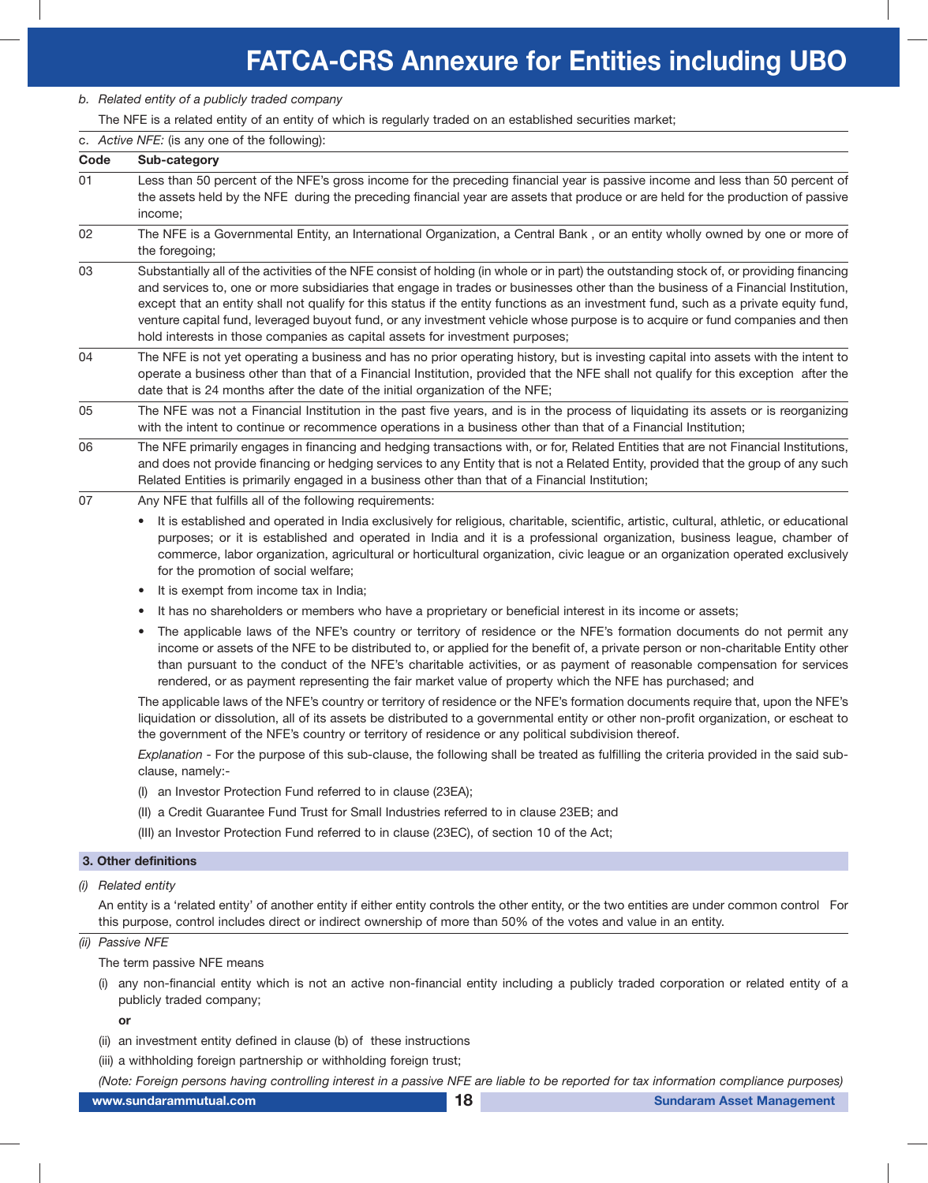*b. Related entity of a publicly traded company*

The NFE is a related entity of an entity of which is regularly traded on an established securities market;

c. *Active NFE:* (is any one of the following):

| Code | Sub-category |
|---|---|
| 01 | Less than 50 percent of the NFE's gross income for the preceding financial year is passive income and less than 50 percent of the assets held by the NFE during the preceding financial year are assets that produce or are held for the production of passive income; |
| 02 | The NFE is a Governmental Entity, an International Organization, a Central Bank , or an entity wholly owned by one or more of the foregoing; |
| 03 | Substantially all of the activities of the NFE consist of holding (in whole or in part) the outstanding stock of, or providing financing and services to, one or more subsidiaries that engage in trades or businesses other than the business of a Financial Institution, except that an entity shall not qualify for this status if the entity functions as an investment fund, such as a private equity fund, venture capital fund, leveraged buyout fund, or any investment vehicle whose purpose is to acquire or fund companies and then hold interests in those companies as capital assets for investment purposes; |
| 04 | The NFE is not yet operating a business and has no prior operating history, but is investing capital into assets with the intent to operate a business other than that of a Financial Institution, provided that the NFE shall not qualify for this exception after the date that is 24 months after the date of the initial organization of the NFE; |
| 05 | The NFE was not a Financial Institution in the past five years, and is in the process of liquidating its assets or is reorganizing with the intent to continue or recommence operations in a business other than that of a Financial Institution; |
| 06 | The NFE primarily engages in financing and hedging transactions with, or for, Related Entities that are not Financial Institutions, and does not provide financing or hedging services to any Entity that is not a Related Entity, provided that the group of any such Related Entities is primarily engaged in a business other than that of a Financial Institution; |
| 07 | Any NFE that fulfills all of the following requirements: |

- It is established and operated in India exclusively for religious, charitable, scientific, artistic, cultural, athletic, or educational purposes; or it is established and operated in India and it is a professional organization, business league, chamber of commerce, labor organization, agricultural or horticultural organization, civic league or an organization operated exclusively for the promotion of social welfare;
- It is exempt from income tax in India;
- It has no shareholders or members who have a proprietary or beneficial interest in its income or assets;
- The applicable laws of the NFE's country or territory of residence or the NFE's formation documents do not permit any income or assets of the NFE to be distributed to, or applied for the benefit of, a private person or non-charitable Entity other than pursuant to the conduct of the NFE's charitable activities, or as payment of reasonable compensation for services rendered, or as payment representing the fair market value of property which the NFE has purchased; and

The applicable laws of the NFE's country or territory of residence or the NFE's formation documents require that, upon the NFE's liquidation or dissolution, all of its assets be distributed to a governmental entity or other non-profit organization, or escheat to the government of the NFE's country or territory of residence or any political subdivision thereof.

*Explanation* - For the purpose of this sub-clause, the following shall be treated as fulfilling the criteria provided in the said sub-clause, namely:-

(I) an Investor Protection Fund referred to in clause (23EA);

(II) a Credit Guarantee Fund Trust for Small Industries referred to in clause 23EB; and

(III) an Investor Protection Fund referred to in clause (23EC), of section 10 of the Act;

## 3. Other definitions

*(i) Related entity*

An entity is a 'related entity' of another entity if either entity controls the other entity, or the two entities are under common control For this purpose, control includes direct or indirect ownership of more than 50% of the votes and value in an entity.

*(ii) Passive NFE*

The term passive NFE means

(i) any non-financial entity which is not an active non-financial entity including a publicly traded corporation or related entity of a publicly traded company;

**or**

(ii) an investment entity defined in clause (b) of these instructions

(iii) a withholding foreign partnership or withholding foreign trust;

*(Note: Foreign persons having controlling interest in a passive NFE are liable to be reported for tax information compliance purposes)*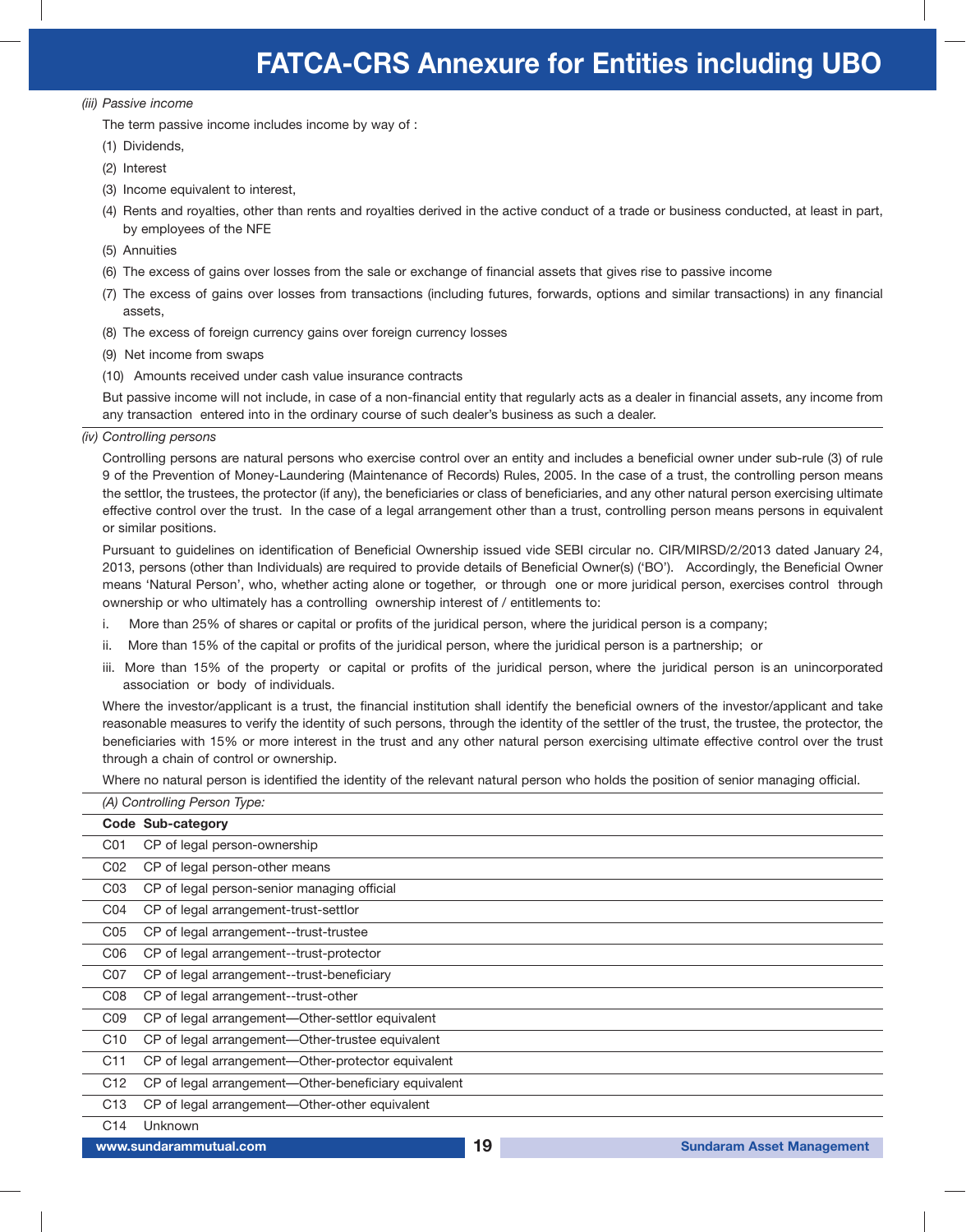*(iii) Passive income*

The term passive income includes income by way of :

(1) Dividends,

(2) Interest

(3) Income equivalent to interest,

(4) Rents and royalties, other than rents and royalties derived in the active conduct of a trade or business conducted, at least in part, by employees of the NFE

(5) Annuities

(6) The excess of gains over losses from the sale or exchange of financial assets that gives rise to passive income

(7) The excess of gains over losses from transactions (including futures, forwards, options and similar transactions) in any financial assets,

(8) The excess of foreign currency gains over foreign currency losses

(9) Net income from swaps

(10) Amounts received under cash value insurance contracts

But passive income will not include, in case of a non-financial entity that regularly acts as a dealer in financial assets, any income from any transaction entered into in the ordinary course of such dealer's business as such a dealer.

*(iv) Controlling persons*

Controlling persons are natural persons who exercise control over an entity and includes a beneficial owner under sub-rule (3) of rule 9 of the Prevention of Money-Laundering (Maintenance of Records) Rules, 2005. In the case of a trust, the controlling person means the settlor, the trustees, the protector (if any), the beneficiaries or class of beneficiaries, and any other natural person exercising ultimate effective control over the trust. In the case of a legal arrangement other than a trust, controlling person means persons in equivalent or similar positions.

Pursuant to guidelines on identification of Beneficial Ownership issued vide SEBI circular no. CIR/MIRSD/2/2013 dated January 24, 2013, persons (other than Individuals) are required to provide details of Beneficial Owner(s) ('BO'). Accordingly, the Beneficial Owner means 'Natural Person', who, whether acting alone or together, or through one or more juridical person, exercises control through ownership or who ultimately has a controlling ownership interest of / entitlements to:

i. More than 25% of shares or capital or profits of the juridical person, where the juridical person is a company;

ii. More than 15% of the capital or profits of the juridical person, where the juridical person is a partnership; or

iii. More than 15% of the property or capital or profits of the juridical person, where the juridical person is an unincorporated association or body of individuals.

Where the investor/applicant is a trust, the financial institution shall identify the beneficial owners of the investor/applicant and take reasonable measures to verify the identity of such persons, through the identity of the settler of the trust, the trustee, the protector, the beneficiaries with 15% or more interest in the trust and any other natural person exercising ultimate effective control over the trust through a chain of control or ownership.

Where no natural person is identified the identity of the relevant natural person who holds the position of senior managing official.

*(A) Controlling Person Type:*

| Code | Sub-category |
|---|---|
| C01 | CP of legal person-ownership |
| C02 | CP of legal person-other means |
| C03 | CP of legal person-senior managing official |
| C04 | CP of legal arrangement-trust-settlor |
| C05 | CP of legal arrangement--trust-trustee |
| C06 | CP of legal arrangement--trust-protector |
| C07 | CP of legal arrangement--trust-beneficiary |
| C08 | CP of legal arrangement--trust-other |
| C09 | CP of legal arrangement—Other-settlor equivalent |
| C10 | CP of legal arrangement—Other-trustee equivalent |
| C11 | CP of legal arrangement—Other-protector equivalent |
| C12 | CP of legal arrangement—Other-beneficiary equivalent |
| C13 | CP of legal arrangement—Other-other equivalent |
| C14 | Unknown |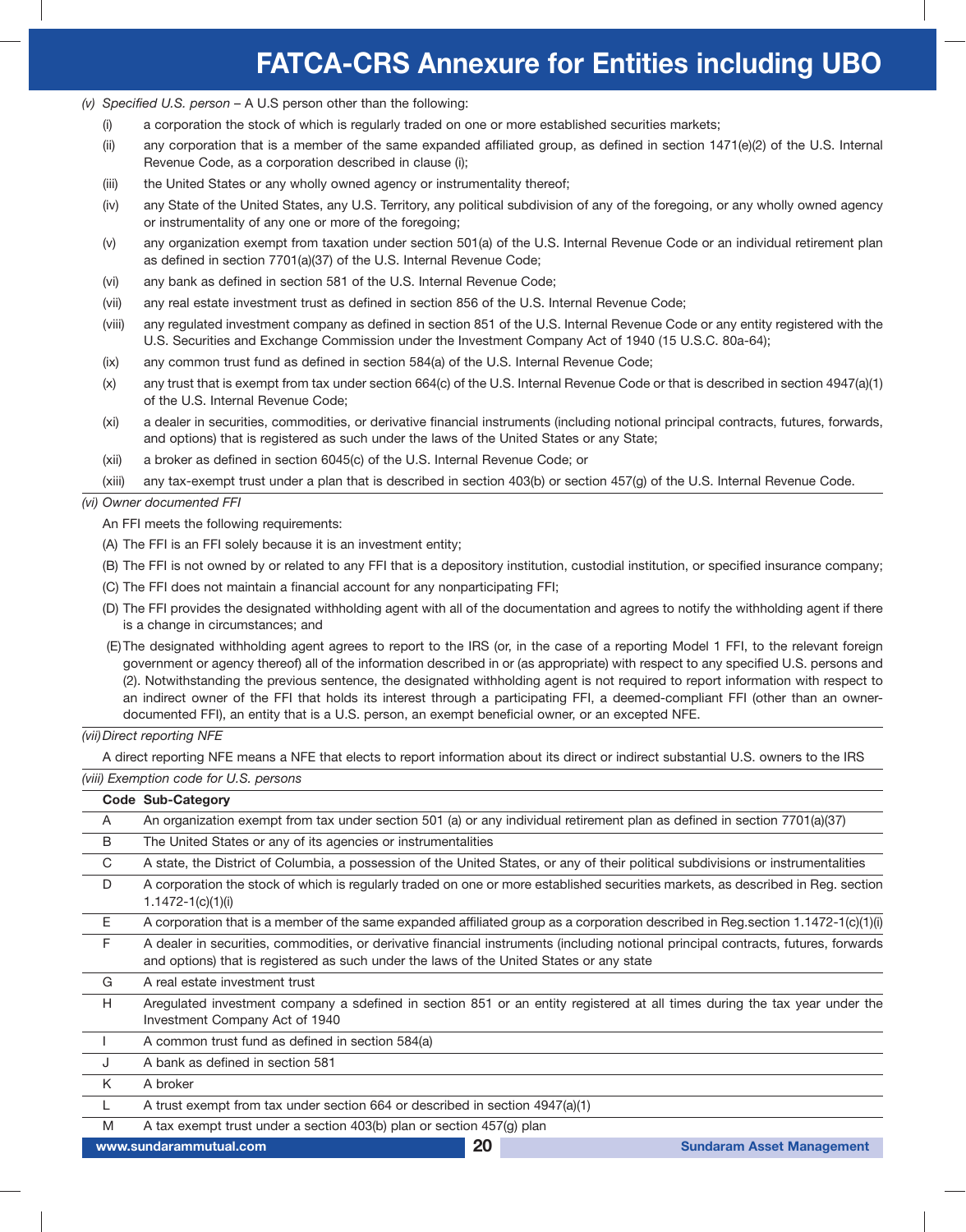# FATCA-CRS Annexure for Entities including UBO

*(v) Specified U.S. person* – A U.S person other than the following:

(i) a corporation the stock of which is regularly traded on one or more established securities markets;

(ii) any corporation that is a member of the same expanded affiliated group, as defined in section 1471(e)(2) of the U.S. Internal Revenue Code, as a corporation described in clause (i);

(iii) the United States or any wholly owned agency or instrumentality thereof;

(iv) any State of the United States, any U.S. Territory, any political subdivision of any of the foregoing, or any wholly owned agency or instrumentality of any one or more of the foregoing;

(v) any organization exempt from taxation under section 501(a) of the U.S. Internal Revenue Code or an individual retirement plan as defined in section 7701(a)(37) of the U.S. Internal Revenue Code;

(vi) any bank as defined in section 581 of the U.S. Internal Revenue Code;

(vii) any real estate investment trust as defined in section 856 of the U.S. Internal Revenue Code;

(viii) any regulated investment company as defined in section 851 of the U.S. Internal Revenue Code or any entity registered with the U.S. Securities and Exchange Commission under the Investment Company Act of 1940 (15 U.S.C. 80a-64);

(ix) any common trust fund as defined in section 584(a) of the U.S. Internal Revenue Code;

(x) any trust that is exempt from tax under section 664(c) of the U.S. Internal Revenue Code or that is described in section 4947(a)(1) of the U.S. Internal Revenue Code;

(xi) a dealer in securities, commodities, or derivative financial instruments (including notional principal contracts, futures, forwards, and options) that is registered as such under the laws of the United States or any State;

(xii) a broker as defined in section 6045(c) of the U.S. Internal Revenue Code; or

(xiii) any tax-exempt trust under a plan that is described in section 403(b) or section 457(g) of the U.S. Internal Revenue Code.

*(vi) Owner documented FFI*

An FFI meets the following requirements:

(A) The FFI is an FFI solely because it is an investment entity;

(B) The FFI is not owned by or related to any FFI that is a depository institution, custodial institution, or specified insurance company;

(C) The FFI does not maintain a financial account for any nonparticipating FFI;

(D) The FFI provides the designated withholding agent with all of the documentation and agrees to notify the withholding agent if there is a change in circumstances; and

(E) The designated withholding agent agrees to report to the IRS (or, in the case of a reporting Model 1 FFI, to the relevant foreign government or agency thereof) all of the information described in or (as appropriate) with respect to any specified U.S. persons and (2). Notwithstanding the previous sentence, the designated withholding agent is not required to report information with respect to an indirect owner of the FFI that holds its interest through a participating FFI, a deemed-compliant FFI (other than an owner-documented FFI), an entity that is a U.S. person, an exempt beneficial owner, or an excepted NFE.

*(vii) Direct reporting NFE*

A direct reporting NFE means a NFE that elects to report information about its direct or indirect substantial U.S. owners to the IRS

*(viii) Exemption code for U.S. persons*

| Code | Sub-Category |
|---|---|
| A | An organization exempt from tax under section 501 (a) or any individual retirement plan as defined in section 7701(a)(37) |
| B | The United States or any of its agencies or instrumentalities |
| C | A state, the District of Columbia, a possession of the United States, or any of their political subdivisions or instrumentalities |
| D | A corporation the stock of which is regularly traded on one or more established securities markets, as described in Reg. section 1.1472-1(c)(1)(i) |
| E | A corporation that is a member of the same expanded affiliated group as a corporation described in Reg.section 1.1472-1(c)(1)(i) |
| F | A dealer in securities, commodities, or derivative financial instruments (including notional principal contracts, futures, forwards and options) that is registered as such under the laws of the United States or any state |
| G | A real estate investment trust |
| H | Aregulated investment company a sdefined in section 851 or an entity registered at all times during the tax year under the Investment Company Act of 1940 |
| I | A common trust fund as defined in section 584(a) |
| J | A bank as defined in section 581 |
| K | A broker |
| L | A trust exempt from tax under section 664 or described in section 4947(a)(1) |
| M | A tax exempt trust under a section 403(b) plan or section 457(g) plan |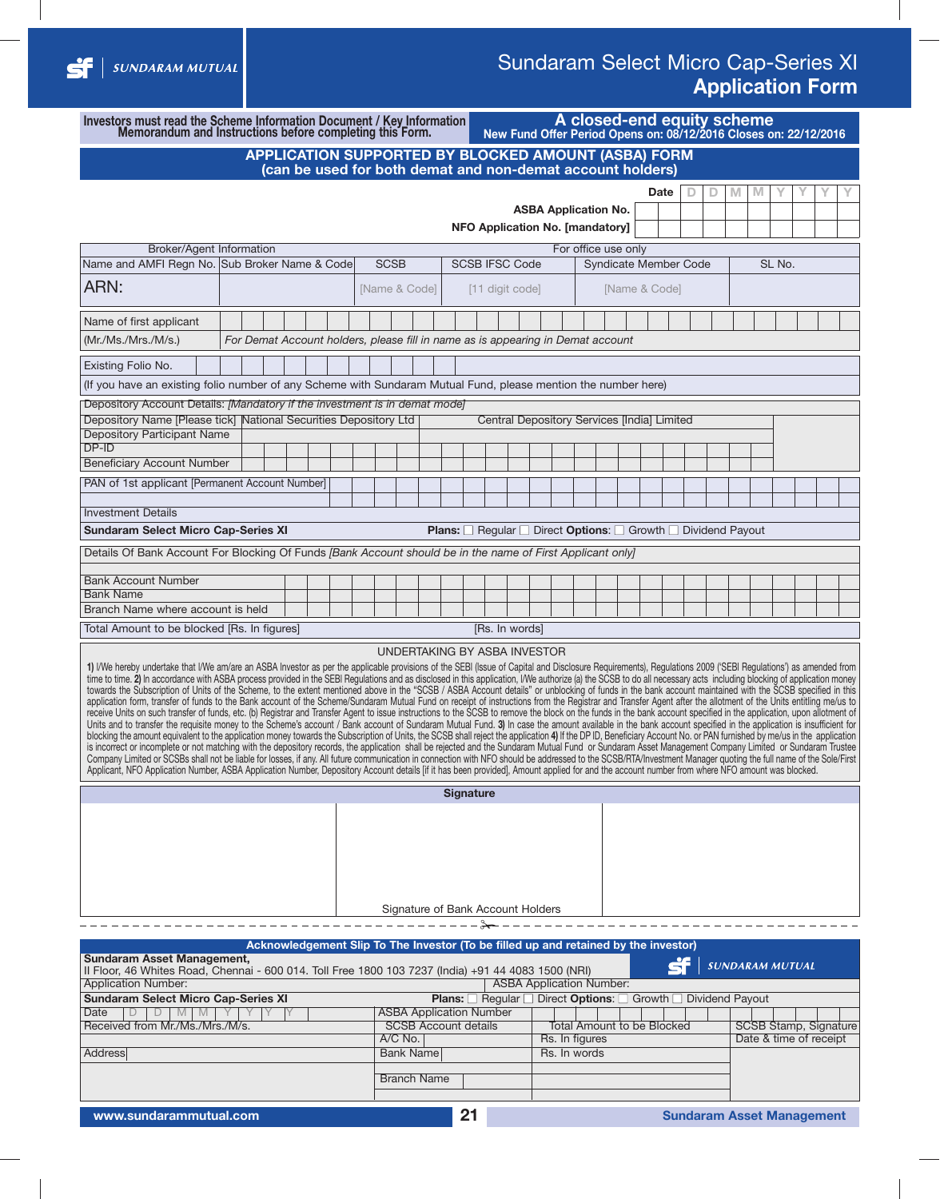SUNDARAM MUTUAL

# Sundaram Select Micro Cap-Series XI
## Application Form

**Investors must read the Scheme Information Document / Key Information Memorandum and Instructions before completing this Form.**

**A closed-end equity scheme**
**New Fund Offer Period Opens on: 08/12/2016 Closes on: 22/12/2016**

**APPLICATION SUPPORTED BY BLOCKED AMOUNT (ASBA) FORM**
**(can be used for both demat and non-demat account holders)**

**Date** D D M M Y Y Y Y

**ASBA Application No.**

**NFO Application No. [mandatory]**

| Broker/Agent Information | | For office use only | | | |
|---|---|---|---|---|---|
| Name and AMFI Regn No. | Sub Broker Name & Code | SCSB | SCSB IFSC Code | Syndicate Member Code | SL No. |
| ARN: | | [Name & Code] | [11 digit code] | [Name & Code] | |

Name of first applicant (Mr./Ms./Mrs./M/s.)

*For Demat Account holders, please fill in name as is appearing in Demat account*

Existing Folio No.

(If you have an existing folio number of any Scheme with Sundaram Mutual Fund, please mention the number here)

Depository Account Details: *[Mandatory if the investment is in demat mode]*

| Depository Name [Please tick] | National Securities Depository Ltd | Central Depository Services [India] Limited |
|---|---|---|
| Depository Participant Name | | |
| DP-ID | | |
| Beneficiary Account Number | | |

PAN of 1st applicant [Permanent Account Number]

Investment Details

**Sundaram Select Micro Cap-Series XI** **Plans:** ☐ Regular ☐ Direct **Options:** ☐ Growth ☐ Dividend Payout

Details Of Bank Account For Blocking Of Funds *[Bank Account should be in the name of First Applicant only]*

Bank Account Number

Bank Name

Branch Name where account is held

Total Amount to be blocked [Rs. In figures] [Rs. In words]

UNDERTAKING BY ASBA INVESTOR

**1)** I/We hereby undertake that I/We am/are an ASBA Investor as per the applicable provisions of the SEBI (Issue of Capital and Disclosure Requirements), Regulations 2009 ('SEBI Regulations') as amended from time to time. **2)** In accordance with ASBA process provided in the SEBI Regulations and as disclosed in this application, I/We authorize (a) the SCSB to do all necessary acts including blocking of application money towards the Subscription of Units of the Scheme, to the extent mentioned above in the "SCSB / ASBA Account details" or unblocking of funds in the bank account maintained with the SCSB specified in this application form, transfer of funds to the Bank account of the Scheme/Sundaram Mutual Fund on receipt of instructions from the Registrar and Transfer Agent after the allotment of the Units entitling me/us to receive Units on such transfer of funds, etc. (b) Registrar and Transfer Agent to issue instructions to the SCSB to remove the block on the funds in the bank account specified in the application, upon allotment of Units and to transfer the requisite money to the Scheme's account / Bank account of Sundaram Mutual Fund. **3)** In case the amount available in the bank account specified in the application is insufficient for blocking the amount equivalent to the application money towards the Subscription of Units, the SCSB shall reject the application **4)** If the DP ID, Beneficiary Account No. or PAN furnished by me/us in the application is incorrect or incomplete or not matching with the depository records, the application shall be rejected and the Sundaram Mutual Fund or Sundaram Asset Management Company Limited or Sundaram Trustee Company Limited or SCSBs shall not be liable for losses, if any. All future communication in connection with NFO should be addressed to the SCSB/RTA/Investment Manager quoting the full name of the Sole/First Applicant, NFO Application Number, ASBA Application Number, Depository Account details [if it has been provided], Amount applied for and the account number from where NFO amount was blocked.

**Signature**

Signature of Bank Account Holders

---

**Acknowledgement Slip To The Investor (To be filled up and retained by the investor)**

**Sundaram Asset Management,**
II Floor, 46 Whites Road, Chennai - 600 014. Toll Free 1800 103 7237 (India) +91 44 4083 1500 (NRI)

SUNDARAM MUTUAL

Application Number: ASBA Application Number:

**Sundaram Select Micro Cap-Series XI** **Plans:** ☐ Regular ☐ Direct **Options:** ☐ Growth ☐ Dividend Payout

| Date D D M M Y Y Y Y | ASBA Application Number | | |
|---|---|---|---|
| Received from Mr./Ms./Mrs./M/s. | SCSB Account details | Total Amount to be Blocked | SCSB Stamp, Signature |
| | A/C No. | Rs. In figures | Date & time of receipt |
| Address | Bank Name | Rs. In words | |
| | Branch Name | | |

www.sundarammutual.com

Sundaram Asset Management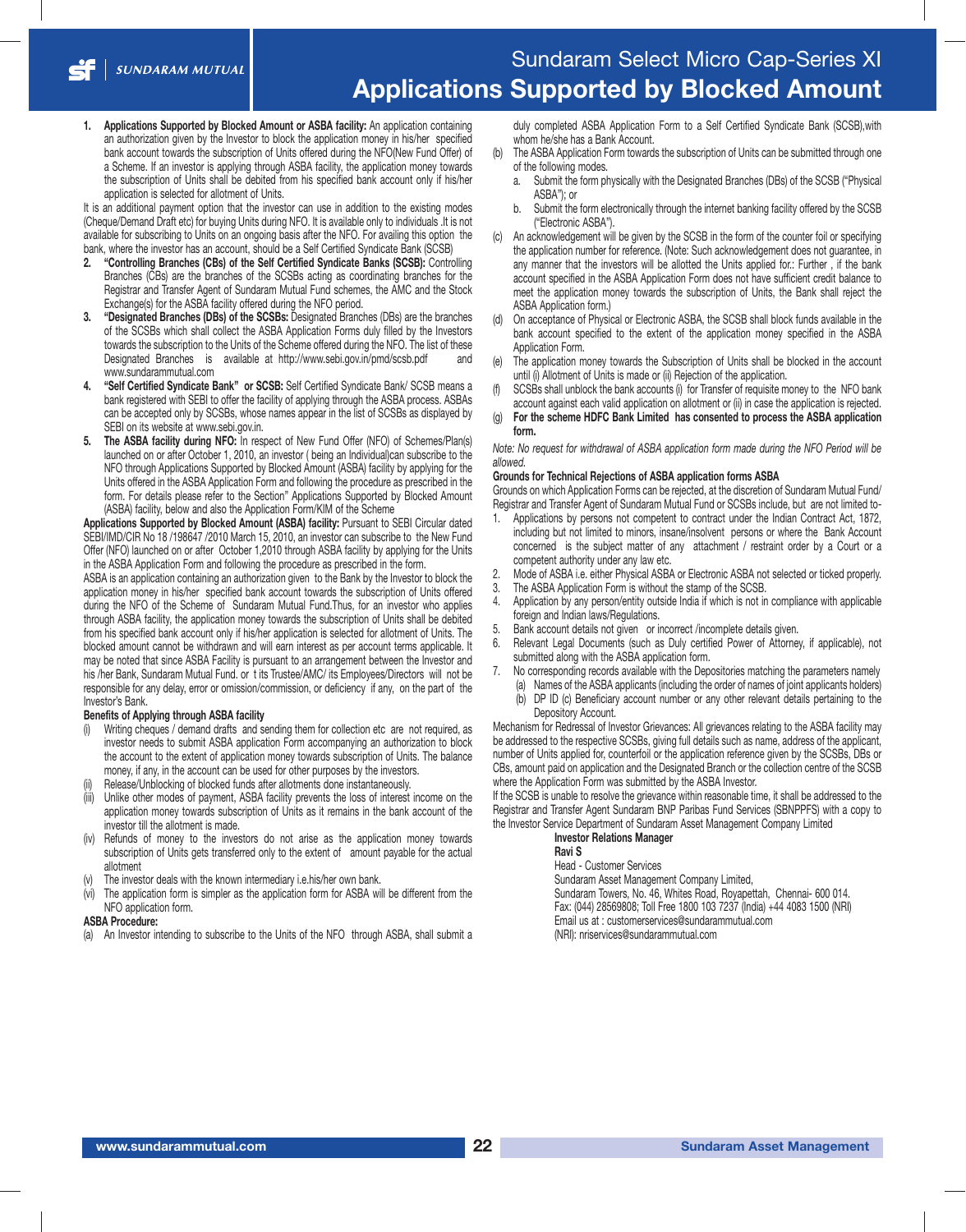# Sundaram Select Micro Cap-Series XI

## Applications Supported by Blocked Amount

1. **Applications Supported by Blocked Amount or ASBA facility:** An application containing an authorization given by the Investor to block the application money in his/her specified bank account towards the subscription of Units offered during the NFO(New Fund Offer) of a Scheme. If an investor is applying through ASBA facility, the application money towards the subscription of Units shall be debited from his specified bank account only if his/her application is selected for allotment of Units.

It is an additional payment option that the investor can use in addition to the existing modes (Cheque/Demand Draft etc) for buying Units during NFO. It is available only to individuals .It is not available for subscribing to Units on an ongoing basis after the NFO. For availing this option the bank, where the investor has an account, should be a Self Certified Syndicate Bank (SCSB)

2. **"Controlling Branches (CBs) of the Self Certified Syndicate Banks (SCSB):** Controlling Branches (CBs) are the branches of the SCSBs acting as coordinating branches for the Registrar and Transfer Agent of Sundaram Mutual Fund schemes, the AMC and the Stock Exchange(s) for the ASBA facility offered during the NFO period.
3. **"Designated Branches (DBs) of the SCSBs:** Designated Branches (DBs) are the branches of the SCSBs which shall collect the ASBA Application Forms duly filled by the Investors towards the subscription to the Units of the Scheme offered during the NFO. The list of these Designated Branches is available at http://www.sebi.gov.in/pmd/scsb.pdf and www.sundarammutual.com
4. **"Self Certified Syndicate Bank" or SCSB:** Self Certified Syndicate Bank/ SCSB means a bank registered with SEBI to offer the facility of applying through the ASBA process. ASBAs can be accepted only by SCSBs, whose names appear in the list of SCSBs as displayed by SEBI on its website at www.sebi.gov.in.
5. **The ASBA facility during NFO:** In respect of New Fund Offer (NFO) of Schemes/Plan(s) launched on or after October 1, 2010, an investor ( being an Individual)can subscribe to the NFO through Applications Supported by Blocked Amount (ASBA) facility by applying for the Units offered in the ASBA Application Form and following the procedure as prescribed in the form. For details please refer to the Section" Applications Supported by Blocked Amount (ASBA) facility, below and also the Application Form/KIM of the Scheme

**Applications Supported by Blocked Amount (ASBA) facility:** Pursuant to SEBI Circular dated SEBI/IMD/CIR No 18 /198647 /2010 March 15, 2010, an investor can subscribe to the New Fund Offer (NFO) launched on or after October 1,2010 through ASBA facility by applying for the Units in the ASBA Application Form and following the procedure as prescribed in the form.

ASBA is an application containing an authorization given to the Bank by the Investor to block the application money in his/her specified bank account towards the subscription of Units offered during the NFO of the Scheme of Sundaram Mutual Fund.Thus, for an investor who applies through ASBA facility, the application money towards the subscription of Units shall be debited from his specified bank account only if his/her application is selected for allotment of Units. The blocked amount cannot be withdrawn and will earn interest as per account terms applicable. It may be noted that since ASBA Facility is pursuant to an arrangement between the Investor and his /her Bank, Sundaram Mutual Fund. or t its Trustee/AMC/ its Employees/Directors will not be responsible for any delay, error or omission/commission, or deficiency if any, on the part of the Investor's Bank.

**Benefits of Applying through ASBA facility**

(i) Writing cheques / demand drafts and sending them for collection etc are not required, as investor needs to submit ASBA application Form accompanying an authorization to block the account to the extent of application money towards subscription of Units. The balance money, if any, in the account can be used for other purposes by the investors.
(ii) Release/Unblocking of blocked funds after allotments done instantaneously.
(iii) Unlike other modes of payment, ASBA facility prevents the loss of interest income on the application money towards subscription of Units as it remains in the bank account of the investor till the allotment is made.
(iv) Refunds of money to the investors do not arise as the application money towards subscription of Units gets transferred only to the extent of amount payable for the actual allotment
(v) The investor deals with the known intermediary i.e.his/her own bank.
(vi) The application form is simpler as the application form for ASBA will be different from the NFO application form.

**ASBA Procedure:**

(a) An Investor intending to subscribe to the Units of the NFO through ASBA, shall submit a duly completed ASBA Application Form to a Self Certified Syndicate Bank (SCSB),with whom he/she has a Bank Account.
(b) The ASBA Application Form towards the subscription of Units can be submitted through one of the following modes.
    a. Submit the form physically with the Designated Branches (DBs) of the SCSB ("Physical ASBA"); or
    b. Submit the form electronically through the internet banking facility offered by the SCSB ("Electronic ASBA").
(c) An acknowledgement will be given by the SCSB in the form of the counter foil or specifying the application number for reference. (Note: Such acknowledgement does not guarantee, in any manner that the investors will be allotted the Units applied for.: Further , if the bank account specified in the ASBA Application Form does not have sufficient credit balance to meet the application money towards the subscription of Units, the Bank shall reject the ASBA Application form.)
(d) On acceptance of Physical or Electronic ASBA, the SCSB shall block funds available in the bank account specified to the extent of the application money specified in the ASBA Application Form.
(e) The application money towards the Subscription of Units shall be blocked in the account until (i) Allotment of Units is made or (ii) Rejection of the application.
(f) SCSBs shall unblock the bank accounts (i) for Transfer of requisite money to the NFO bank account against each valid application on allotment or (ii) in case the application is rejected.
(g) **For the scheme HDFC Bank Limited has consented to process the ASBA application form.**

*Note: No request for withdrawal of ASBA application form made during the NFO Period will be allowed.*

**Grounds for Technical Rejections of ASBA application forms ASBA**

Grounds on which Application Forms can be rejected, at the discretion of Sundaram Mutual Fund/ Registrar and Transfer Agent of Sundaram Mutual Fund or SCSBs include, but are not limited to-

1. Applications by persons not competent to contract under the Indian Contract Act, 1872, including but not limited to minors, insane/insolvent persons or where the Bank Account concerned is the subject matter of any attachment / restraint order by a Court or a competent authority under any law etc.
2. Mode of ASBA i.e. either Physical ASBA or Electronic ASBA not selected or ticked properly.
3. The ASBA Application Form is without the stamp of the SCSB.
4. Application by any person/entity outside India if which is not in compliance with applicable foreign and Indian laws/Regulations.
5. Bank account details not given or incorrect /incomplete details given.
6. Relevant Legal Documents (such as Duly certified Power of Attorney, if applicable), not submitted along with the ASBA application form.
7. No corresponding records available with the Depositories matching the parameters namely
    (a) Names of the ASBA applicants (including the order of names of joint applicants holders)
    (b) DP ID (c) Beneficiary account number or any other relevant details pertaining to the Depository Account.

Mechanism for Redressal of Investor Grievances: All grievances relating to the ASBA facility may be addressed to the respective SCSBs, giving full details such as name, address of the applicant, number of Units applied for, counterfoil or the application reference given by the SCSBs, DBs or CBs, amount paid on application and the Designated Branch or the collection centre of the SCSB where the Application Form was submitted by the ASBA Investor.

If the SCSB is unable to resolve the grievance within reasonable time, it shall be addressed to the Registrar and Transfer Agent Sundaram BNP Paribas Fund Services (SBNPPFS) with a copy to the Investor Service Department of Sundaram Asset Management Company Limited

**Investor Relations Manager**
**Ravi S**
Head - Customer Services
Sundaram Asset Management Company Limited,
Sundaram Towers, No. 46, Whites Road, Royapettah, Chennai- 600 014.
Fax: (044) 28569808; Toll Free 1800 103 7237 (India) +44 4083 1500 (NRI)
Email us at : customerservices@sundarammutual.com
(NRI): nriservices@sundarammutual.com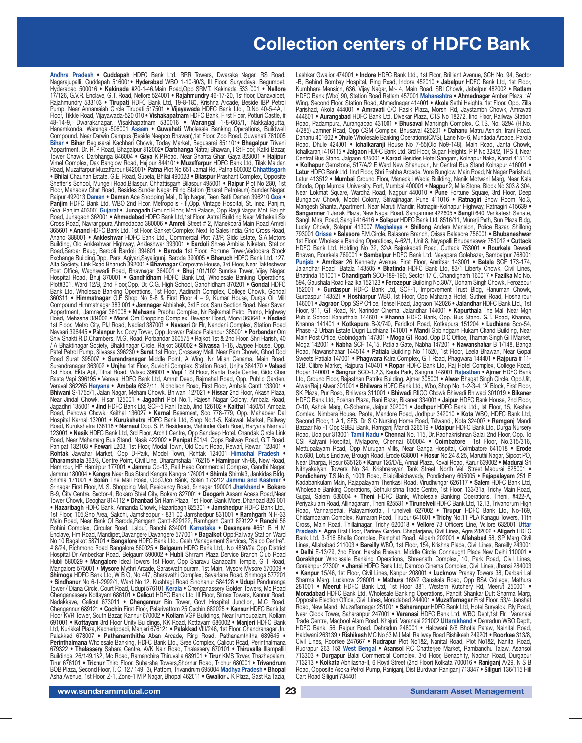# Collection centers of HDFC Bank

**Andhra Pradesh** • **Cuddapah** HDFC Bank Ltd, RRR Towers, Dwaraka Nagar, RS Road, Nagarajupalli, Cuddapah 516001• **Hyderabad** WBO 1-10-60/3, III Floor, Suryodaya, Begumpet, Hyderabad 500016 • **Kakinada** #20-1-46,Main Road,Opp SRMT, Kakinada 533 001 • **Nellore** 17/126, G.V.R. Enclave, G.T. Road, Nellore 524001 • **Rajahmundry** 46-17-20, 1st floor, Danavaipet, Rajahmundry 533103 • **Tirupati** HDFC Bank Ltd, 19-8-180, Krishna Arcade, Beside IBP Petrol Pump, Near Annamaiah Circle Tirupati 517501 • **Vijayawada** HDFC Bank Ltd., D.No 40-5-4A, I Floor, Tikkle Road, Vijayawada-520 010 • **Vishakapatnam** HDFC Bank, First Floor, Potluri Castle, # 48-14-9, Dwarakanagar, Visakhapatnam 530016 • **Warangal** 1-8-605/1, Nakkalagutta, Hanamkonda, Warangal-506001 **Assam** • **Guwahati** Wholesale Banking Operations, Buildwell Compound, Near Darwin Campus (Beside Neepco Bhawan),1st Floor, Zoo Road, Guwahati 781005 **Bihar** • **Bihar** Begusarai Kachhari Chowk, Today Market, Begusarai 851101• **Bhagalpur** Triveni Appartment, Dr. R. P Road, Bhagalpur 812002• **Darbhanga** Natraj Bhawan, I St Floor, Katki Bazar, Tower Chowk, Darbhanga 846004 • **Gaya** K.P.Road, Near Ghanta Ghar, Gaya 823001 • **Hajipur** Vimel Complex, Dak Banglow Road, Hajipur 844101• **Muzaffarpur** HDFC Bank Ltd, Tilak Maidan Road, Muzaffarpur Muzaffarpur 842001• **Patna** Plot No 651 Jamal Rd, Patna 800002 **Chhattisgarh** • **Bhilai** Chauhan Estate, G.E. Road, Supela, Bhilai 490023 • **Bilaspur** Prashant Complex, Opposite Sheffer's School, Mungeli Road,Bilaspur, Chhattisgarh Bilaspur 495001 • **Raipur** Plot No 280, 1st Floor, Mahadev Ghat Road, Besides Sunder Nagar Filing Station (Bharat Petroleum) Sunder Nagar, Raipur 492013 **Daman** • **Daman** Ace Shopping Mall, Dilip Nagar, Teen Batti Daman 396210 **Goa** • **Panjim** HDFC Bank Ltd, WBO 2nd Floor, Metropolis - II,Opp. Vintage Hospital, St. Inez, Panjim, Goa, Panjim 403001 **Gujarat** • **Junagadh** Ground Floor, Moti Palace, Opp.Rayji Nagar, Moti Baugh Road, Junagadh 362001 • **Ahmedabad** HDFC Bank Ltd,1st Floor, Astral Building,Near Mithakali Six Cross Road, Navrangpura Ahmedabad 380006 • **Amreli** Street # 2, Manekpara Main Road Amreli 365601 • **Anand** HDFC Bank Ltd. 1st Floor, Sanket Complex, Next To Sales India, Grid Cross Road, Anand 388001 • **Ankleshwar** HDFC Bank Ltd., Commercial Plot 73/P, Gidc Estate, S.A.Motors Building, Old Ankleshwar Highway, Ankleshwar 393001 • **Bardoli** Shree Ambika Niketan, Station Road,Sardar Baug, Bardoli Bardoli 394601 • **Baroda** 1st Floor, Fortune Tower,Vadodara Stock Exchange Building,Opp. Parsi Agiyari,Sayajigunj, Baroda 390005 • **Bharuch** HDFC Bank Ltd, 127, Alfa Society, Link Road Bharuch 392001 • **Bhavnagar** Corporate House, 3rd Floor, Near Takteshwar Post Office, Waghawadi Road, Bhavnagar 364001 • **Bhuj** 101/102 Sunrise Tower, Vijay Nagar, Hospital Road, Bhuj 370001 • **Gandhidham** HDFC Bank Ltd, Wholesale Banking Operations, Plot#301, Ward 12/B, 2nd Floor,Opp. Dr. C.G. High School, Gandhidham 370201 • **Gondal** HDFC Bank Ltd, Wholesale Banking Operations, 1st Floor, Aadinath Complex, College Chowk, Gondal 360311 • **Himmatnagar** G.F Shop No 5-8 & First Floor 4 – 9, Kumar House, Durga Oil Mill Compound Himmatnagar 383 001 • **Jamnagar** Abhishek, 3rd Floor, Saru Section Road, Near Savan Appartment, Jamnagar 361008 • **Mehsana** Prabhu Complex, Nr Rajkamal Petrol Pump, Highway Road, Mehsana 384002 • **Morvi** Om Shopping Complex, Ravapar Road, Morvi 363641 • **Nadiad** 1st Floor, Metro City, PIJ Road, Nadiad 387001 • **Navsari** Gr Flr, Nandani Complex, Station Road Navsari 396445 • **Palanpur** Nr. Cozy Tower, Opp Joravar Palace Palanpur 385001 • **Porbandar** Om Shiv Shakti R.D.Chambers, M.G. Road, Porbandar 360575 • Rajkot 1st & 2nd Floor, Shri Harish, 40 / A Bhaktinagar Society, Bhaktinagar Circle. Rajkot 360002 • **Silvassa** 1-16, Jaypee House, Opp. Patel Petrol Pump, Silvassa 396230 • **Surat** 1st Floor, Crossway Mall, Near Ram Chowk, Ghod Dod Road Surat 395007 • **Surendranagar** Middle Point, A Wing, Nr Milan Cenama, Main Road, Surendranagar 363002 • **Unjha** 1st Floor, Suvidhi Complex, Station Road, Unjha 384170 • **Valsad** 1st Floor, Ekta Apt, Tithal Road, Valsad 396001 • **Vapi** 1 St Floor, Kanta Trade Center, Gidc Char Rasta Vapi 396195 • Veraval HDFC Bank Ltd, Amrut Deep, Rajmahal Road, Opp. Public Garden, Veraval 362265 **Haryana** • **Ambala** 6352/11, Nicholson Road, First Floor, Ambala Cantt 133001 • **Bhiwani** S-175d/1, Jalan Nagar, Meham Chowk. Bhiwani 127021 • **Hissar** 2nd Floor, Akash Plaza, Near Jindal Chowk, Hisar 125001 • **Jagadhri** Plot No.1, Rajesh Nagar Colony, Ambala Road, Jagadhri 135001 • **Jind** HDFC Bank Ltd, SCF-5 Rani Talab, Jind 126102 • **Kaithal** 1450/51 Ambala Road, Pehowa Chowk, Kaithal 136027 • **Karnal** Basement, Sco 778-779, Opp. Mahabeer Dal Hospital Karnal 132001 • **Kurukshetra** HDFC Bank Ltd, Shop No.1-5, Kalawati Market, Railway Road, Kurukshetra 136118 • **Narnaul** Opp. S. P. Residence, Mahinder Garh Road, Haryana Narnaul 123001 • **Nasik** HDFC Bank Ltd, 3rd Floor, Archit Centre, Opp Sandeep Hotel, Chandak Circle Link Road, Near Mahamarg Bus Stand, Nasik 422002 • **Panipat** 801/4, Opps Railway Road, G.T Road, Panipat 132103 • **Rewari** L203, 1st Floor, Modal Town, Old Court Road, Rewari, Rewari 123401 • **Rohtak** Jawahar Market, Opp D-Park, Model Town, Rohtak 124001 **Himachal Pradesh** • **Dharamshala** 363/3, Centre Point, Civil Line, Dharamshala 176215 • **Hamirpur** Nh-88, New Road, Hamirpur, HP Hamirpur 177001 • **Jammu** Cb-13, Rail Head Commercial Complex, Gandhi Nagar, Jammu 180004 • **Kangra** Near Bus Stand Kangra Kangra 176001 • **Shimla** Shimla3, Jankidas Bldg, Shimla 171001 • **Solan** The Mall Road, Opp.Uco Bank, Solan 173212 **Jammu and Kashmir** • Srinagar First Floor, M. S. Shopping Mall, Residency Road, Srinagar 190001 **Jharkhand** • **Bokaro** B-9, City Centre, Sector-4, Bokaro Steel City, Bokaro 827001 • **Deogarh** Assam Acess Road,Near Tower Chowk, Deoghar 814112 • **Dhanbad** Sri Ram Plaza, 1st Floor, Bank More, Dhanbad 826 001 • **Hazaribagh** HDFC Bank, Annanda Chowk, Hazaribagh 825301 • **Jamshedpur** HDFC Bank Ltd., 1st Floor, 105,Snp Area, Sakchi, Jamshedpur - 831 00 Jamshedpur 831001 • **Ramhgarh** N.H-33 Main Road, Near Bank Of Baroda,Ramgarh Cantt-829122, Ramhgarh Cantt 829122 • **Ranchi** 56 Rohini Complex, Circular Road, Lalpur, Ranchi 834001 **Karnataka** • **Davangere** #651 B H M Enclave, Hm Road, Mandipet,Davangere Davangere 577001 • **Bagalkot** Opp:Railway Station Ward No 10 Bagalkot 587101 • **Bangalore** HDFC Bank Ltd., Cash Management Services, "Salco Centre", # 8/24, Richmond Road Bangalore 560025 • **Belgaum** HDFC Bank Ltd,. No 4830/2a Opp District Hospital Dr Ambedkar Road. Belgaum 590002 • **Hubli** Shriram Plaza Device Branch Club Road Hubli 580029 • **Mangalore** Ideal Towers 1st Floor, Opp Sharavu Ganapathi Temple, G T Road, Mangalore 575001 • **Mysore** Mythri Arcade, Saraswathipuram, 1st Main, Mysore Mysore 570009 • **Shimoga** HDFC Bank Ltd, W B O, No 447, Sharavathi Complex, Savarlane Road, Shimoga 577201 • **Sindhanur** No 6-1-2992/1, Ward No 12, Kushtagi Road Sindhanur 584128 • **Udupi** Panduranga Tower / Diana Circle, Court Road, Udupi 576101 **Kerala** • Chenganassery Golden Towers, Mc Road Chenganassery Kottayam 686101 • **Calicut** HDFC Bank Ltd, III Floor, Simax Towers, Kannur Road, Nadakkave, Calicut 673011 • **Chengannur** Bin Tower, Govt Hospital Junction, M.C Road, Chengannur 689121 • **Cochin** First Floor, Palarivattom 25 Cochin 682025 • **Kannur** HDFC Bank,Ist Floor KVR Tower, South Bazar, Kannur 670002 • **Kollam** VGP Bulidings, Near Irumpupalam, Kollam 691001 • **Kottayam** 3rd Floor Unity Buildings, KK Road, Kottayam 686002 • **Manjeri** HDFC Bank Ltd, Kurikkal Plaza, Kacherippadi, Manjeri 676121 • **Palakkad** VIII/246, 1st Floor, Chandranagar Jn. Palakkad 678007 • **Pathanamthitha** Aban Arcade, Ring Road, Pathanamthitha 689645 • **Perinthalmana** Wholesale Banking, HDFC Bank Ltd., Sree Complex, Calicut Road, Perinthalmana 679322 • **Thalassery** Sahara Centre, AVK Nair Road, Thalassery 670101 • **Thiruvalla** Illampallil Buildings, 26/149,1&2, Mc Road, Ramanchira Thiruvalla 689101 • **Tirur** KMS Tower, Thazhepalam, Tirur 676101 • **Trichur** Third Floor, Suharsha Towers,Shornur Road, Trichur 680001 • **Trivandrum** BOB Plaza, Second Floor, T. C. 12 / 149 (3), Pattom, Trivandrum 695004 **Madhya Pradesh** • **Bhopal** Asha Avenue, 1st Floor, Z-1, Zone-1 M P Nagar, Bhopal 462011 • **Gwalior** J K Plaza, Gast Ka Tazia, Lashkar Gwalior 474001 • **Indore** HDFC Bank Ltd., 1st Floor, Brilliant Avenue, SCH No. 94, Sector -B, Behind Bombay Hospital, Ring Road, Indore 452010 • **Jabalpur** HDFC Bank Ltd, 1st Floor, Kumbhare Mension, 636, Vijay Nagar, Mr- 4, Main Road, SBI Chowk, Jabalpur 482002 • **Ratlam** HDFC Bank (Wbo) 90, Station Road Ratlam 457001 **Maharashtra** • **Ahmednagar** Ambar Plaza, 'A' Wing, Second Floor, Station Road, Ahmednagar 414001 • **Akola** Sethi Heights, 1st Floor, Opp. Zilla Parishad, Akola 444001 • **Amravati** C/O Rasik Plaza, Morshi Rd, Jaystambh Chowk, Amravati 444601 • **Aurangabad** HDFC Bank Ltd. Divekar Plaza, CTS No 18272, IInd Floor, Railway Station Road, Padampura, Aurangabad 431001 • **Bhusaval** Mansingh Complex. C.T.S. No. 3294 (H.No. 4/285) Jamner Road, Opp CSM Complex, Bhusaval 425201 • **Dahanu** Matru Ashish, Irani Road. Dahanu 401602 • **Dhule** Wholesale Banking Operations(CMS), Lane No- 6, Mundada Arcade, Parola Road, Dhule 424001 • **Ichalkaranji** House No 7-55(Old No9-148), Main Road, Janta Chowk, Ichalkaranji 416115 • **Jalgaon** HDFC Bank Ltd, 3rd Floor, Sugan Heights, P P No 324/2, TPS II, Near Central Bus Stand, Jalgaon 425001 • **Karad** Besides Hotel Sangam, Kolhapur Naka, Karad 415110 • **Kolhapur** Gemstone, 517/A/2 E Ward New Shahupuri, Nr Central Bus Stand Kolhapur 416001 • **Latur** HDFC Bank Ltd, IInd Floor, Shri Prabha Arcade, Vora Bunglow, Main Road, Nr Nagar Parishad, Latur 413512 • **Mumbai** Ground Floor, Maneckji Wadia Building, Nanik Motwani Marg, Near Kala Ghoda, Opp Mumbai University, Fort, Mumbai 400001 • **Nagpur** 2, Mile Stone, Block No 303 & 304, Near Lokmat Square, Wardha Road, Nagpur 440010 • **Pune** Fortune Square, 3rd Floor, Deep Bungalow Chowk, Model Colony, Shivajinagar, Pune 411016 • **Ratnagiri** Show Room No.3, Mangesh Shanta, Apartment, Near Maruti Mandir, Ratnagiri-Kolhapur Highway, Ratnagiri 415639 • **Sangamner** 1 Janak Plaza, New Nagar Road, Sangamner 422605 • **Sangli** 640, Venkatesh Senate, Sangli Miraj Road, Sangli 416416 • **Solapur** HDFC Bank Ltd, 8516/11, Murarji Peth, Sun Plaza Bldg, Lucky Chowk, Solapur 413007 **Meghalaya** • **Shillong** Anders Mansion, Police Bazar, Shillong 793001 **Orissa** • **Balasore** F.M.Circle, Balasore Branch, Orissa Balasore 756001 • **Bhubaneshwar** 1st Floor, Wholesale Banking Operations, A-62/1, Unit 8, Nayapalli Bhubaneswar 751012 • **Cuttack** HDFC Bank Ltd, Holding No 32, 32/A Bajrakabati Road, Cuttack 753001 • **Rourkela** Dewadi Bhavan, Rourkela 769001 • **Sambalpur** HDFC Bank Ltd, Nayapara Golebazar, Sambalpur 768001 **Punjab** • **Amritsar** 26 Kennedy Avenue, First Floor, Amritsar 143001 • **Batala** SCF 173-174, Jalandhar Road Batala 143505 • **Bhatinda** HDFC Bank Ltd, 83/1 Liberty Chowk, Civil Lines, Bhatinda 151001 • **Chandigarh** SCO-189-190, Sector 17 C, Chandigharh 160017 • **Fazilka** Mc No. 594, Gaushala Road Fazilka 152123 • **Ferozepur** Building No.30/7, Udham Singh Chowk, Ferozepur 152001 • **Gurdaspur** HDFC Bank Ltd, SCF-1, Improvement Trust Bldg, Hanuman Chowk, Gurdaspur 143521 • **Hoshiarpur** WBO, Ist Floor, Opp Maharaja Hotel, Sutheri Road, Hoshairpur 146001 • **Jagraon** Opp SSP Office, Tehsel Road, Jagraon 142026 • **Jalandhar** HDFC Bank Ltd., 1st Floor, 911, GT Road, Nr. Narinder Cinema, Jalandhar 144001 • **Kapurthala** The Mall Near Mgn Public School Kapurthala 144601 • **Khanna** HDFC Bank, Opp. Bus Stand. G.T. Road, Khanna, Khanna 141401 • **Kotkapura** B-X/740, Faridkot Road, Kotkapura 151204 • **Ludhiana** Sco-54, Phase -2 Urban Estate Dugri Ludhiana 141001 • **Mandi** Gobindgarh Hukam Chand Building, Near Main Post Office, Gobindgarh 147301 • **Moga** GT Road, Opp D C Office, Thaman Singh Gill Market, Moga 142001 • **Nabha** SCF 14,15, Patiala Gate, Nabha 147201 • **Nawanshahar** B 1/148, Banga Road, Nawanshahar 144514 • **Patiala** Building No 11520, 1st Floor, Leela Bhawan, Near Gopal Sweets Patiala 147001 • **Phagwara** Kalra Complex, G T Road, Phagwara 144401 • **Rajpura** # 11-12B, Clibre Market, Rajpura 140401 • **Ropar** HDFC Bank Ltd, Raj Hotel Complex, College Road, Ropar 140001 • **Sangrur** SCO-1,2,3, Kaula Park, Sangrur 148001 **Rajasthan** • **Ajmer** HDFC Bank Ltd, Ground Floor, Rajasthan Patrika Building, Ajmer 305001 • **Alwar** Bhagat Singh Circle, Opp.Uit, Alwar(Raj.) Alwar 301001 • **Bhilwara** HDFC Bank Ltd., Wbo, Shop No. 1-2-3-4, 'A' Block, First Floor, SK Plaza, Pur Road, Bhilwara 311001 • **Bhiwadi** RIICO Chowk Bhiwadi Bhiwadi 301019 • **Bikaner** HDFC Bank Ltd, Roshan Plaza, Rani Bazar, Bikaner 334001 • **Jaipur** HDFC Bank House, 2nd Floor, O-10, Ashok Marg, C-Scheme, Jaipur 302001 • **Jodhpur** HDFC Bank Ltd., Ist Floor, 15, Keshav Comlex, Nimbera House, Paota, Mandore Road, Jodhpur 342010 • **Kota** WBO, HDFC Bank Ltd, Second Floor, 1 A 1, SFS, Dr S C Nursing Home Road, Talwandi, Kota 324007 • **Ramganj** Mandi Bazaar No -1 Opp SBBJ Bank, Ramganj Mandi 326519 • **Udaipur** HDFC Bank Ltd, Durga Nursery Road, Udaipur 313001 **Tamil Nadu** • **Chennai** No. 115, Dr. Radhakrishnan Salai, 2nd Floor, Opp. To CSI Kalyani Hospital, Mylapore, Chennai 600004 • **Coimbatore** 1st Floor, No.315/316, Mettupalayam Road, Opp Murugan Mills, Near Ganga Hospital, Coimbatore 641018 • **Erode** No.680, Lotus Enclave, Brough Road, Erode 638001 • **Hosur** No.24 & 25, Maruthi Nagar, Sipcot PO, Near Dharga, Hosur 635126 • **Karur** 126/D/E, Annai Plaza, Kovai Road, Karur 639002 • **Madurai** Sri Nithyakalyani Towers, No 34, Krishnarayan Tank Street, North Veli Street Madurai 625001 • **Pondicherry** T.S.No.6, 100ft Road, Ellaipillaichavady, Pondicherry 605005 • **Rajapalayam** 251 E Kadabankulam Main, Rajapalayam Thenkasi Road, Virudhungar 626117 • **Salem** HDFC Bank Ltd, Wholesale Banking Operations, Sethukrishna Trade Centre, 1st Floor, 133/31a, Trichy Main Road, Gugai, Salem 636004 • **Theni** HDFC Bank, Wholesale Banking Operations, Theni, #422-A, Periyakulam Road, Allinagaram, Theni 625531 • **Tirunelveli** HDFC Bank Ltd, 12,13, Trivandrum High Road, Vannarpettai, Palayamkottai, Tirunelveli 627002 • **Tirupur** HDFC Bank Ltd, No-169, Chidambaram Complex, Kumaran Road, Tirupur 641601 • **Trichy** No.11 PLA Kanagu Towers, 11th Cross, Main Road, Thillainagar, Trichy 620018 • **Vellore** 73 Officers Line, Vellore 632001 **Uttar Pradesh** • **Agra** First Floor, Pariney Garden, Bhagfarjana, Civil Lines, Agra 282002 • **Aligarh** HDFC Bank Ltd, 3-316 Bhalla Complex, Ramghat Road, Aligarh 202001 • **Allahabad** 58, SP Marg Civil Lines, Allahabad 211003 • **Bareilly** WBO, 1st Floor, 154, Krishna Place, Civil Lines, Bareilly 243001 • **Delhi** E-13/29, 2nd Floor, Harsha Bhavan, Middle Circle, Connaught Place New Delhi 110001 • **Gorakhpur** Wholesale Banking Operations, Shreenath Complex, 10, Park Road, Civil Lines, Gorakhpur 273001 • **Jhansi** HDFC Bank Ltd, Damroo Cinema Complex, Civil Lines, Jhansi 284003 • **Kanpur** 15/46, 1st Floor, Civil Lines, Kanpur 208001 • **Lucknow** Pranay Towers 38, Darbari Lal Sharma Marg, Lucknow 226001 • **Mathura** 169/2 Gaushala Road, Opp BSA College, Mathura 281001 • **Meerut** HDFC Bank Ltd, 1st Floor 381, Western Kutchery Rd, Meerut 250001 • **Moradabad** HDFC Bank Ltd, Wholesale Banking Operations, Pandit Shankar Dutt Sharma Marg, Opposite Election Office, Civil Lines, Moradabad 244001 • **Muzaffarnagar** First Floor, 53/4 Janshat Road, New Mandi, Muzaffarnagar 251001 • **Saharanpur** HDFC Bank Ltd, Hotel Suryalok, Rly Road, Near Clock Tower, Saharanpur 247001 • **Varanasi** HDFC Bank Ltd, WBO Dept,1st Flr, Varanasi Trade Centre, Maqbool Alam Road, Khajuri, Varanasi 221002 **Uttarakhand** • Dehradun WBO Deptt, HDFC Bank, 56, Rajpur Road, Dehradun 248001 • Haldwani 8/6 Bhotia Paraw, Nainital Road, Haldwani 263139 • **Rishikesh** MC No 53 MJ Mall Railway Road Rishikesh 249201 • **Roorkee** 313/8, Civil Lines, Roorkee 247667 • **Rudrapur** Plot No1&2, Nanital Road, Plot No1&2, Nanital Road, Rudrapur 263 153 **West Bengal** • **Asansol** P.C Chatterjee Market, Rambandhu Talaw, Asansol 713303 • **Durgapur** Balai Commercial Complex, 3rd Floor, Benachity, Nachan Road, Durgapur 713213 • **Kolkata** Abhilasha-II, 6 Royd Street (2nd Floor) Kolkata 700016 • **Raniganj** A/29, N S B Road, Opposite Asoka Petrol Pump, Raniganj, Dist Burdwan Raniganj 713347 • **Siliguri** 136/115 Hill Cart Road Siliguri 734401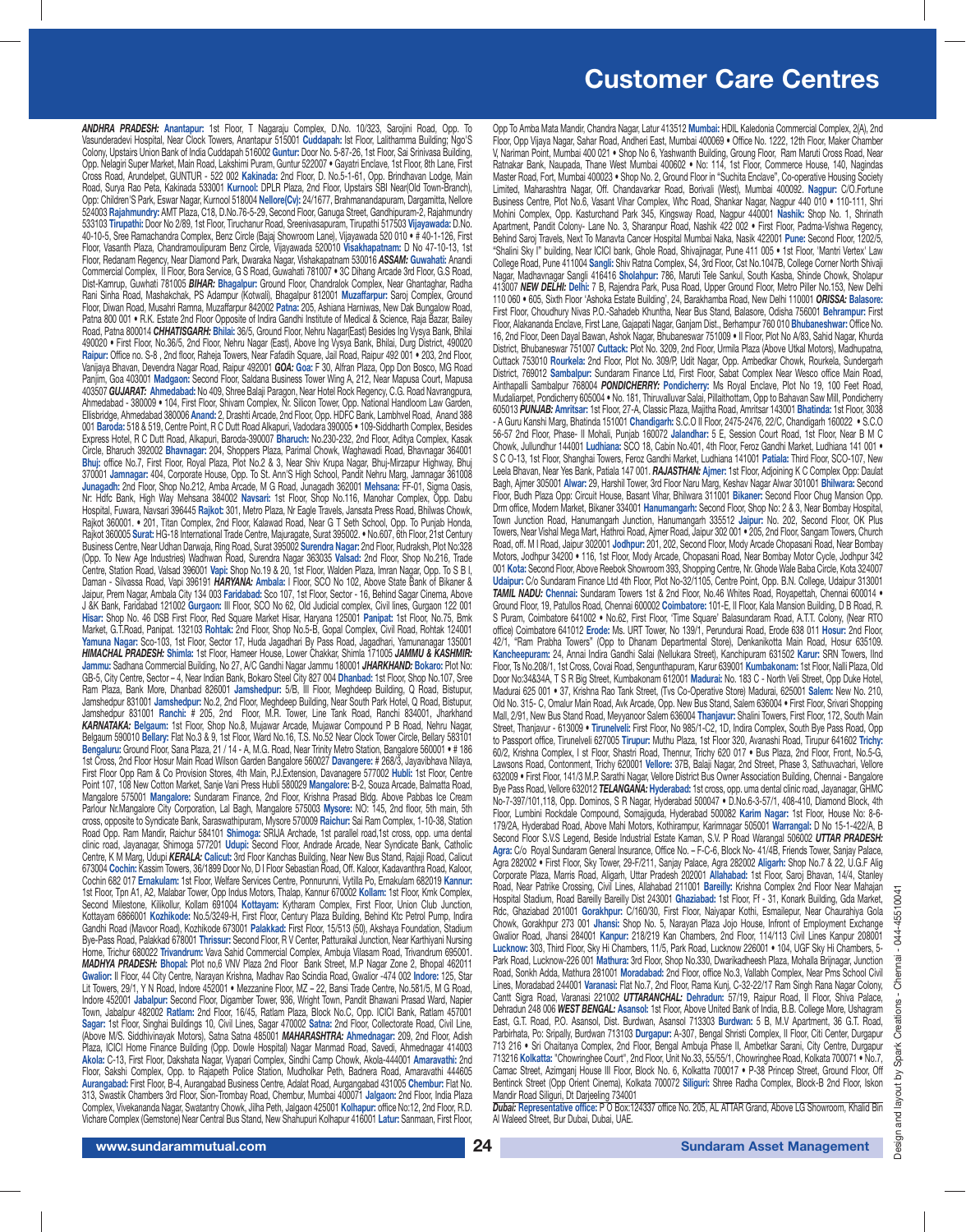# Customer Care Centres

***ANDHRA PRADESH:*** **Anantapur:** 1st Floor, T Nagaraju Complex, D.No. 10/323, Sarojini Road, Opp. To Vasunderadevi Hospital, Near Clock Towers, Anantapur 515001 **Cuddapah:** Ist Floor, Lalithamma Building; Ngo'S Colony, Upstairs Union Bank of India Cuddapah 516002 **Guntur:** Door No. 5-87-26, 1st Floor, Sai Srinivasa Building, Opp. Nelagiri Super Market, Main Road, Lakshmi Puram, Guntur 522007 • Gayatri Enclave, 1st Floor, 8th Lane, First Cross Road, Arundelpet, GUNTUR - 522 002 **Kakinada:** 2nd Floor, D. No.5-1-61, Opp. Brindhavan Lodge, Main Road, Surya Rao Peta, Kakinada 533001 **Kurnool:** DPLR Plaza, 2nd Floor, Upstairs SBI Near(Old Town-Branch), Opp: Children'S Park, Eswar Nagar, Kurnool 518004 **Nellore(Cv):** 24/1677, Brahmanandapuram, Dargamitta, Nellore 524003 **Rajahmundry:** AMT Plaza, C18, D.No.76-5-29, Second Floor, Ganuga Street, Gandhipuram-2, Rajahmundry 533103 **Tirupathi:** Door No 2/89, 1st Floor, Tiruchanur Road, Sreenivasapuram, Tirupathi 517503 **Vijayawada:** D.No. 40-10-5, Sree Ramachandra Complex, Benz Circle (Bajaj Showroom Lane), Vijayawada 520 010 • # 40-1-126, First Floor, Vasanth Plaza, Chandramoulipuram Benz Circle, Vijayawada 520010 **Visakhapatnam:** D No 47-10-13, 1st Floor, Redanam Regency, Near Diamond Park, Dwaraka Nagar, Vishakapatnam 530016 ***ASSAM:*** **Guwahati:** Anandi Commercial Complex, II Floor, Bora Service, G S Road, Guwahati 781007 • 3C Dihang Arcade 3rd Floor, G.S Road, Dist-Kamrup, Guwahati 781005 ***BIHAR:*** **Bhagalpur:** Ground Floor, Chandralok Complex, Near Ghantaghar, Radha Rani Sinha Road, Mashakchak, PS Adampur (Kotwali), Bhagalpur 812001 **Muzaffarpur:** Saroj Complex, Ground Floor, Diwan Road, Musahri Ramna, Muzaffarpur 842002 **Patna:** 205, Ashiana Harniwas, New Dak Bungalow Road, Patna 800 001 • R.K. Estate 2nd Floor Opposite of Indira Gandhi Institute of Medical & Science, Raja Bazar, Bailey Road, Patna 800014 ***CHHATISGARH:*** **Bhilai:** 36/5, Ground Floor, Nehru Nagar(East) Besides Ing Vysya Bank, Bhilai 490020 • First Floor, No.36/5, 2nd Floor, Nehru Nagar (East), Above Ing Vysya Bank, Bhilai, Durg District, 490020 **Raipur:** Office no. S-8 , 2nd floor, Raheja Towers, Near Fafadih Square, Jail Road, Raipur 492 001 • 203, 2nd Floor, Vanijaya Bhavan, Devendra Nagar Road, Raipur 492001 ***GOA:*** **Goa:** F 30, Alfran Plaza, Opp Don Bosco, MG Road Panjim, Goa 403001 **Madgaon:** Second Floor, Saldana Business Tower Wing A, 212, Near Mapusa Court, Mapusa 403507 ***GUJARAT:*** **Ahmedabad:** No 409, Shree Balaji Paragon, Near Hotel Rock Regency, C.G. Road Navrangpura, Ahmedabad - 380009 • 104, First Floor, Shivam Complex, Nr. Silicon Tower, Opp. National Handloom Law Garden, Ellisbridge, Ahmedabad 380006 **Anand:** 2, Drashti Arcade, 2nd Floor, Opp. HDFC Bank, Lambhvel Road, Anand 388 001 **Baroda:** 518 & 519, Centre Point, R C Dutt Road Alkapuri, Vadodara 390005 • 109-Siddharth Complex, Besides Express Hotel, R C Dutt Road, Alkapuri, Baroda-390007 **Bharuch:** No.230-232, 2nd Floor, Aditya Complex, Kasak Circle, Bharuch 392002 **Bhavnagar:** 204, Shoppers Plaza, Parimal Chowk, Waghawadi Road, Bhavnagar 364001 **Bhuj:** office No.7, First Floor, Royal Plaza, Plot No.2 & 3, Near Shiv Krupa Nagar, Bhuj-Mirzapur Highway, Bhuj 370001 **Jamnagar:** 404, Corporate House, Opp. To St. Ann'S High School, Pandit Nehru Marg, Jamnagar 361008 **Junagadh:** 2nd Floor, Shop No.212, Amba Arcade, M G Road, Junagadh 362001 **Mehsana:** FF-01, Sigma Oasis, Nr. Hdfc Bank, High Way Mehsana 384002 **Navsari:** 1st Floor, Shop No.116, Manohar Complex, Opp. Dabu Hospital, Fuwara, Navsari 396445 **Rajkot:** 301, Metro Plaza, Nr Eagle Travels, Jansata Press Road, Bhilwas Chowk, Rajkot 360001. • 201, Titan Complex, 2nd Floor, Kalawad Road, Near G T Seth School, Opp. To Punjab Honda, Rajkot 360005 **Surat:** HG-18 International Trade Centre, Majuragate, Surat 395002. • No.607, 6th Floor, 21st Century Business Centre, Near Udhan Darwaja, Ring Road, Surat 395002 **Surendra Nagar:** 2nd Floor, Rudraksh, Plot No:328 (Opp. To New Age Industries) Wadhwan Road, Surendra Nagar 363035 **Valsad:** 2nd Floor, Shop No.216, Trade Centre, Station Road, Valsad 396001 **Vapi:** Shop No.19 & 20, 1st Floor, Walden Plaza, Imran Nagar, Opp. To S B I, Daman - Silvassa Road, Vapi 396191 ***HARYANA:*** **Ambala:** I Floor, SCO No 102, Above State Bank of Bikaner & Jaipur, Prem Nagar, Ambala City 134 003 **Faridabad:** Sco 107, 1st Floor, Sector - 16, Behind Sagar Cinema, Above J &K Bank, Faridabad 121002 **Gurgaon:** III Floor, SCO No 62, Old Judicial complex, Civil lines, Gurgaon 122 001 **Hisar:** Shop No. 46 DSB First Floor, Red Square Market Hisar, Haryana 125001 **Panipat:** 1st Floor, No.75, Bmk Market, G.T.Road, Panipat. 132103 **Rohtak:** 2nd Floor, Shop No.5-B, Gopal Complex, Civil Road, Rohtak 124001 **Yamuna Nagar:** Sco-103, 1st Floor, Sector 17, Huda Jagadhari By Pass Road, Jagadhari, Yamunanagar 135001 ***HIMACHAL PRADESH:*** **Shimla:** 1st Floor, Hameer House, Lower Chakkar, Shimla 171005 ***JAMMU & KASHMIR:*** **Jammu:** Sadhana Commercial Building, No 27, A/C Gandhi Nagar Jammu 180001 ***JHARKHAND:*** **Bokaro:** Plot No: GB-5, City Centre, Sector – 4, Near Indian Bank, Bokaro Steel City 827 004 **Dhanbad:** 1st Floor, Shop No.107, Sree Ram Plaza, Bank More, Dhanbad 826001 **Jamshedpur:** 5/B, III Floor, Meghdeep Building, Q Road, Bistupur, Jamshedpur 831001 **Jamshedpur:** No.2, 2nd Floor, Meghdeep Building, Near South Park Hotel, Q Road, Bistupur, Jamshedpur 831001 **Ranchi:** # 205, 2nd Floor, M.R. Tower, Line Tank Road, Ranchi 834001, Jharkhand ***KARNATAKA:*** **Belgaum:** 1st Floor, Shop No.8, Mujawar Arcade, Mujawar Compound P B Road, Nehru Nagar, Belgaum 590010 **Bellary:** Flat No.3 & 9, 1st Floor, Ward No.16, T.S. No.52 Near Clock Tower Circle, Bellary 583101 **Bengaluru:** Ground Floor, Sana Plaza, 21 / 14 - A, M.G. Road, Near Trinity Metro Station, Bangalore 560001 • # 186 1st Cross, 2nd Floor Hosur Main Road Wilson Garden Bangalore 560027 **Davangere:** # 268/3, Jayavibhava Nilaya, First Floor Opp Ram & Co Provision Stores, 4th Main, P.J.Extension, Davanagere 577002 **Hubli:** 1st Floor, Centre Point 107, 108 New Cotton Market, Sanje Vani Press Hubli 580029 **Mangalore:** B-2, Souza Arcade, Balmatta Road, Mangalore 575001 **Mangalore:** Sundaram Finance, 2nd Floor, Krishna Prasad Bldg. Above Pabbas Ice Cream Parlour Nr.Mangalore City Corporation, Lal Bagh, Mangalore 575003 **Mysore:** NO: 145, 2nd floor, 5th main, 5th cross, opposite to Syndicate Bank, Saraswathipuram, Mysore 570009 **Raichur:** Sai Ram Complex, 1-10-38, Station Road Opp. Ram Mandir, Raichur 584101 **Shimoga:** SRIJA Archade, 1st parallel road,1st cross, opp. uma dental clinic road, Jayanagar, Shimoga 577201 **Udupi:** Second Floor, Andrade Arcade, Near Syndicate Bank, Catholic Centre, K M Marg, Udupi ***KERALA:*** **Calicut:** 3rd Floor Kanchas Building, Near New Bus Stand, Rajaji Road, Calicut 673004 **Cochin:** Kassim Towers, 36/1899 Door No, D I Floor Sebastian Road, Off. Kaloor, Kadavanthra Road, Kaloor, Cochin 682 017 **Ernakulam:** 1st Floor, Welfare Services Centre, Ponnurunni, Vytilla Po, Ernakulam 682019 **Kannur:** 1st Floor, Tpn A1, A2, Malabar Tower, Opp Indus Motors, Thalap, Kannur 670002 **Kollam:** 1st Floor, Kmk Complex, Second Milestone, Kilikollur, Kollam 691004 **Kottayam:** Kytharam Complex, First Floor, Union Club Junction, Kottayam 6866001 **Kozhikode:** No.5/3249-H, First Floor, Century Plaza Building, Behind Ktc Petrol Pump, Indira Gandhi Road (Mavoor Road), Kozhikode 673001 **Palakkad:** First Floor, 15/513 (50), Akshaya Foundation, Stadium Bye-Pass Road, Palakkad 678001 **Thrissur:** Second Floor, R V Center, Patturaikal Junction, Near Karthiyani Nursing Home, Trichur 680022 **Trivandrum:** Vava Sahid Commercial Complex, Ambuja Vilasam Road, Trivandrum 695001. ***MADHYA PRADESH:*** **Bhopal:** Plot no.6 VNV Plaza 2nd Floor Bank Street, M.P Nagar Zone 2, Bhopal 462011 **Gwalior:** II Floor, 44 City Centre, Narayan Krishna, Madhav Rao Scindia Road, Gwalior -474 002 **Indore:** 125, Star Lit Towers, 29/1, Y N Road, Indore 452001 • Mezzanine Floor, MZ – 22, Bansi Trade Centre, No.581/5, M G Road, Indore 452001 **Jabalpur:** Second Floor, Digamber Tower, 936, Wright Town, Pandit Bhawani Prasad Ward, Napier Town, Jabalpur 482002 **Ratlam:** 2nd Floor, 16/45, Ratlam Plaza, Block No.C, Opp. ICICI Bank, Ratlam 457001 **Sagar:** 1st Floor, Singhai Buildings 10, Civil Lines, Sagar 470002 **Satna:** 2nd Floor, Collectorate Road, Civil Line, (Above M/S. Siddhivinayak Motors), Satna Satna 485001 ***MAHARASHTRA:*** **Ahmednagar:** 209, 2nd Floor, Adish Plaza, ICICI Home Finance Building (Opp. Dowle Hospital) Nagar Manmad Road, Savedi, Ahmednagar 414003 **Akola:** C-13, First Floor, Dakshata Nagar, Vyapari Complex, Sindhi Camp Chowk, Akola-444001 **Amaravathi:** 2nd Floor, Sakshi Complex, Opp. to Rajapeth Police Station, Mudholkar Peth, Badnera Road, Amaravathi 444605 **Aurangabad:** First Floor, B-4, Aurangabad Business Centre, Adalat Road, Aurgangabad 431005 **Chembur:** Flat No. 313, Swastik Chambers 3rd Floor, Sion-Trombay Road, Chembur, Mumbai 400071 **Jalgaon:** 2nd Floor, India Plaza Complex, Vivekananda Nagar, Swatantry Chowk, Jilha Peth, Jalgaon 425001 **Kolhapur:** office No:12, 2nd Floor, R.D. Vichare Complex (Gemstone) Near Central Bus Stand, New Shahupuri Kolhapur 416001 **Latur:** Sanmaan, First Floor, Opp To Amba Mata Mandir, Chandra Nagar, Latur 413512 **Mumbai:** HDIL Kaledonia Commercial Complex, 2(A), 2nd Floor, Opp Vijaya Nagar, Sahar Road, Andheri East, Mumbai 400069 • Office No. 1222, 12th Floor, Maker Chamber V, Nariman Point, Mumbai 400 021 • Shop No 6, Yashwanth Building, Groung Floor, Ram Maruti Cross Road, Near Ratnakar Bank, Naupada, Thane West Mumbai 400602 • No: 114, 1st Floor, Commerce House, 140, Nagindas Master Road, Fort, Mumbai 400023 • Shop No. 2, Ground Floor in "Suchita Enclave", Co-operative Housing Society Limited, Maharashtra Nagar, Off. Chandavarkar Road, Borivali (West), Mumbai 400092. **Nagpur:** C/O.Fortune Business Centre, Plot No.6, Vasant Vihar Complex, Whc Road, Shankar Nagar, Nagpur 440 010 • 110-111, Shri Mohini Complex, Opp. Kasturchand Park 345, Kingsway Road, Nagpur 440001 **Nashik:** Shop No. 1, Shrinath Apartment, Pandit Colony- Lane No. 3, Sharanpur Road, Nashik 422 002 • First Floor, Padma-Vishwa Regency, Behind Saroj Travels, Next To Manavta Cancer Hospital Mumbai Naka, Nasik 422001 **Pune:** Second Floor, 1202/5, "Shalini Sky I" building, Near ICICI bank, Ghole Road, Shivajinagar, Pune 411 005 • 1st Floor, 'Mantri Vertex' Law College Road, Pune 411004 **Sangli:** Shiv Ratna Complex, S4, 3rd Floor, Cst No.1047B, College Corner North Shivaji Nagar, Madhavnagar Sangli 416416 **Sholahpur:** 786, Maruti Tele Sankul, South Kasba, Shinde Chowk, Sholapur 413007 ***NEW DELHI:*** **Delhi:** 7 B, Rajendra Park, Pusa Road, Upper Ground Floor, Metro Piller No.153, New Delhi 110 060 • 605, Sixth Floor 'Ashoka Estate Building', 24, Barakhamba Road, New Delhi 110001 ***ORISSA:*** **Balasore:** First Floor, Choudhury Nivas P.O.-Sahadeb Khuntha, Near Bus Stand, Balasore, Odisha 756001 **Behrampur:** First Floor, Alakananda Enclave, First Lane, Gajapati Nagar, Ganjam Dist., Berhampur 760 010 **Bhubaneshwar:** Office No. 16, 2nd Floor, Deen Dayal Bawan, Ashok Nagar, Bhubaneswar 751009 • II Floor, Plot No A/83, Sahid Nagar, Khurda District, Bhubaneswar 751007 **Cuttack:** Plot No. 3209, 2nd Floor, Urmila Plaza (Above Utkal Motors), Madhupatna, Cuttack 753010 **Rourkela:** 2nd Floor, Plot No. 309/P, Udit Nagar, Opp. Ambedkar Chowk, Rourkela, Sundergarh District, 769012 **Sambalpur:** Sundaram Finance Ltd, First Floor, Sabat Complex Near Wesco office Main Road, Ainthapalli Sambalpur 768004 ***PONDICHERRY:*** **Pondicherry:** Ms Royal Enclave, Plot No 19, 100 Feet Road, Mudaliarpet, Pondicherry 605004 • No. 181, Thiruvalluvar Salai, Pillaithottam, Opp to Bahavan Saw Mill, Pondicherry 605013 ***PUNJAB:*** **Amritsar:** 1st Floor, 27-A, Classic Plaza, Majitha Road, Amritsar 143001 **Bhatinda:** 1st Floor, 3038 - A Guru Kanshi Marg, Bhatinda 151001 **Chandigarh:** S.C.O II Floor, 2475-2476, 22/C, Chandigarh 160022 • S.C.O 56-57 2nd Floor, Phase- II Mohali, Punjab 160072 **Jalandhar:** 5 E, Session Court Road, 1st Floor, Near B M C Chowk, Jullundhur 144001 **Ludhiana:** SCO 18, Cabin No.401, 4th Floor, Feroz Gandhi Market, Ludhiana 141 001 • S C O-13, 1st Floor, Shanghai Towers, Feroz Gandhi Market, Ludhiana 141001 **Patiala:** Third Floor, SCO-107, New Leela Bhavan, Near Yes Bank, Patiala 147 001. ***RAJASTHAN:*** **Ajmer:** 1st Floor, Adjoining K C Complex Opp: Daulat Bagh, Ajmer 305001 **Alwar:** 29, Harshil Tower, 3rd Floor Naru Marg, Keshav Nagar Alwar 301001 **Bhilwara:** Second Floor, Budh Plaza Opp: Circuit House, Basant Vihar, Bhilwara 311001 **Bikaner:** Second Floor Chug Mansion Opp. Drm office, Modern Market, Bikaner 334001 **Hanumangarh:** Second Floor, Shop No: 2 & 3, Near Bombay Hospital, Town Junction Road, Hanumangarh Junction, Hanumangarh 335512 **Jaipur:** No. 202, Second Floor, OK Plus Towers, Near Vishal Mega Mart, Hathroi Road, Ajmer Road, Jaipur 302 001 • 205, 2nd Floor, Sangam Towers, Church Road, off. M I Road, Jaipur 302001 **Jodhpur:** 201, 202, Second Floor, Mody Arcade Chopasani Road, Near Bombay Motors, Jodhpur 34200 • 116, 1st Floor, Mody Arcade, Chopasani Road, Near Bombay Motor Cycle, Jodhpur 342 001 **Kota:** Second Floor, Above Reebok Showroom 393, Shopping Centre, Nr. Ghode Wale Baba Circle, Kota 324007 **Udaipur:** C/o Sundaram Finance Ltd 4th Floor, Plot No-32/1105, Centre Point, Opp. B.N. College, Udaipur 313001 ***TAMIL NADU:*** **Chennai:** Sundaram Towers 1st & 2nd Floor, No.46 Whites Road, Royapettah, Chennai 600014 • Ground Floor, 19, Patullos Road, Chennai 600002 **Coimbatore:** 101-E, II Floor, Kala Mansion Building, D B Road, R. S Puram, Coimbatore 641002 • No.62, First Floor, 'Time Square' Balasundaram Road, A.T.T. Colony, (Near RTO office) Coimbatore 641012 **Erode:** Ms. URT Tower, No 139/1, Perundurai Road, Erode 638 011 **Hosur:** 2nd Floor, 42/1, "Ram Prabha Towers" (Opp to Dhanam Departmental Store), Denkanikotta Main Road, Hosur 635109. **Kancheepuram:** 24, Annai Indira Gandhi Salai (Nellukara Street), Kanchipuram 631502 **Karur:** SRN Towers, IInd Floor, Ts No.208/1, 1st Cross, Covai Road, Sengunthapuram, Karur 639001 **Kumbakonam:** 1st Floor, Nalli Plaza, Old Door No:34&34A, T S R Big Street, Kumbakonam 612001 **Madurai:** No. 183 C - North Veli Street, Opp Duke Hotel, Madurai 625 001 • 37, Krishna Rao Tank Street, (Tvs Co-Operative Store) Madurai, 625001 **Salem:** New No. 210, Old No. 315- C, Omalur Main Road, Avk Arcade, Opp. New Bus Stand, Salem 636004 • First Floor, Srivari Shopping Mall, 2/91, New Bus Stand Road, Meyyanoor Salem 636004 **Thanjavur:** Shalini Towers, First Floor, 172, South Main Street, Thanjavur - 613009 • **Tirunelveli:** First Floor, No 985/1-C2, 1D, Indira Complex, South Bye Pass Road, Opp to Passport office, Tirunelveli 627005 **Tirupur:** Muthu Plaza, 1st Floor 320, Avanashi Road, Tirupur 641602 **Trichy:** 60/2, Krishna Complex, I st Floor, Shastri Road, Thennur, Trichy 620 017 • Bus Plaza, 2nd Floor, Front, No.5-G, Lawsons Road, Contonment, Trichy 620001 **Vellore:** 37B, Balaji Nagar, 2nd Street, Phase 3, Sathuvachari, Vellore 632009 • First Floor, 141/3 M.P. Sarathi Nagar, Vellore District Bus Owner Association Building, Chennai - Bangalore Bye Pass Road, Vellore 632012 ***TELANGANA:*** **Hyderabad:** 1st cross, opp. uma dental clinic road, Jayanagar, GHMC No-7-397/101,118, Opp. Dominos, S R Nagar, Hyderabad 500047 • D.No.6-3-57/1, 408-410, Diamond Block, 4th Floor, Lumbini Rockdale Compound, Somajiguda, Hyderabad 500082 **Karim Nagar:** 1st Floor, House No: 8-6-179/2A, Hyderabad Road, Above Mahi Motors, Kothirampur, Karimnagar 505001 **Warrangal:** D No 15-1-422/A, B Second Floor S.V.S Legend, Beside Industrial Estate Kaman, S.V. P Road Warangal 506002 ***UTTAR PRADESH:*** **Agra:** C/o Royal Sundaram General Insurance, Office No. – F-C-6, Block No- 41/4B, Friends Tower, Sanjay Palace, Agra 282002 • First Floor, Sky Tower, 29-F/211, Sanjay Palace, Agra 282002 **Aligarh:** Shop No.7 & 22, U.G.F Alig Corporate Plaza, Marris Road, Aligarh, Uttar Pradesh 202001 **Allahabad:** 1st Floor, Saroj Bhavan, 14/4, Stanley Road, Near Patrike Crossing, Civil Lines, Allahabad 211001 **Bareilly:** Krishna Complex 2nd Floor Near Mahajan Hospital Stadium, Road Bareilly Bareilly Dist 243001 **Ghaziabad:** 1st Floor, Ff - 31, Konark Building, Gda Market, Rdc, Ghaziabad 201001 **Gorakhpur:** C/160/30, First Floor, Naiyapar Kothi, Esmailepur, Near Chaurahiya Gola Chowk, Gorakhpur 273 001 **Jhansi:** Shop No. 5, Narayan Plaza Jojo House, Infront of Employment Exchange Gwalior Road, Jhansi 284001 **Kanpur:** 218/219 Kan Chambers, 2nd Floor, 114/113 Civil Lines Kanpur 208001 **Lucknow:** 303, Third Floor, Sky Hi Chambers, 11/5, Park Road, Lucknow 226001 • 104, UGF Sky Hi Chambers, 5-Park Road, Lucknow-226 001 **Mathura:** 3rd Floor, Shop No.330, Dwarikadheesh Plaza, Mohalla Brijnagar, Junction Road, Sonkh Adda, Mathura 281001 **Moradabad:** 2nd Floor, office No.3, Vallabh Complex, Near Pms School Civil Lines, Moradabad 244001 **Varanasi:** Flat No.7, 2nd Floor, Rama Kunj, C-32-22/17 Ram Singh Rana Nagar Colony, Cantt Sigra Road, Varanasi 221002 ***UTTARANCHAL:*** **Dehradun:** 57/19, Rajpur Road, II Floor, Shiva Palace, Dehradun 248 006 ***WEST BENGAL:*** **Asansol:** 1st Floor, Above United Bank of India, B.B. College More, Ushagram East, G.T. Road, P.O. Asansol, Dist. Burdwan, Asansol 713303 **Burdwan:** 5 B, M.V Apartment, 36 G.T. Road, Parbirhata, Po: Sripally, Burdwan 713103 **Durgapur:** A-307, Bengal Shristi Complex, II Floor, Citi Center, Durgapur 713 216 • Sri Chaitanya Complex, 2nd Floor, Bengal Ambuja Phase II, Ambetkar Sarani, City Centre, Durgapur 713216 **Kolkatta:** "Chowringhee Court", 2nd Floor, Unit No.33, 55/55/1, Chowringhee Road, Kolkata 700071 • No.7, Camac Street, Azimganj House III Floor, Block No. 6, Kolkatta 700017 • P-38 Princep Street, Ground Floor, Off Bentinck Street (Opp Orient Cinema), Kolkata 700072 **Siliguri:** Shree Radha Complex, Block-B 2nd Floor, Iskon Mandir Road Siliguri, Dt Darjeeling 734001

***Dubai:*** **Representative office:** P O Box:124337 office No. 205, AL ATTAR Grand, Above LG Showroom, Khalid Bin Al Waleed Street, Bur Dubai, Dubai, UAE.

www.sundarammutual.com

Sundaram Asset Management

Design and layout by Spark Creations - Chennai - 044-45510041